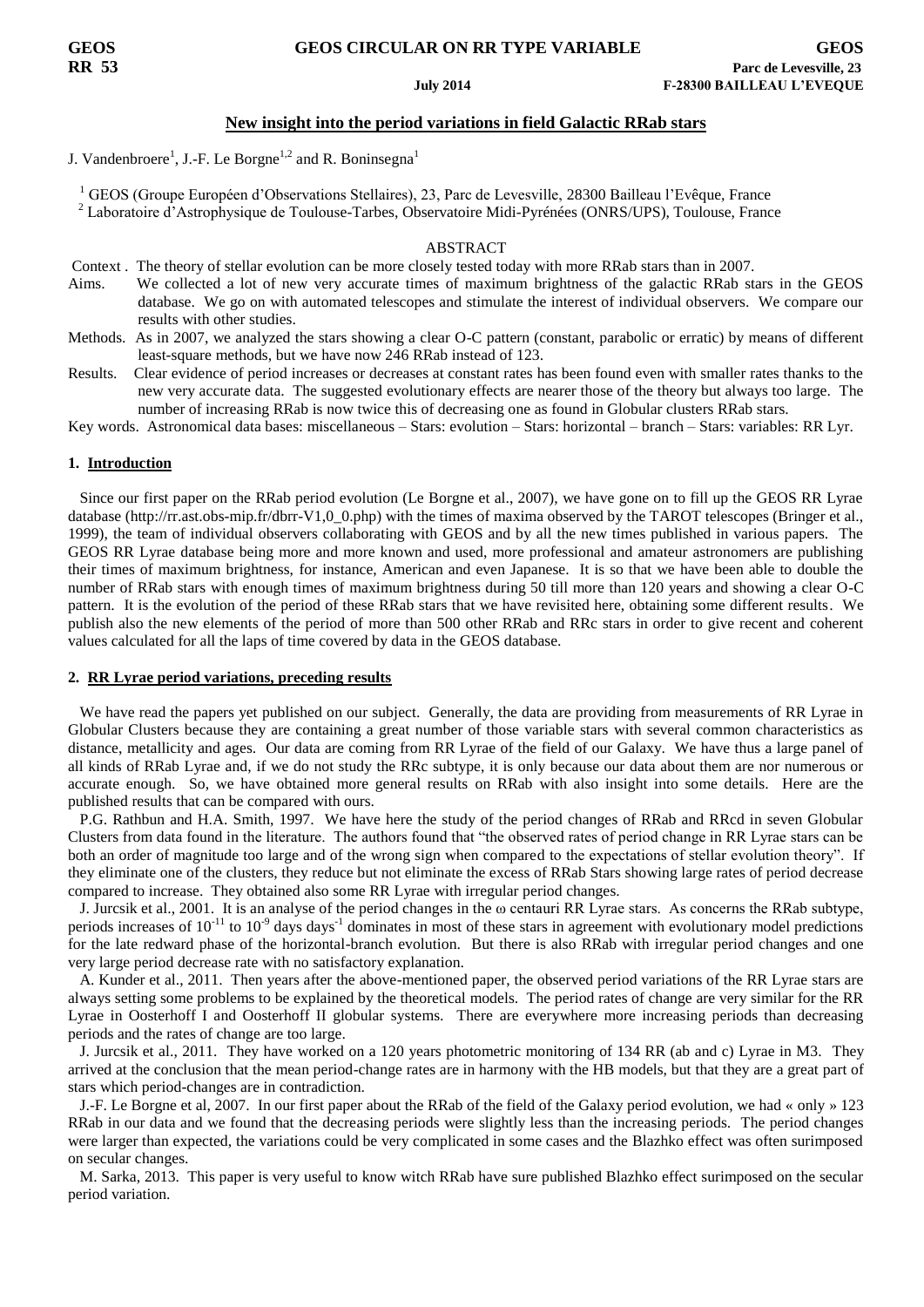# New insight into the period variations in field Galactic RRab stars

J. Vandenbroere[1], J.-F. Le Borgne[1,2] and R. Boninsegna[1]

[1] GEOS (Groupe Européen d'Observations Stellaires), 23, Parc de Levesville, 28300 Bailleau l'Evêque, France
[2] Laboratoire d'Astrophysique de Toulouse-Tarbes, Observatoire Midi-Pyrénées (ONRS/UPS), Toulouse, France

## ABSTRACT

Context . The theory of stellar evolution can be more closely tested today with more RRab stars than in 2007.

Aims. We collected a lot of new very accurate times of maximum brightness of the galactic RRab stars in the GEOS database. We go on with automated telescopes and stimulate the interest of individual observers. We compare our results with other studies.

Methods. As in 2007, we analyzed the stars showing a clear O-C pattern (constant, parabolic or erratic) by means of different least-square methods, but we have now 246 RRab instead of 123.

Results. Clear evidence of period increases or decreases at constant rates has been found even with smaller rates thanks to the new very accurate data. The suggested evolutionary effects are nearer those of the theory but always too large. The number of increasing RRab is now twice this of decreasing one as found in Globular clusters RRab stars.

Key words. Astronomical data bases: miscellaneous – Stars: evolution – Stars: horizontal – branch – Stars: variables: RR Lyr.

## 1. Introduction

Since our first paper on the RRab period evolution (Le Borgne et al., 2007), we have gone on to fill up the GEOS RR Lyrae database (http://rr.ast.obs-mip.fr/dbrr-V1,0_0.php) with the times of maxima observed by the TAROT telescopes (Bringer et al., 1999), the team of individual observers collaborating with GEOS and by all the new times published in various papers. The GEOS RR Lyrae database being more and more known and used, more professional and amateur astronomers are publishing their times of maximum brightness, for instance, American and even Japanese. It is so that we have been able to double the number of RRab stars with enough times of maximum brightness during 50 till more than 120 years and showing a clear O-C pattern. It is the evolution of the period of these RRab stars that we have revisited here, obtaining some different results. We publish also the new elements of the period of more than 500 other RRab and RRc stars in order to give recent and coherent values calculated for all the laps of time covered by data in the GEOS database.

## 2. RR Lyrae period variations, preceding results

We have read the papers yet published on our subject. Generally, the data are providing from measurements of RR Lyrae in Globular Clusters because they are containing a great number of those variable stars with several common characteristics as distance, metallicity and ages. Our data are coming from RR Lyrae of the field of our Galaxy. We have thus a large panel of all kinds of RRab Lyrae and, if we do not study the RRc subtype, it is only because our data about them are nor numerous or accurate enough. So, we have obtained more general results on RRab with also insight into some details. Here are the published results that can be compared with ours.

P.G. Rathbun and H.A. Smith, 1997. We have here the study of the period changes of RRab and RRcd in seven Globular Clusters from data found in the literature. The authors found that "the observed rates of period change in RR Lyrae stars can be both an order of magnitude too large and of the wrong sign when compared to the expectations of stellar evolution theory". If they eliminate one of the clusters, they reduce but not eliminate the excess of RRab Stars showing large rates of period decrease compared to increase. They obtained also some RR Lyrae with irregular period changes.

J. Jurcsik et al., 2001. It is an analyse of the period changes in the ω centauri RR Lyrae stars. As concerns the RRab subtype, periods increases of $10^{-11}$ to $10^{-9}$ days days$^{-1}$ dominates in most of these stars in agreement with evolutionary model predictions for the late redward phase of the horizontal-branch evolution. But there is also RRab with irregular period changes and one very large period decrease rate with no satisfactory explanation.

A. Kunder et al., 2011. Then years after the above-mentioned paper, the observed period variations of the RR Lyrae stars are always setting some problems to be explained by the theoretical models. The period rates of change are very similar for the RR Lyrae in Oosterhoff I and Oosterhoff II globular systems. There are everywhere more increasing periods than decreasing periods and the rates of change are too large.

J. Jurcsik et al., 2011. They have worked on a 120 years photometric monitoring of 134 RR (ab and c) Lyrae in M3. They arrived at the conclusion that the mean period-change rates are in harmony with the HB models, but that they are a great part of stars which period-changes are in contradiction.

J.-F. Le Borgne et al, 2007. In our first paper about the RRab of the field of the Galaxy period evolution, we had « only » 123 RRab in our data and we found that the decreasing periods were slightly less than the increasing periods. The period changes were larger than expected, the variations could be very complicated in some cases and the Blazhko effect was often surimposed on secular changes.

M. Sarka, 2013. This paper is very useful to know witch RRab have sure published Blazhko effect surimposed on the secular period variation.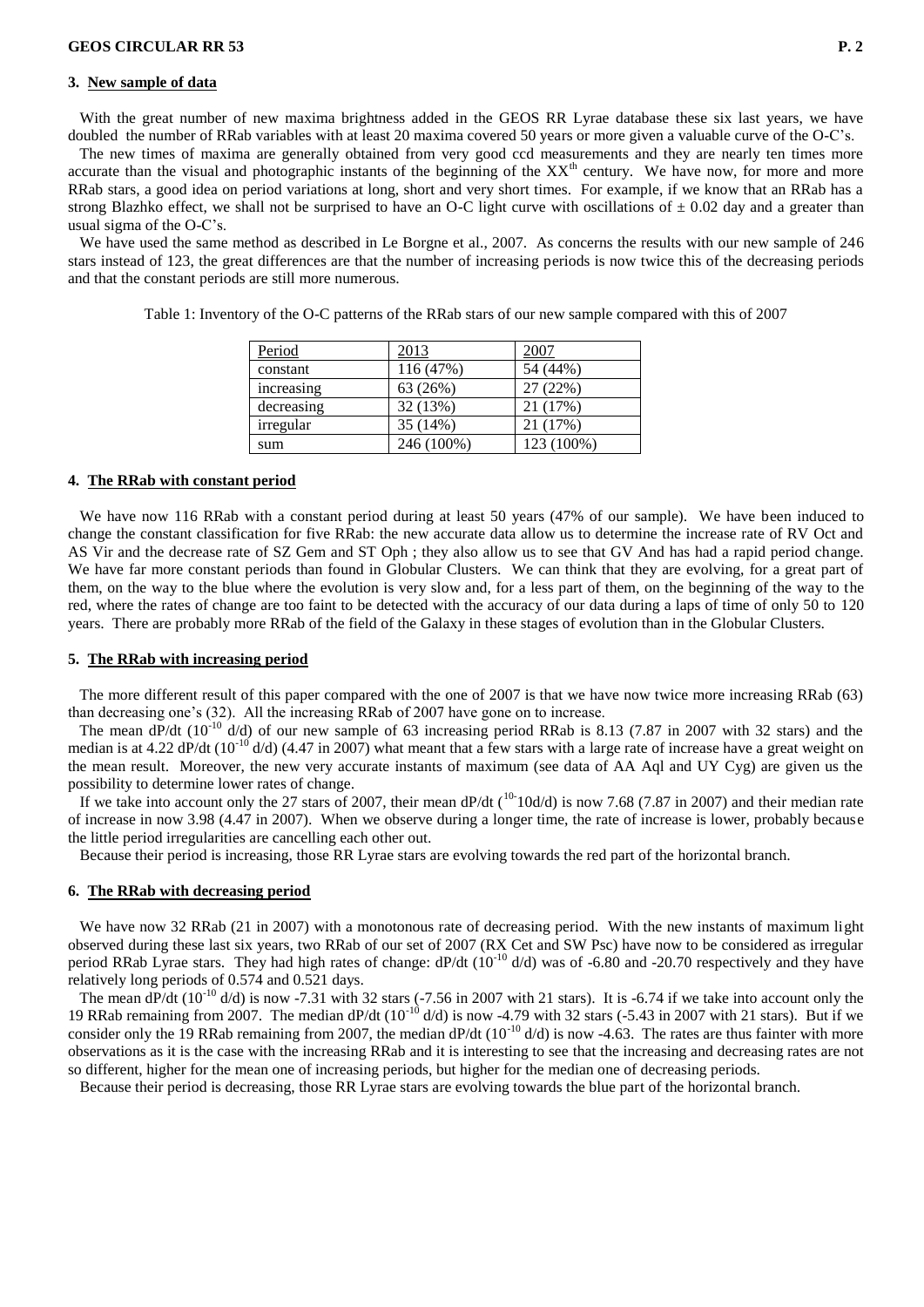## 3. New sample of data

With the great number of new maxima brightness added in the GEOS RR Lyrae database these six last years, we have doubled the number of RRab variables with at least 20 maxima covered 50 years or more given a valuable curve of the O-C's.

The new times of maxima are generally obtained from very good ccd measurements and they are nearly ten times more accurate than the visual and photographic instants of the beginning of the $XX^{th}$ century. We have now, for more and more RRab stars, a good idea on period variations at long, short and very short times. For example, if we know that an RRab has a strong Blazhko effect, we shall not be surprised to have an O-C light curve with oscillations of $\pm$ 0.02 day and a greater than usual sigma of the O-C's.

We have used the same method as described in Le Borgne et al., 2007. As concerns the results with our new sample of 246 stars instead of 123, the great differences are that the number of increasing periods is now twice this of the decreasing periods and that the constant periods are still more numerous.

Table 1: Inventory of the O-C patterns of the RRab stars of our new sample compared with this of 2007

| Period | 2013 | 2007 |
|---|---|---|
| constant | 116 (47%) | 54 (44%) |
| increasing | 63 (26%) | 27 (22%) |
| decreasing | 32 (13%) | 21 (17%) |
| irregular | 35 (14%) | 21 (17%) |
| sum | 246 (100%) | 123 (100%) |

## 4. The RRab with constant period

We have now 116 RRab with a constant period during at least 50 years (47% of our sample). We have been induced to change the constant classification for five RRab: the new accurate data allow us to determine the increase rate of RV Oct and AS Vir and the decrease rate of SZ Gem and ST Oph ; they also allow us to see that GV And has had a rapid period change. We have far more constant periods than found in Globular Clusters. We can think that they are evolving, for a great part of them, on the way to the blue where the evolution is very slow and, for a less part of them, on the beginning of the way to the red, where the rates of change are too faint to be detected with the accuracy of our data during a laps of time of only 50 to 120 years. There are probably more RRab of the field of the Galaxy in these stages of evolution than in the Globular Clusters.

## 5. The RRab with increasing period

The more different result of this paper compared with the one of 2007 is that we have now twice more increasing RRab (63) than decreasing one's (32). All the increasing RRab of 2007 have gone on to increase.

The mean dP/dt ($10^{-10}$ d/d) of our new sample of 63 increasing period RRab is 8.13 (7.87 in 2007 with 32 stars) and the median is at 4.22 dP/dt ($10^{-10}$ d/d) (4.47 in 2007) what meant that a few stars with a large rate of increase have a great weight on the mean result. Moreover, the new very accurate instants of maximum (see data of AA Aql and UY Cyg) are given us the possibility to determine lower rates of change.

If we take into account only the 27 stars of 2007, their mean dP/dt ($^{10-}$10d/d) is now 7.68 (7.87 in 2007) and their median rate of increase in now 3.98 (4.47 in 2007). When we observe during a longer time, the rate of increase is lower, probably because the little period irregularities are cancelling each other out.

Because their period is increasing, those RR Lyrae stars are evolving towards the red part of the horizontal branch.

## 6. The RRab with decreasing period

We have now 32 RRab (21 in 2007) with a monotonous rate of decreasing period. With the new instants of maximum light observed during these last six years, two RRab of our set of 2007 (RX Cet and SW Psc) have now to be considered as irregular period RRab Lyrae stars. They had high rates of change: dP/dt ($10^{-10}$ d/d) was of -6.80 and -20.70 respectively and they have relatively long periods of 0.574 and 0.521 days.

The mean dP/dt ($10^{-10}$ d/d) is now -7.31 with 32 stars (-7.56 in 2007 with 21 stars). It is -6.74 if we take into account only the 19 RRab remaining from 2007. The median dP/dt ($10^{-10}$ d/d) is now -4.79 with 32 stars (-5.43 in 2007 with 21 stars). But if we consider only the 19 RRab remaining from 2007, the median dP/dt ($10^{-10}$ d/d) is now -4.63. The rates are thus fainter with more observations as it is the case with the increasing RRab and it is interesting to see that the increasing and decreasing rates are not so different, higher for the mean one of increasing periods, but higher for the median one of decreasing periods.

Because their period is decreasing, those RR Lyrae stars are evolving towards the blue part of the horizontal branch.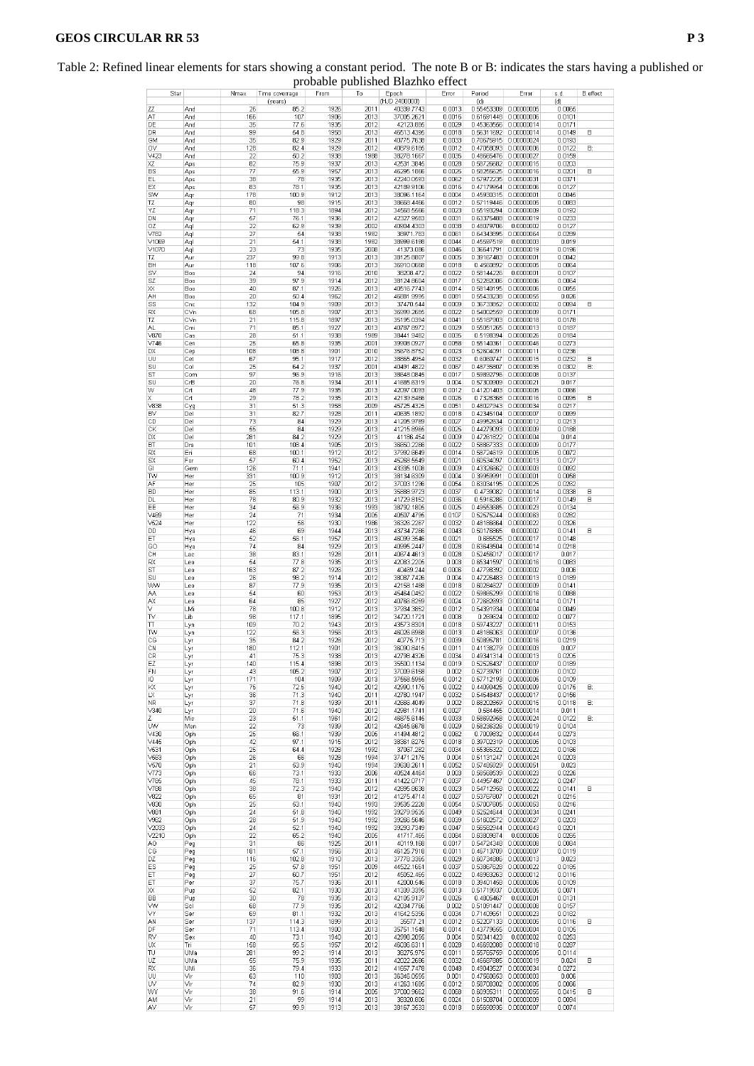Table 2: Refined linear elements for stars showing a constant period. The note B or B: indicates the stars having a published or probable published Blazhko effect

| Star | | Nmax | Time coverage (years) | From | To | Epoch (HJD 2400000) | Error | Period (d) | Error | s.d. (d) | B effect |
|---|---|---|---|---|---|---|---|---|---|---|---|
| ZZ | And | 26 | 85.2 | 1926 | 2011 | 40339.7743 | 0.0013 | 0.55453308 | 0.00000005 | 0.0066 | |
| AT | And | 166 | 107 | 1906 | 2013 | 37005.2621 | 0.0016 | 0.61691448 | 0.00000006 | 0.0101 | |
| DE | And | 35 | 77.6 | 1935 | 2012 | 42123.865 | 0.0029 | 0.45363566 | 0.00000014 | 0.0171 | |
| DR | And | 99 | 54.8 | 1958 | 2013 | 46513.4395 | 0.0018 | 0.56311682 | 0.00000014 | 0.0149 | B |
| GM | And | 35 | 82.9 | 1929 | 2011 | 40775.7638 | 0.0033 | 0.70679815 | 0.00000024 | 0.0193 | |
| OV | And | 128 | 82.4 | 1929 | 2012 | 40679.6185 | 0.0012 | 0.47058093 | 0.00000006 | 0.0122 | B: |
| V423 | And | 22 | 50.2 | 1938 | 1988 | 38278.1667 | 0.0035 | 0.48666476 | 0.00000027 | 0.0158 | |
| XZ | Aps | 82 | 75.9 | 1937 | 2013 | 42531.3845 | 0.0028 | 0.58726682 | 0.00000015 | 0.0203 | |
| BS | Aps | 77 | 55.9 | 1957 | 2013 | 46295.1886 | 0.0025 | 0.58255625 | 0.00000016 | 0.0201 | B |
| EL | Aps | 38 | 78 | 1935 | 2013 | 42240.0683 | 0.0062 | 0.57972235 | 0.00000031 | 0.0371 | |
| EX | Aps | 83 | 78.1 | 1935 | 2013 | 42189.9106 | 0.0016 | 0.47179954 | 0.00000006 | 0.0127 | |
| SW | Aqr | 178 | 100.9 | 1912 | 2013 | 38086.1164 | 0.0004 | 0.45930315 | 0.00000001 | 0.0046 | |
| TZ | Aqr | 80 | 98 | 1915 | 2013 | 38668.4466 | 0.0012 | 0.57119446 | 0.00000005 | 0.0083 | |
| YZ | Aqr | 71 | 118.3 | 1894 | 2012 | 34569.5666 | 0.0023 | 0.55193294 | 0.00000009 | 0.0192 | |
| DN | Aqr | 67 | 76.1 | 1936 | 2012 | 42327.9683 | 0.0031 | 0.63375468 | 0.00000019 | 0.0233 | |
| OZ | Aql | 22 | 62.9 | 1939 | 2002 | 40804.4303 | 0.0038 | 0.48079706 | 0.0000002 | 0.0127 | |
| V782 | Aql | 27 | 54 | 1938 | 1992 | 38971.783 | 0.0061 | 0.64343695 | 0.00000064 | 0.0259 | |
| V1069 | Aql | 21 | 54.1 | 1938 | 1992 | 38699.6198 | 0.0044 | 0.45597519 | 0.0000003 | 0.019 | |
| V1070 | Aql | 23 | 73 | 1935 | 2008 | 41373.086 | 0.0046 | 0.36641791 | 0.00000019 | 0.0196 | |
| TZ | Aur | 237 | 99.8 | 1913 | 2013 | 38125.8807 | 0.0005 | 0.39167483 | 0.00000001 | 0.0042 | |
| BH | Aur | 118 | 107.6 | 1906 | 2013 | 36910.0668 | 0.0018 | 0.4560892 | 0.00000005 | 0.0064 | |
| SV | Boo | 24 | 94 | 1916 | 2010 | 38208.472 | 0.0022 | 0.58144226 | 0.0000001 | 0.0107 | |
| SZ | Boo | 39 | 97.9 | 1914 | 2012 | 38124.8604 | 0.0017 | 0.52282086 | 0.00000006 | 0.0064 | |
| XX | Boo | 40 | 87.1 | 1926 | 2013 | 40516.7743 | 0.0014 | 0.58140195 | 0.00000006 | 0.0056 | |
| AH | Boo | 20 | 50.4 | 1962 | 2012 | 46681.3995 | 0.0081 | 0.55433238 | 0.00000055 | 0.026 | |
| SS | Cnc | 132 | 104.9 | 1909 | 2013 | 37470.544 | 0.0009 | 0.36733652 | 0.00000002 | 0.0094 | B |
| RX | CVn | 68 | 105.8 | 1907 | 2013 | 36399.2685 | 0.0022 | 0.54002559 | 0.00000009 | 0.0171 | |
| TZ | CVn | 21 | 115.8 | 1897 | 2013 | 35195.0394 | 0.0041 | 0.55167903 | 0.00000018 | 0.0178 | |
| AL | Cmi | 71 | 85.1 | 1927 | 2013 | 40787.8972 | 0.0029 | 0.55051265 | 0.00000013 | 0.0187 | |
| V870 | Cas | 28 | 51.1 | 1938 | 1989 | 38441.9482 | 0.0035 | 0.5198394 | 0.00000026 | 0.0184 | |
| V746 | Cen | 25 | 65.8 | 1935 | 2001 | 39808.0927 | 0.0058 | 0.55140361 | 0.00000046 | 0.0273 | |
| DX | Cep | 108 | 108.8 | 1901 | 2010 | 35876.8752 | 0.0023 | 0.52604091 | 0.00000011 | 0.0236 | |
| UU | Cet | 67 | 95.1 | 1917 | 2012 | 38865.4954 | 0.0032 | 0.6060747 | 0.00000015 | 0.0232 | B |
| SU | Col | 25 | 64.2 | 1937 | 2001 | 40491.4822 | 0.0067 | 0.48735807 | 0.00000035 | 0.0302 | B: |
| ST | Com | 97 | 96.9 | 1916 | 2013 | 38848.0845 | 0.0018 | 0.59892796 | 0.00000008 | 0.0137 | |
| SU | CrB | 20 | 76.8 | 1934 | 2011 | 41885.6319 | 0.004 | 0.57300909 | 0.00000021 | 0.017 | |
| W | Crt | 48 | 77.9 | 1935 | 2013 | 42097.0093 | 0.0012 | 0.41201403 | 0.00000005 | 0.0066 | |
| X | Crt | 29 | 78.2 | 1935 | 2013 | 42139.8486 | 0.0026 | 0.7328368 | 0.00000018 | 0.0095 | B |
| V838 | Cyg | 31 | 51.3 | 1958 | 2009 | 45725.4326 | 0.0051 | 0.48027343 | 0.00000034 | 0.0217 | |
| BV | Del | 31 | 82.7 | 1928 | 2011 | 40535.1892 | 0.0018 | 0.42345104 | 0.00000007 | 0.0099 | |
| CD | Del | 73 | 84 | 1929 | 2013 | 41205.9789 | 0.0027 | 0.49952634 | 0.00000012 | 0.0213 | |
| CK | Del | 65 | 84 | 1929 | 2013 | 41215.8985 | 0.0025 | 0.44279093 | 0.00000009 | 0.0188 | |
| DX | Del | 281 | 84.2 | 1929 | 2013 | 41186.454 | 0.0009 | 0.47261822 | 0.00000004 | 0.014 | |
| BT | Dra | 101 | 108.4 | 1905 | 2013 | 36650.2266 | 0.0022 | 0.58867333 | 0.00000009 | 0.0177 | |
| RX | Eri | 68 | 100.1 | 1912 | 2012 | 37992.8649 | 0.0014 | 0.58724619 | 0.00000005 | 0.0072 | |
| SX | For | 57 | 60.4 | 1952 | 2013 | 45268.5649 | 0.0021 | 0.60534097 | 0.00000013 | 0.0127 | |
| GI | Gem | 126 | 71.1 | 1941 | 2013 | 43395.1008 | 0.0009 | 0.43328662 | 0.00000003 | 0.0092 | |
| TW | Her | 331 | 100.9 | 1912 | 2013 | 38134.6309 | 0.0004 | 0.39959991 | 0.00000001 | 0.0058 | |
| AF | Her | 25 | 105 | 1907 | 2012 | 37003.1286 | 0.0054 | 0.63034195 | 0.00000025 | 0.0262 | |
| BD | Her | 85 | 113.1 | 1900 | 2013 | 35888.9723 | 0.0037 | 0.4739082 | 0.00000014 | 0.0338 | B |
| DL | Her | 78 | 80.9 | 1932 | 2013 | 41729.8152 | 0.0036 | 0.5916288 | 0.00000017 | 0.0149 | B |
| EE | Her | 34 | 56.9 | 1936 | 1993 | 38792.1805 | 0.0025 | 0.49550585 | 0.00000023 | 0.0134 | |
| V429 | Her | 24 | 71 | 1934 | 2005 | 40507.4795 | 0.0107 | 0.52575244 | 0.00000063 | 0.0282 | |
| V524 | Her | 122 | 56 | 1930 | 1986 | 38326.2267 | 0.0082 | 0.48186664 | 0.00000022 | 0.0326 | |
| DD | Hya | 46 | 69 | 1944 | 2013 | 43734.7266 | 0.0043 | 0.50178865 | 0.0000002 | 0.0141 | B |
| ET | Hya | 52 | 56.1 | 1957 | 2013 | 46093.3646 | 0.0021 | 0.659525 | 0.00000017 | 0.0148 | |
| GO | Hya | 74 | 84 | 1929 | 2013 | 40695.2447 | 0.0028 | 0.63643504 | 0.00000014 | 0.0218 | |
| CH | Lac | 38 | 83.1 | 1928 | 2011 | 40674.4613 | 0.0028 | 0.52456017 | 0.00000017 | 0.017 | |
| RX | Leo | 54 | 77.8 | 1935 | 2013 | 42083.2205 | 0.003 | 0.65341597 | 0.00000016 | 0.0083 | |
| ST | Leo | 163 | 87.2 | 1926 | 2013 | 40489.244 | 0.0006 | 0.47798392 | 0.00000002 | 0.006 | |
| SU | Leo | 26 | 98.2 | 1914 | 2012 | 38087.7426 | 0.004 | 0.47226483 | 0.00000013 | 0.0189 | |
| WW | Leo | 87 | 77.9 | 1935 | 2013 | 42158.1488 | 0.0018 | 0.60254627 | 0.00000009 | 0.0141 | |
| AA | Leo | 54 | 60 | 1953 | 2013 | 45464.0452 | 0.0022 | 0.59865299 | 0.00000016 | 0.0088 | |
| AX | Leo | 64 | 85 | 1927 | 2012 | 40766.8259 | 0.0024 | 0.72682993 | 0.00000014 | 0.0171 | |
| V | LMi | 78 | 100.8 | 1912 | 2013 | 37994.3852 | 0.0012 | 0.54391934 | 0.00000004 | 0.0049 | |
| TV | Lib | 98 | 117.1 | 1895 | 2012 | 34720.1721 | 0.0008 | 0.269624 | 0.00000002 | 0.0077 | |
| TT | Lyn | 109 | 70.2 | 1943 | 2013 | 43573.8301 | 0.0018 | 0.59743227 | 0.00000011 | 0.0153 | |
| TW | Lyn | 122 | 56.3 | 1956 | 2013 | 46026.8988 | 0.0013 | 0.48186063 | 0.00000007 | 0.0136 | |
| CG | Lyr | 35 | 84.2 | 1928 | 2012 | 40775.713 | 0.0039 | 0.50895781 | 0.00000016 | 0.0219 | |
| CN | Lyr | 180 | 112.1 | 1901 | 2013 | 36090.8415 | 0.0011 | 0.41138279 | 0.00000003 | 0.007 | |
| CR | Lyr | 41 | 75.3 | 1938 | 2013 | 42708.4326 | 0.0034 | 0.49341314 | 0.00000013 | 0.0205 | |
| EZ | Lyr | 140 | 115.4 | 1898 | 2013 | 35500.1134 | 0.0019 | 0.52526437 | 0.00000007 | 0.0189 | |
| FN | Lyr | 43 | 105.2 | 1907 | 2012 | 37009.6158 | 0.002 | 0.52739761 | 0.00000009 | 0.0102 | |
| IO | Lyr | 171 | 104 | 1909 | 2013 | 37558.5956 | 0.0012 | 0.57712193 | 0.00000005 | 0.0109 | |
| KX | Lyr | 75 | 72.5 | 1940 | 2012 | 42990.1175 | 0.0022 | 0.44090425 | 0.00000009 | 0.0176 | B: |
| LX | Lyr | 36 | 71.3 | 1940 | 2011 | 42780.1947 | 0.0032 | 0.54548437 | 0.00000017 | 0.0156 | |
| NR | Lyr | 37 | 71.8 | 1939 | 2011 | 42686.4049 | 0.002 | 0.68202669 | 0.00000015 | 0.0118 | B: |
| V340 | Lyr | 20 | 71.8 | 1940 | 2012 | 42981.1741 | 0.0027 | 0.684465 | 0.00000014 | 0.011 | |
| Z | Mic | 23 | 51.1 | 1961 | 2012 | 46876.6146 | 0.0033 | 0.58692968 | 0.00000024 | 0.0122 | B: |
| UW | Mon | 22 | 73 | 1939 | 2012 | 42845.9678 | 0.0029 | 0.58236326 | 0.00000019 | 0.0104 | |
| V430 | Oph | 25 | 66.1 | 1939 | 2006 | 41494.4812 | 0.0062 | 0.7009692 | 0.00000044 | 0.0273 | |
| V445 | Oph | 42 | 97.1 | 1915 | 2012 | 38361.6276 | 0.0018 | 0.39702319 | 0.00000006 | 0.0103 | |
| V531 | Oph | 25 | 64.4 | 1928 | 1992 | 37067.282 | 0.0034 | 0.55365322 | 0.00000022 | 0.0166 | |
| V563 | Oph | 26 | 66 | 1928 | 1994 | 37471.2176 | 0.004 | 0.51131247 | 0.00000024 | 0.0203 | |
| V570 | Oph | 21 | 53.9 | 1940 | 1994 | 39538.2611 | 0.0052 | 0.57455929 | 0.00000051 | 0.023 | |
| V779 | Oph | 66 | 73.1 | 1933 | 2006 | 40524.4484 | 0.003 | 0.58658539 | 0.00000023 | 0.0226 | |
| V785 | Oph | 45 | 78.1 | 1933 | 2011 | 41422.0717 | 0.0037 | 0.44957467 | 0.00000022 | 0.0247 | |
| V788 | Oph | 38 | 72.3 | 1940 | 2012 | 42895.8638 | 0.0023 | 0.54712968 | 0.00000022 | 0.0141 | B |
| V822 | Oph | 65 | 81.8 | 1931 | 2012 | 41275.4714 | 0.0027 | 0.53767807 | 0.00000021 | 0.0215 | |
| V830 | Oph | 25 | 53.1 | 1940 | 1993 | 39535.2228 | 0.0054 | 0.57007605 | 0.00000053 | 0.0216 | |
| V881 | Oph | 24 | 51.8 | 1940 | 1992 | 39279.9535 | 0.0049 | 0.52524644 | 0.00000034 | 0.0241 | |
| V952 | Oph | 28 | 51.9 | 1940 | 1992 | 39286.5646 | 0.0039 | 0.51602572 | 0.00000027 | 0.0203 | |
| V2033 | Oph | 24 | 52.1 | 1940 | 1992 | 39293.7349 | 0.0047 | 0.56582944 | 0.00000043 | 0.0201 | |
| V2210 | Oph | 22 | 65.2 | 1940 | 2005 | 41717.465 | 0.0084 | 0.63809674 | 0.0000006 | 0.0256 | |
| AO | Peg | 31 | 86 | 1925 | 2011 | 40119.168 | 0.0017 | 0.54724348 | 0.00000008 | 0.0064 | |
| CG | Peg | 181 | 57.1 | 1956 | 2013 | 46125.7918 | 0.0011 | 0.46713709 | 0.00000007 | 0.0119 | |
| DZ | Peg | 116 | 102.8 | 1910 | 2013 | 37778.3365 | 0.0029 | 0.60734686 | 0.00000013 | 0.023 | |
| ES | Peg | 25 | 57.8 | 1951 | 2009 | 44522.1661 | 0.0037 | 0.53867628 | 0.00000022 | 0.0165 | |
| ET | Peg | 27 | 60.7 | 1951 | 2012 | 45052.466 | 0.0022 | 0.48909263 | 0.00000012 | 0.0116 | |
| ET | Per | 37 | 75.7 | 1936 | 2011 | 42000.546 | 0.0018 | 0.39401458 | 0.00000008 | 0.0109 | |
| XX | Pup | 62 | 82.1 | 1930 | 2013 | 41339.3395 | 0.0013 | 0.51719937 | 0.00000005 | 0.0071 | |
| BB | Pup | 30 | 78 | 1935 | 2013 | 42105.9137 | 0.0026 | 0.4805467 | 0.0000001 | 0.0131 | |
| VW | Scl | 68 | 77.9 | 1935 | 2012 | 42034.7766 | 0.002 | 0.51091447 | 0.00000008 | 0.0157 | |
| VY | Ser | 69 | 81.1 | 1932 | 2013 | 41642.5356 | 0.0034 | 0.71409561 | 0.00000023 | 0.0182 | |
| AN | Ser | 137 | 114.3 | 1899 | 2013 | 35577.21 | 0.0012 | 0.52207133 | 0.00000005 | 0.0116 | B |
| DF | Ser | 71 | 113.4 | 1900 | 2013 | 35751.1548 | 0.0014 | 0.43779655 | 0.00000004 | 0.0105 | |
| RV | Sex | 40 | 73.1 | 1940 | 2013 | 42998.2055 | 0.004 | 0.50341423 | 0.0000002 | 0.0253 | |
| UX | Tri | 158 | 55.5 | 1957 | 2012 | 46036.5311 | 0.0028 | 0.46692088 | 0.00000018 | 0.0297 | |
| TU | UMa | 281 | 99.2 | 1914 | 2013 | 38275.975 | 0.0011 | 0.55765759 | 0.00000005 | 0.0114 | |
| UZ | UMa | 55 | 75.9 | 1935 | 2011 | 42022.2686 | 0.0032 | 0.46687085 | 0.00000019 | 0.024 | B |
| RX | UMi | 36 | 79.4 | 1933 | 2012 | 41657.7478 | 0.0048 | 0.49043527 | 0.00000034 | 0.0272 | |
| UU | Vir | 63 | 110 | 1903 | 2013 | 36348.0955 | 0.001 | 0.47560653 | 0.00000003 | 0.006 | |
| UV | Vir | 74 | 82.9 | 1930 | 2013 | 41253.1685 | 0.0012 | 0.58708002 | 0.00000005 | 0.0056 | |
| WY | Vir | 38 | 91.6 | 1914 | 2005 | 37000.9662 | 0.0068 | 0.60935311 | 0.00000055 | 0.0415 | B |
| AM | Vir | 21 | 99 | 1914 | 2013 | 38320.806 | 0.0024 | 0.61508704 | 0.00000009 | 0.0094 | |
| AV | Vir | 67 | 99.9 | 1913 | 2013 | 38167.3533 | 0.0018 | 0.65690636 | 0.00000007 | 0.0074 | |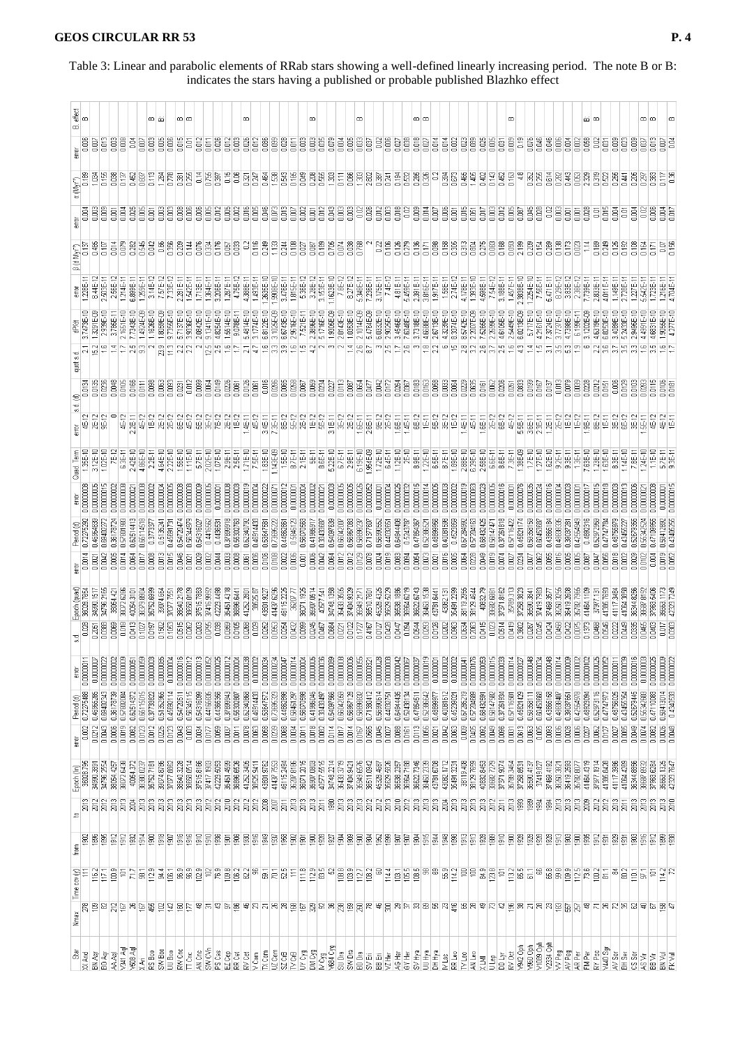Table 3: Linear and parabolic elements of RRab stars showing a well-defined linearly increasing period. The note B or B: indicates the stars having a published or probable published Blazhko effect

| Star | Nmax | Time cov (y) | from | to | Epoch (lin) | error | Period (d) | error | s.d. | Epoch (quad) | error | Period (d) | error | Quad. Term | error | s.d. (d) | quot s.d. | dP/dt | error | β (d Myr$^{-1}$) | error | α (Myr$^{-1}$) | error | B effect |
|---|---|---|---|---|---|---|---|---|---|---|---|---|---|---|---|---|---|---|---|---|---|---|---|---|
| XX And | 278 | 111 | 1902 | 2013 | 38020.795 | 0.002 | 0.7227488 | 0.0000011 | 0.028 | 38020.7854 | 0.0014 | 0.72275292 | 0.00000008 | 1.35E-10 | 4E-12 | 0.0134 | 2.1 | 3.7423E-10 | 1.238E-11 | 0.137 | 0.004 | 0.189 | 0.006 | B |
| BN Aqr | 109 | 116.2 | 1896 | 2013 | 34890.3891 | 0.0012 | 0.4696683 | 0.000002 | 0.2251 | 34890.1517 | 0.0021 | 0.46964939 | 0.00000009 | 3.12E-10 | 2E-12 | 0.0035 | 15.2 | 1.3291E-09 | 8.44E-12 | 0.485 | 0.003 | 1.034 | 0.007 | |
| BO Aqr | 212 | 117.1 | 1896 | 2013 | 34796.2554 | 0.0043 | 0.6940234 | 0.0000005 | 0.1088 | 34796.2165 | 0.0042 | 0.69402772 | 0.00000015 | 1.02E-10 | 9E-12 | 0.0236 | 4.6 | 2.939E-10 | 2.5E-11 | 0.107 | 0.009 | 0.155 | 0.013 | |
| AA Aql | 212 | 100.9 | 1912 | 2013 | 38354.4257 | 0.0005 | 0.3617873 | 0.0000002 | 0.0069 | 38354.421 | 0.0005 | 0.36178739 | 0.00000002 | 7E-12 | 0 | 0.0048 | 1.4 | 3.786E-11 | 2.56E-12 | 0.014 | 0.001 | 0.038 | 0.003 | |
| V341 Aql | 167 | 101 | 1912 | 2013 | 36072.6436 | 0.0019 | 0.5780084 | 0.0000009 | 0.018 | 36072.6396 | 0.0014 | 0.57801993 | 0.00000008 | 6.3E-11 | 4E-12 | 0.0055 | 1.7 | 2.1651E-10 | 1.214E-11 | 0.079 | 0.004 | 0.137 | 0.008 | |
| V658 Aql | 26 | 71.7 | 1932 | 2004 | 40054.3707 | 0.0082 | 0.6251437 | 0.0000051 | 0.0413 | 40054.3101 | 0.0064 | 0.62515418 | 0.0000021 | 2.42E-10 | 2.2E-11 | 0.0066 | 2.5 | 7.7343E-10 | 6.888E-11 | 0.282 | 0.025 | 0.452 | 0.04 | |
| X Ari | 167 | 98.1 | 1914 | 2013 | 36030.0237 | 0.0123 | 0.6511502 | 0.0000059 | 0.1127 | 36030.6804 | 0.0017 | 0.65114568 | 0.0000008 | 4.86E-10 | 4E-12 | 0.0111 | 9.3 | 1.4924E-09 | 1.259E-11 | 0.545 | 0.005 | 0.837 | 0.007 | |
| RS Boo | 455 | 112.9 | 1900 | 2013 | 36752.7181 | 0.0008 | 0.3773387 | 0.0000003 | 0.0197 | 36752.6899 | 0.0008 | 0.3773377 | 0.0000008 | 2.2E-11 | 1E-12 | 0.0098 | 2 | 1.1626E-10 | 3.14E-12 | 0.042 | 0.001 | 0.113 | 0.003 | B |
| SW Boo | 102 | 94.4 | 1918 | 2013 | 36074.8766 | 0.0225 | 0.5135296 | 0.0000085 | 0.1502 | 36074.8664 | 0.0013 | 0.5135241 | 0.0000005 | 4.64E-10 | 2E-12 | 0.0063 | 23.9 | 1.8059E-09 | 7.57E-12 | 0.66 | 0.003 | 1.284 | 0.005 | B: |
| UU Boo | 142 | 105.1 | 1907 | 2013 | 37077.6862 | 0.0123 | 0.4569211 | 0.0000024 | 0.1055 | 37077.7561 | 0.0015 | 0.45691791 | 0.0000008 | 2.22E-10 | 2E-12 | 0.0093 | 11.3 | 9.7159E-10 | 7.33E-12 | 0.356 | 0.003 | 0.778 | 0.006 | |
| RW Cnc | 48 | 96.9 | 1916 | 2013 | 36640.3228 | 0.0043 | 0.5472051 | 0.0000016 | 0.0515 | 36640.2178 | 0.0046 | 0.54720474 | 0.0000008 | 1.56E-10 | 6E-12 | 0.0231 | 2.2 | 5.7137E-10 | 2.281E-11 | 0.209 | 0.008 | 0.381 | 0.015 | B |
| TT Cnc | 177 | 96.9 | 1916 | 2013 | 36650.0514 | 0.0034 | 0.5634511 | 0.0000016 | 0.0262 | 36650.0109 | 0.0013 | 0.56344873 | 0.0000008 | 1.11E-10 | 4E-12 | 0.012 | 2.2 | 3.9396E-10 | 1.542E-11 | 0.144 | 0.006 | 0.255 | 0.01 | B |
| AN Cnc | 31 | 102.9 | 1910 | 2013 | 37516.8186 | 0.0054 | 0.5435009 | 0.0000013 | 0.0203 | 37516.7883 | 0.0029 | 0.54316237 | 0.0000008 | 5.7E-11 | 5E-12 | 0.0089 | 2.2 | 2.0842E-10 | 1.713E-11 | 0.076 | 0.006 | 0.14 | 0.012 | |
| SW CVn | 31 | 102 | 1910 | 2012 | 37417.1903 | 0.0177 | 0.4416606 | 0.0000052 | 0.0795 | 37416.9962 | 0.0003 | 0.4416562 | 0.0000005 | 2.02E-10 | 3E-12 | 0.004 | 12.5 | 9.1341E-10 | 1.364E-11 | 0.334 | 0.005 | 0.756 | 0.011 | |
| RS Cas | 93 | 76.9 | 1936 | 2013 | 42223.5053 | 0.0069 | 0.4985966 | 0.0000025 | 0.0795 | 42223.4458 | 0.0044 | 0.4986531 | 0.000001 | 1.07E-10 | 7E-12 | 0.0149 | 2.5 | 4.8254E-10 | 3.206E-11 | 0.176 | 0.012 | 0.397 | 0.026 | |
| EE Cep | 97 | 109.8 | 1901 | 2010 | 36451.4358 | 0.0037 | 0.3789694 | 0.0000012 | 0.0389 | 36451.4318 | 0.0023 | 0.37899918 | 0.0000008 | 2.9E-11 | 2E-12 | 0.0226 | 2.2 | 1.5614E-10 | 1.267E-11 | 0.057 | 0.005 | 0.15 | 0.012 | |
| RR Cet | 211 | 106.2 | 1906 | 2012 | 36696.5536 | 0.0011 | 0.5530297 | 0.0000004 | 0.0105 | 36696.5441 | 0.0008 | 0.55302763 | 0.0000003 | 2.5E-11 | 1E-12 | 0.0061 | 1.7 | 9.0784E-11 | 4.756E-12 | 0.033 | 0.002 | 0.06 | 0.003 | |
| RV Cet | 46 | 82.2 | 1930 | 2013 | 41252.3405 | 0.0078 | 0.6234086 | 0.0000038 | 0.0268 | 41252.2601 | 0.0061 | 0.62340792 | 0.0000028 | 1.71E-10 | 1.4E-11 | 0.0126 | 2.1 | 5.4614E-10 | 4.388E-11 | 0.2 | 0.016 | 0.321 | 0.026 | B |
| V Cam | 23 | 95 | 1916 | 2011 | 35026.5411 | 0.0063 | 0.487443 | 0.000002 | 0.029 | 35026.5 | 0.0036 | 0.48741433 | 0.0000014 | 7.5E-11 | 4E-12 | 0.0061 | 4.7 | 3.1724E-10 | 1.493E-11 | 0.116 | 0.005 | 0.347 | 0.012 | |
| TX Cam | 21 | 59.1 | 1948 | 2008 | 43001.9752 | 0.0069 | 0.5264 | 0.0000028 | 0.0252 | 43001.9227 | 0.0108 | 0.52645 | 0.0000034 | 1.83E-10 | 3.4E-11 | 0.016 | 3.9 | 6.8122E-10 | 1.265E-10 | 0.249 | 0.046 | 0.464 | 0.086 | |
| UZ Cam | 26 | 70.1 | 1932 | 2007 | 41437.7553 | 0.0239 | 0.4708 | 0.0000109 | 0.1727 | 41437.6 | 0.0108 | 0.47 | 0.0000071 | 1.14E-09 | 7.3E-11 | 0.0065 | 3.3 | 3.1025E-09 | 1.908E-10 | 1.133 | 0.07 | 1.38 | 0.09 | |
| SZ CrB | 29 | 52.5 | 1966 | 2013 | 48115.2494 | 0.0068 | 0.4862 | 0.0000047 | 0.0254 | 48115.2226 | 0.0022 | 0.48622 | 0.0000016 | 1.5E-10 | 1E-11 | 0.0096 | 3.9 | 6.6739E-10 | 3.476E-11 | 0.244 | 0.013 | 0.543 | 0.028 | |
| TV CrB | 26 | 111 | 1902 | 2013 | 38207 | 0.0014 | 0.5846 | 0.0000014 | 0.0432 | 38207 | 0.001 | 0.58461 | 0.0000012 | 8.7E-11 | 2E-12 | 0.0096 | 8 | 2.9176E-10 | 1.815E-11 | 0.118 | 0.007 | 0.195 | 0.011 | |
| UY Cyg | 167 | 111.8 | 1902 | 2013 | 36371.8146 | 0.0014 | 0.5607 | 0.0000014 | 0.0515 | 36371 | 0.001 | 0.5607 | 0.0000004 | 2.1E-11 | 1E-12 | 0.0069 | 2.2 | 7.521E-11 | 5.38E-12 | 0.027 | 0.002 | 0.049 | 0.003 | |
| DM Cyg | 323 | 112.9 | 1900 | 2013 | 38327 | 0.0018 | 0.4198 | 0.0000006 | 0.0389 | 38327 | 0.0016 | 0.41986 | 0.0000008 | 8.7E-11 | 1E-12 | 0.0089 | 4.3 | 2.5719E-10 | 9.436E-12 | 0.097 | 0.002 | 0.236 | 0.008 | B |
| IV Cyg | 83 | 89.5 | 1929 | 2013 | 40577.9555 | 0.0032 | 0.5143 | 0.0000015 | 0.0467 | 40577 | 0.0036 | 0.5143 | 0.0000009 | 1.5E-10 | 8E-12 | 0.0094 | 2 | 5.3781E-10 | 3.146E-11 | 0.199 | 0.011 | 0.536 | 0.03 | |
| V684 Cyg | 35 | 32 | 1980 | 2012 | 34748.2214 | 0.0114 | 0.5409 | 0.0000039 | 0.0684 | 34748.2188 | 0.0064 | 0.5409 | 0.0000023 | 5.2E-10 | 3.1E-11 | 0.0227 | 2.7 | 1.9005E-09 | 1.163E-10 | 0.729 | 0.043 | 1.336 | 0.079 | |
| SU Dra | 239 | 108.8 | 1904 | 2013 | 36403.3719 | 0.0017 | 0.6604208 | 0.0000014 | 0.0221 | 36403.3605 | 0.0012 | 0.66042 | 0.0000005 | 6.7E-11 | 3E-12 | 0.0113 | 2 | 2.0142E-10 | 7.8E-12 | 0.074 | 0.003 | 0.111 | 0.004 | |
| SW Dra | 199 | 103.9 | 1909 | 2013 | 37400.9423 | 0.0014 | 0.5696722 | 0.0000006 | 0.0222 | 37400.9329 | 0.0021 | 0.56967883 | 0.0000005 | 2.9E-11 | 3E-12 | 0.0087 | 1.4 | 1.0503E-10 | 8.275E-12 | 0.038 | 0.003 | 0.066 | 0.005 | |
| BD Dra | 50 | 112.7 | 1900 | 2013 | 36945.6576 | 0.0157 | 0.589 | 0.0000065 | 0.1727 | 36945.2171 | 0.0129 | 0.58996 | 0.0000025 | 6.19E-10 | 1.6E-11 | 0.0654 | 2 | 2.1014E-09 | 5.948E-11 | 0.768 | 0.02 | 1.303 | 0.037 | B |
| SY Eri | 78 | 106 | 1902 | 2008 | 36511.0342 | 0.0093 | 0.5711 | 0.0000021 | 0.4167 | 36510 | 0.0027 | 0.5713 | 0.0000052 | 1.95E-09 | 2.6E-11 | 0.0477 | 8.7 | 5.7646E-09 | 7.236E-11 | 2 | 0.026 | 2.832 | 0.037 | |
| BB Eri | 46 | 60 | 1952 | 2012 | 45328.4587 | 0.0045 | 0.5698 | 0.0000028 | 0.0656 | 45328.4326 | 0.0024 | 0.5698 | 0.000001 | 1.72E-10 | 9E-12 | 0.0042 | 2.5 | 6.0332E-10 | 3.173E-11 | 0.22 | 0.012 | 0.387 | 0.02 | |
| VZ Her | 37 | 114.4 | 1899 | 2013 | 45329.2329 | 0.0007 | 0.4403 | 0.0000008 | 0.0426 | 45329.2 | 0.0019 | 0.44032 | 0.000001 | 6.4E-11 | 9E-12 | 0.0072 | 2.5 | 2.9025E-10 | 7.45E-12 | 0.106 | 0.003 | 0.241 | 0.006 | |
| AG Her | 28 | 106.5 | 1907 | 2013 | 36538.2357 | 0.0068 | 0.6494 | 0.0000026 | 0.094 | 36538 | 0.0083 | 0.64944 | 0.0000009 | 1.12E-10 | 2E-12 | 0.0294 | 1.7 | 3.4546E-10 | 4.8E-11 | 0.126 | 0.018 | 0.194 | 0.027 | |
| GY Her | 37 | 105.5 | 1907 | 2012 | 36564.6219 | 0.0161 | 0.5243 | 0.0000041 | 0.094 | 36564.6219 | 0.0083 | 0.52431 | 0.0000022 | 2E-10 | 1.4E-11 | 0.0367 | 1.6 | 7.6148E-10 | 5.489E-11 | 0.279 | 0.02 | 0.532 | 0.038 | |
| SY Hya | 83 | 108.5 | 1904 | 2013 | 36822.7346 | 0.0113 | 0.4768 | 0.0000037 | 0.0544 | 36822.6743 | 0.0054 | 0.4768 | 0.0000024 | 8.9E-11 | 6E-12 | 0.0083 | 2 | 3.7318E-10 | 2.391E-11 | 0.136 | 0.009 | 0.286 | 0.018 | B |
| UU Hya | 69 | 98 | 1915 | 2013 | 38461 | 0.0066 | 0.5238 | 0.0000029 | 0.0293 | 38461.1538 | 0.0056 | 0.523866 | 0.0000021 | 1.22E-10 | 1E-11 | 0.0063 | 1.8 | 4.6608E-10 | 3.816E-11 | 0.171 | 0.014 | 0.326 | 0.027 | B |
| DH Hya | 55 | 69 | 1944 | 2013 | 43781.6708 | 0.0021 | 0.4899 | 0.0000011 | 0.0544 | 43781.6441 | 0.0021 | 0.48899 | 0.0000005 | 6.5E-11 | 5E-12 | 0.0058 | 2.2 | 2.6713E-10 | 1.976E-11 | 0.098 | 0.007 | 0.2 | 0.014 | |
| RR Leo | 33 | 55.9 | 1948 | 2004 | 43082.1712 | 0.0042 | 0.4524 | 0.0000006 | 0.0202 | 43082.131 | 0.0021 | 0.4524 | 0.0000005 | 8.7E-11 | 3E-12 | 0.0033 | 3 | 4.3239E-10 | 1.58E-11 | 0.158 | 0.006 | 0.384 | 0.014 | |
| IV Leo | 58 | 114.2 | 1899 | 2013 | 36491.2231 | 0.0063 | 0.4523 | 0.0000022 | 0.0463 | 36491.2399 | 0.0057 | 0.45229 | 0.0000013 | 1.89E-10 | 3E-12 | 0.0069 | 1.6 | 8.3374E-10 | 2.74E-12 | 0.305 | 0.001 | 0.673 | 0.002 | |
| TV Leo | 66 | 100 | 1913 | 2013 | 38113.408 | 0.0039 | 0.6728 | 0.0000041 | 0.0634 | 38113.2956 | 0.0084 | 0.6728 | 0.0000019 | 2.88E-10 | 1.4E-11 | 0.0229 | 2.8 | 8.5742E-10 | 4.178E-11 | 0.313 | 0.015 | 0.466 | 0.022 | |
| AN Leo | 26 | 100 | 1913 | 2013 | 38129.7659 | 0.0405 | 0.572 | 0.0000176 | 0.2063 | 38129.4844 | 0.0228 | 0.57204 | 0.0000081 | 6.39E-10 | 4.5E-11 | 0.0635 | 3.2 | 2.2307E-09 | 1.593E-10 | 0.814 | 0.058 | 1.405 | 0.1 | |
| X LMi | 49 | 84.9 | 1929 | 2013 | 40832.8463 | 0.0049 | 0.6843 | 0.0000053 | 0.0415 | 40832.79 | 0.0048 | 0.68434 | 0.0000023 | 2.58E-10 | 1.6E-11 | 0.0061 | 2.6 | 7.5266E-10 | 4.688E-11 | 0.275 | 0.017 | 0.402 | 0.025 | |
| U Lep | 43 | 123.8 | 1889 | 2013 | 30682.7279 | 0.0049 | 0.5814 | 0.0000015 | 0.023 | 30682.6881 | 0.0019 | 0.58147 | 0.0000005 | 6.6E-11 | 2E-12 | 0.0062 | 3.7 | 2.2699E-10 | 7.34E-12 | 0.083 | 0.003 | 0.143 | 0.005 | |
| DD Lyr | 42 | 101 | 1910 | 2011 | 37571.8074 | 0.0074 | 0.3726 | 0.0000033 | 0.0514 | 37571.8162 | 0.0074 | 0.37261 | 0.0000016 | 6.7E-11 | 6E-12 | 0.0206 | 2.5 | 4.6105E-10 | 3.188E-11 | 0.168 | 0.012 | 0.452 | 0.031 | |
| VY Oct | 36 | 113.2 | 1900 | 2013 | 35789.3454 | 0.0031 | 0.5711 | 0.0000014 | 0.0419 | 35789.313 | 0.0021 | 0.57115 | 0.000001 | 7.3E-11 | 4E-12 | 0.0051 | 4.5 | 2.5449E-10 | 1.457E-11 | 0.093 | 0.005 | 0.163 | 0.009 | B |
| V442 Oph | 38 | 85.5 | 1928 | 2013 | 37258.8551 | 0.0613 | 0.4582 | 0.0000327 | 0.3602 | 37258.3823 | 0.0234 | 0.45821174 | 0.0000076 | 1.36E-09 | 5.5E-11 | 0.0883 | 4.3 | 6.0219E-09 | 2.388E-10 | 2.198 | 0.087 | 4.8 | 0.19 | |
| V560 Oph | 21 | 61 | 1929 | 1989 | 36590.4137 | 0.0063 | 0.5658 | 0.0000048 | 0.0267 | 36590.3841 | 0.0077 | 0.56568 | 0.0000035 | 1.7E-10 | 3.6E-11 | 0.0099 | 1.4 | 5.7717E-10 | 1.2254E-10 | 0.209 | 0.045 | 0.352 | 0.079 | |
| V1039 Oph | 26 | 66 | 1929 | 1994 | 37416 | 0.0037 | 0.6045 | 0.0000034 | 0.0245 | 37416 | 0.0062 | 0.6045 | 0.0000034 | 1.27E-10 | 2.3E-11 | 0.0067 | 1.4 | 4.2161E-10 | 7.56E-11 | 0.154 | 0.028 | 0.255 | 0.046 | |
| V2334 Oph | 20 | 65.8 | 1929 | 1994 | 37469.4192 | 0.0093 | 0.4886 | 0.0000048 | 0.0424 | 37469.3677 | 0.0085 | 0.48861 | 0.0000034 | 1.62E-10 | 1.2E-11 | 0.0097 | 1.5 | 7.3724E-10 | 6.471E-11 | 0.269 | 0.024 | 0.614 | 0.046 | |
| VV Peg | 133 | 99.8 | 1913 | 2013 | 36350.3 | 0.0016 | 0.4809 | 0.0000008 | 0.0458 | 36350.3 | 0.0016 | 0.4809 | 0.0000003 | 1.9E-11 | 1E-12 | 0.013 | 3.5 | 3.7737E-10 | 9.29E-12 | 0.138 | 0.003 | 0.282 | 0.006 | |
| AV Peg | 557 | 109.9 | 1903 | 2013 | 36419.2598 | 0.0008 | 0.3903 | 0.0000004 | 0.0386 | 36419 | 0.0005 | 0.3903 | 0.0000001 | 9.3E-11 | 1E-12 | 0.0079 | 6.3 | 4.7386E-10 | 3.83E-12 | 0.173 | 0.001 | 0.443 | 0.004 | |
| AR Per | 257 | 112.5 | 1900 | 2013 | 36782.8077 | 0.0075 | 0.4255 | 0.0000032 | 0.0715 | 36782.7665 | 0.0008 | 0.4255 | 0.0000003 | 1.3E-11 | 1E-12 | 0.0049 | 14.6 | 6.189E-11 | 2.39E-12 | 0.023 | 0.001 | 0.053 | 0.002 | |
| FM Per | 48 | 73.6 | 1935 | 2009 | 41468.4319 | 0.0257 | 0.4892 | 0.0000102 | 0.1379 | 41468.4109 | 0.0087 | 0.4892 | 0.0000017 | 7.63E-10 | 1.9E-11 | 0.0228 | 6 | 3.1202E-09 | 7.739E-11 | 1.14 | 0.028 | 2.329 | 0.058 | B: |
| RY Psc | 71 | 100.2 | 1912 | 2012 | 37877.9194 | 0.0062 | 0.5296 | 0.0000025 | 0.0485 | 37877.7121 | 0.0042 | 0.52963 | 0.0000017 | 1.22E-10 | 9E-12 | 0.0212 | 2.2 | 4.6079E-10 | 2.689E-11 | 0.169 | 0.01 | 0.319 | 0.019 | B |
| V440 Sgr | 26 | 81.1 | 1932 | 2013 | 41195.0424 | 0.0127 | 0.4774 | 0.0000042 | 0.0466 | 41195 | 0.0085 | 0.4774 | 0.0000028 | 1.05E-10 | 1.1E-11 | 0.0151 | 1.5 | 5.6899E-10 | 5.6E-11 | 0.149 | 0.016 | 0.312 | 0.033 | |
| AV Ser | 72 | 84 | 1929 | 2013 | 41171.8984 | 0.0049 | 0.4878 | 0.0000034 | 0.0422 | 41117.9484 | 0.005 | 0.4878 | 0.0000033 | 1.1E-10 | 9E-12 | 0.0106 | 2.4 | 3.4099E-10 | 2.8E-11 | 0.125 | 0.01 | 0.256 | 0.021 | |
| BH Ser | 26 | 80.2 | 1932 | 2012 | 41154.2336 | 0.003 | 0.6034 | 0.0000029 | 0.0305 | 41154.2 | 0.004 | 0.6034 | 0.0000015 | 1.4E-10 | 1E-11 | 0.0095 | 3.7 | 3.7422E-10 | 3.77E-11 | 0.137 | 0.01 | 0.227 | 0.02 | |
| CS Ser | 61 | 110.1 | 1903 | 2013 | 38344.8984 | 0.0049 | 0.5267 | 0.0000016 | 0.0315 | 38344.8356 | 0.0047 | 0.5267 | 0.0000009 | 7.8E-11 | 3E-12 | 0.0093 | 3.3 | 2.9498E-10 | 1.227E-11 | 0.108 | 0.004 | 0.205 | 0.009 | |
| AS Vir | 40 | 97.1 | 1916 | 2013 | 36087.8732 | 0.0082 | 0.5534 | 0.0000013 | 0.0495 | 36087.8 | 0.0032 | 0.55342 | 0.0000009 | 1.24E-10 | 1.6E-11 | 0.0119 | 3.5 | 4.4931E-10 | 5.642E-11 | 0.164 | 0.02 | 0.297 | 0.037 | B |
| BB Vir | 67 | 101 | 1912 | 2013 | 37963.6326 | 0.0069 | 0.4711 | 0.0000025 | 0.0437 | 37963.5406 | 0.004 | 0.4711 | 0.0000008 | 1.1E-10 | 4E-12 | 0.0115 | 3.8 | 4.6631E-10 | 1.723E-11 | 0.171 | 0.006 | 0.363 | 0.013 | B |
| BN Vul | 158 | 114.2 | 1899 | 2013 | 36583.1325 | 0.0082 | 0.5941 | 0.0000009 | 0.017 | 36583.1173 | 0.0019 | 0.59412 | 0.0000008 | 5.7E-11 | 4E-12 | 0.0086 | 2 | 1.9556E-10 | 1.235E-11 | 0.07 | 0.004 | 0.117 | 0.007 | |
| FK Vul | 47 | 72 | 1938 | 2010 | 42322.7647 | 0.0049 | 0.434 | 0.0000022 | 0.0303 | 42322.7147 | 0.0052 | 0.434 | 0.0000015 | 9.3E-11 | 1.6E-11 | 0.0181 | 1.7 | 4.277E-10 | 4.704E-11 | 0.156 | 0.017 | 0.36 | 0.04 | B |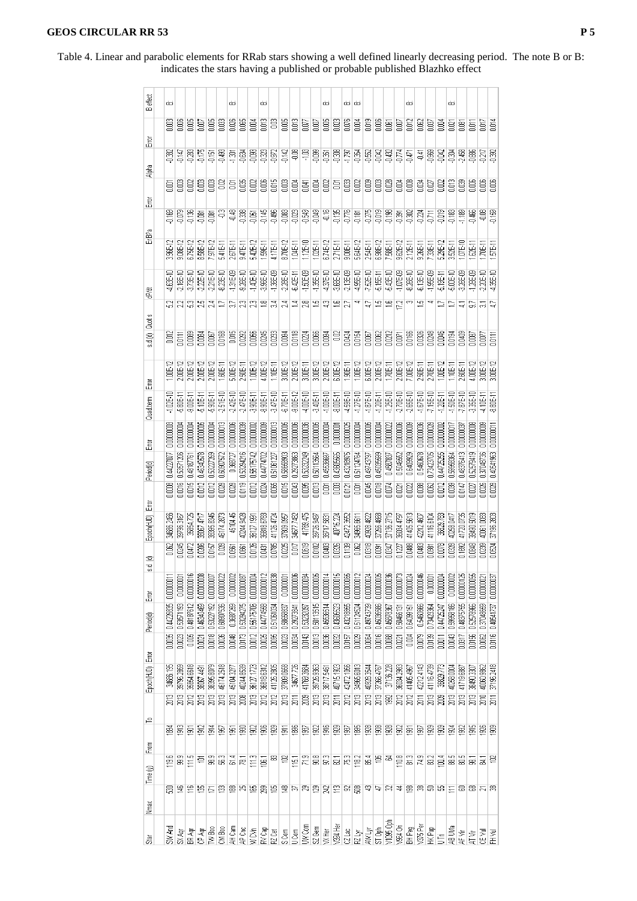Table 4. Linear and parabolic elements for RRab stars showing a well defined linearly decreasing period. The note B or B: indicates the stars having a published or probable published Blazhko effect

| Star | Nmax | Time (y) | From | To | Epoch(HJD) | Error | Period(d) | Error | s.d.(d) | Epoch(HJD) | Error | Period(d) | Error | Quad.term | Error | s.d.(d) | Qual.s | dP/dt | Error | B/Pa | Error | Alpha | Error | B effect |
|---|---|---|---|---|---|---|---|---|---|---|---|---|---|---|---|---|---|---|---|---|---|---|---|---|
| SW And | 530 | 119.6 | 1894 | 2013 | 34666.2195 | 0.0035 | 0.44226335 | 0.00000011 | 0.062 | 34666.2456 | 0.008 | 0.44227007 | 0.0000038 | -1.02E-10 | 1.00E-12 | 0.012 | 5.2 | -4.63E-10 | 3.96E-12 | -0.169 | 0.001 | -0.382 | 0.003 | B |
| SX Aqr | 146 | 99.9 | 1913 | 2013 | 39796.3869 | 0.0023 | 0.53571193 | 0.0000001 | 0.0245 | 39796.3167 | 0.016 | 0.53571206 | 0.0000004 | -5.80E-11 | 2.00E-12 | 0.0111 | 2.2 | -2.16E-10 | 9.08E-12 | -0.079 | 0.003 | -0.147 | 0.006 | |
| BR Aqr | 116 | 111.5 | 1901 | 2012 | 35654.6618 | 0.005 | 0.48187612 | 0.00000016 | 0.0472 | 35654.725 | 0.015 | 0.48187781 | 0.0000004 | -9.00E-11 | 2.00E-12 | 0.0089 | 5.3 | -3.73E-10 | 6.75E-12 | -0.136 | 0.002 | -0.283 | 0.005 | |
| CP Aqr | 135 | 101 | 1912 | 2013 | 38067.4491 | 0.0021 | 0.46340469 | 0.00000008 | 0.0206 | 38067.4717 | 0.012 | 0.46340578 | 0.0000005 | -5.10E-11 | 2.00E-12 | 0.0084 | 2.5 | -2.22E-10 | 8.58E-12 | -0.081 | 0.003 | -0.175 | 0.007 | |
| TW Boo | 171 | 98.9 | 1914 | 2013 | 36395.6079 | 0.0018 | 0.53227182 | 0.0000007 | 0.0167 | 36395.6345 | 0.012 | 0.53227259 | 0.0000004 | -5.90E-11 | 2.00E-12 | 0.0067 | 2.4 | -2.21E-10 | 7.97E-12 | -0.081 | 0.003 | -0.151 | 0.005 | |
| CM Boo | 133 | 56.3 | 1957 | 2013 | 46174.3518 | 0.0026 | 0.60807535 | 0.00000022 | 0.029 | 46174.3873 | 0.028 | 0.60807572 | 0.0000013 | -2.51E-10 | 1.60E-11 | 0.0168 | 2.4 | -8.23E-10 | 5.41E-11 | -0.3 | 0.02 | -0.493 | 0.033 | |
| AH Cam | 188 | 61.4 | 1951 | 2013 | 45104.3277 | 0.0048 | 0.3687259 | 0.0000002 | 0.0561 | 45104.45 | 0.029 | 0.368727 | 0.000006 | -2.42E-10 | 5.00E-12 | 0.015 | 3.7 | -1.31E-09 | 2.67E-11 | -0.48 | 0.01 | -1.301 | 0.026 | B |
| AF Cnc | 35 | 78.1 | 1930 | 2008 | 40244.8539 | 0.0173 | 0.53294275 | 0.00000087 | 0.0661 | 40244.9428 | 0.0119 | 0.53294216 | 0.0000039 | -2.47E-10 | 2.50E-11 | 0.0292 | 2.3 | -9.26E-10 | 9.47E-11 | -0.338 | 0.035 | -0.634 | 0.065 | |
| W CVn | 185 | 111.3 | 1902 | 2013 | 36127.1723 | 0.0012 | 0.55175108 | 0.00000004 | 0.0128 | 36127.1991 | 0.012 | 0.55175742 | 0.0000002 | -3.90E-11 | 1.00E-12 | 0.0066 | 2.3 | -1.40E-10 | 5.42E-12 | -0.051 | 0.002 | -0.093 | 0.004 | |
| RV Cap | 299 | 106.1 | 1906 | 2012 | 36818.6312 | 0.0025 | 0.44774569 | 0.00000012 | 0.0431 | 36818.6793 | 0.024 | 0.44774702 | 0.0000009 | -8.90E-11 | 4.00E-12 | 0.0245 | 1.8 | -3.96E-10 | 1.59E-11 | -0.145 | 0.006 | -0.323 | 0.013 | B |
| RZ Cet | 105 | 83 | 1929 | 2012 | 41126.3305 | 0.0095 | 0.51060134 | 0.00000038 | 0.0785 | 41126.4724 | 0.066 | 0.51061227 | 0.0000013 | -3.47E-10 | 1.10E-11 | 0.0233 | 3.4 | -1.36E-09 | 4.17E-11 | -0.496 | 0.015 | -0.972 | 0.03 | |
| S Com | 148 | 102 | 1911 | 2013 | 37808.0668 | 0.0023 | 0.58659387 | 0.0000001 | 0.0225 | 37808.0957 | 0.015 | 0.58659903 | 0.0000006 | -6.70E-11 | 3.00E-12 | 0.0084 | 2.4 | -2.29E-10 | 8.70E-12 | -0.083 | 0.003 | -0.142 | 0.005 | |
| U Com | 37 | 115.1 | 1896 | 2011 | 34677.725 | 0.0034 | 0.29273841 | 0.00000006 | 0.017 | 34677.7482 | 0.043 | 0.29273863 | 0.0000006 | -9.00E-12 | 2.00E-12 | 0.0118 | 1.4 | -6.43E-11 | 1.04E-11 | -0.023 | 0.004 | -0.08 | 0.013 | |
| UW Com | 29 | 71.9 | 1937 | 2009 | 41760.3084 | 0.0143 | 0.50232087 | 0.00000084 | 0.0619 | 41760.475 | 0.095 | 0.50232249 | 0.0000036 | -4.00E-10 | 3.00E-11 | 0.0224 | 2.8 | -1.60E-09 | 1.12E-10 | -0.549 | 0.041 | -1.00 | 0.077 | |
| SZ Gem | 129 | 90.8 | 1922 | 2013 | 39729.9363 | 0.0013 | 0.50113515 | 0.00000005 | 0.0102 | 39729.9487 | 0.013 | 0.50115684 | 0.0000005 | -3.40E-11 | 3.00E-12 | 0.0066 | 1.5 | -1.35E-10 | 1.02E-11 | -0.049 | 0.004 | -0.098 | 0.007 | |
| VX Her | 242 | 97.3 | 1916 | 2013 | 38717.5461 | 0.0036 | 0.45536514 | 0.00000014 | 0.0403 | 38717.5931 | 0.001 | 0.45536987 | 0.0000004 | -1.00E-10 | 2.00E-12 | 0.0084 | 4.3 | -4.37E-10 | 6.74E-12 | -0.16 | 0.002 | -0.351 | 0.005 | B |
| V394 Her | 113 | 82.1 | 1929 | 2011 | 40715.1923 | 0.0032 | 0.43605523 | 0.00000015 | 0.0326 | 40715.224 | 0.001 | 0.43605565 | 0.0000001 | -8.00E-11 | 6.00E-12 | 0.02 | 1.6 | -3.66E-10 | 2.71E-11 | -0.135 | 0.01 | -0.308 | 0.023 | |
| CZ Lac | 92 | 75.3 | 1937 | 2012 | 42472.1066 | 0.0157 | 0.43218905 | 0.00000065 | 0.1139 | 42472.3652 | 0.121 | 0.43218905 | 0.0000025 | -4.59E-10 | 1.90E-11 | 0.0424 | 2.7 | -2.13E-09 | 9.00E-11 | -0.776 | 0.033 | -1.797 | 0.076 | B |
| RZ Lyr | 508 | 118.2 | 1895 | 2013 | 34666.6013 | 0.0029 | 0.51124524 | 0.00000012 | 0.062 | 34666.6611 | 0.001 | 0.51124784 | 0.0000004 | -1.27E-10 | 1.00E-12 | 0.0164 | 4 | -4.95E-10 | 5.64E-12 | -0.181 | 0.002 | -0.354 | 0.004 | B |
| AW Lyr | 43 | 85.4 | 1928 | 2013 | 40928.3544 | 0.0064 | 0.49743739 | 0.00000024 | 0.0318 | 40928.4822 | 0.045 | 0.49743787 | 0.0000024 | -1.87E-10 | 6.00E-12 | 0.0067 | 4.7 | -7.53E-10 | 2.54E-11 | -0.275 | 0.009 | -0.553 | 0.019 | |
| ST Oph | 47 | 105 | 1908 | 2013 | 37266.4767 | 0.0016 | 0.45035569 | 0.00000005 | 0.0091 | 37266.4868 | 0.018 | 0.45035569 | 0.0000004 | -1.20E-11 | 2.00E-12 | 0.0062 | 1.5 | -5.16E-11 | 6.88E-12 | -0.019 | 0.003 | -0.042 | 0.006 | |
| V1096 Oph | 32 | 64 | 1928 | 1992 | 37136.228 | 0.0068 | 0.45978367 | 0.00000036 | 0.0347 | 37136.2715 | 0.074 | 0.45978367 | 0.0000022 | -1.25E-10 | 1.70E-11 | 0.0212 | 1.6 | -5.43E-10 | 7.58E-11 | -0.198 | 0.028 | -0.432 | 0.061 | |
| V364 Oph | 44 | 110.8 | 1902 | 2012 | 36034.2993 | 0.0221 | 0.50466131 | 0.00000073 | 0.1227 | 36034.4797 | 0.021 | 0.50486562 | 0.0000006 | -2.70E-10 | 2.00E-12 | 0.0071 | 17.2 | -1.07E-09 | 8.62E-12 | -0.391 | 0.004 | -0.774 | 0.007 | |
| BH Peg | 198 | 81.3 | 1931 | 2012 | 41405.4967 | 0.004 | 0.64099151 | 0.00000024 | 0.0488 | 41405.5613 | 0.022 | 0.64099059 | 0.0000009 | -2.65E-10 | 7.00E-12 | 0.0166 | 3 | -8.26E-10 | 2.12E-11 | -0.302 | 0.008 | -0.471 | 0.012 | B |
| V375 Per | 38 | 74.9 | 1937 | 2011 | 42212.4143 | 0.0079 | 0.54868665 | 0.00000046 | 0.0463 | 42212.4607 | 0.088 | 0.54868678 | 0.0000036 | -1.67E-10 | 2.50E-11 | 0.0326 | 4.7 | -6.10E-10 | 9.26E-11 | -0.224 | 0.034 | -0.41 | 0.062 | |
| HK Pup | 50 | 83.2 | 1929 | 2013 | 41116.4739 | 0.0139 | 0.73423364 | 0.000001 | 0.0981 | 41116.6104 | 0.062 | 0.73423705 | 0.0000028 | -7.15E-10 | 2.70E-11 | 0.0248 | 4 | -1.95E-09 | 7.36E-11 | -0.711 | 0.027 | -0.969 | 0.037 | |
| U Tri | 55 | 100.4 | 1908 | 2009 | 38828.773 | 0.0011 | 0.44725247 | 0.00000004 | 0.0078 | 38828.7763 | 0.012 | 0.44725255 | 0.0000002 | -1.20E-11 | 1.00E-12 | 0.0046 | 1.7 | -5.18E-11 | 5.29E-12 | -0.019 | 0.002 | -0.042 | 0.004 | |
| AB UMa | 111 | 88.5 | 1924 | 2013 | 40258.0004 | 0.0043 | 0.59958185 | 0.00000002 | 0.0329 | 40258.0417 | 0.039 | 0.59958364 | 0.0000017 | -1.50E-10 | 1.10E-11 | 0.0194 | 1.7 | -5.00E-10 | 3.52E-11 | -0.183 | 0.013 | -0.304 | 0.021 | B |
| AF Vir | 60 | 80.5 | 1932 | 2013 | 41719.6887 | 0.0317 | 0.48375455 | 0.00000125 | 0.1692 | 41720.0735 | 0.147 | 0.48378413 | 0.0000037 | -7.87E-10 | 2.60E-11 | 0.0499 | 4.1 | -3.26E-09 | 1.07E-10 | -1.188 | 0.039 | -2.458 | 0.081 | |
| AT Vir | 68 | 98.1 | 1915 | 2013 | 38490.3307 | 0.0156 | 0.52579466 | 0.00000055 | 0.0848 | 38490.5019 | 0.027 | 0.52578419 | 0.0000008 | -3.35E-10 | 4.00E-12 | 0.0087 | 9.7 | -1.28E-09 | 1.62E-11 | -0.465 | 0.006 | -0.886 | 0.011 | |
| CE Vul | 21 | 84.1 | 1926 | 2010 | 40060.9862 | 0.0062 | 0.37048895 | 0.00000021 | 0.0239 | 40061.0038 | 0.026 | 0.37048899 | 0.0000009 | -4.10E-11 | 3.00E-12 | 0.0077 | 3.1 | -2.20E-10 | 1.70E-11 | -0.08 | 0.006 | -0.217 | 0.017 | |
| FH Vul | 38 | 102 | 1909 | 2011 | 37196.3418 | 0.0116 | 0.40541737 | 0.00000037 | 0.0524 | 37196.3833 | 0.028 | 0.40541963 | 0.0000011 | -8.80E-11 | 3.00E-12 | 0.0111 | 4.7 | -4.35E-10 | 1.57E-11 | -0.159 | 0.006 | -0.392 | 0.014 | |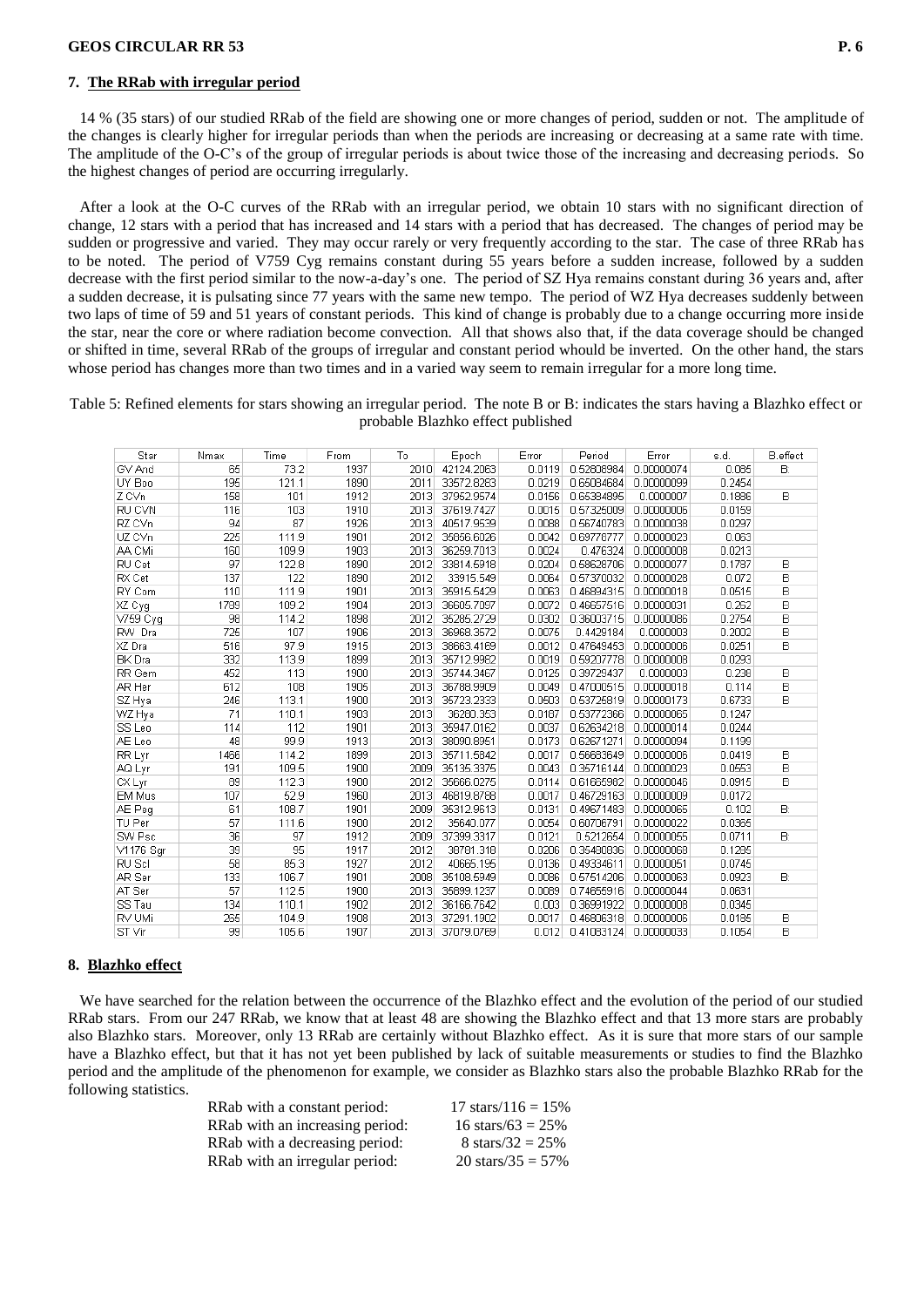## 7. The RRab with irregular period

14 % (35 stars) of our studied RRab of the field are showing one or more changes of period, sudden or not. The amplitude of the changes is clearly higher for irregular periods than when the periods are increasing or decreasing at a same rate with time. The amplitude of the O-C's of the group of irregular periods is about twice those of the increasing and decreasing periods. So the highest changes of period are occurring irregularly.

After a look at the O-C curves of the RRab with an irregular period, we obtain 10 stars with no significant direction of change, 12 stars with a period that has increased and 14 stars with a period that has decreased. The changes of period may be sudden or progressive and varied. They may occur rarely or very frequently according to the star. The case of three RRab has to be noted. The period of V759 Cyg remains constant during 55 years before a sudden increase, followed by a sudden decrease with the first period similar to the now-a-day's one. The period of SZ Hya remains constant during 36 years and, after a sudden decrease, it is pulsating since 77 years with the same new tempo. The period of WZ Hya decreases suddenly between two laps of time of 59 and 51 years of constant periods. This kind of change is probably due to a change occurring more inside the star, near the core or where radiation become convection. All that shows also that, if the data coverage should be changed or shifted in time, several RRab of the groups of irregular and constant period whould be inverted. On the other hand, the stars whose period has changes more than two times and in a varied way seem to remain irregular for a more long time.

Table 5: Refined elements for stars showing an irregular period. The note B or B: indicates the stars having a Blazhko effect or probable Blazhko effect published

| Star | Nmax | Time | From | To | Epoch | Error | Period | Error | s.d. | B.effect |
|---|---|---|---|---|---|---|---|---|---|---|
| GV And | 65 | 73.2 | 1937 | 2010 | 42124.2063 | 0.0119 | 0.52808984 | 0.00000074 | 0.085 | B |
| UY Boo | 195 | 121.1 | 1890 | 2011 | 33572.8263 | 0.0219 | 0.65084684 | 0.00000099 | 0.2454 | |
| Z CVn | 158 | 101 | 1912 | 2013 | 37952.9574 | 0.0156 | 0.65384895 | 0.0000007 | 0.1886 | B |
| RU CVN | 116 | 103 | 1910 | 2013 | 37619.7427 | 0.0015 | 0.57325009 | 0.00000006 | 0.0159 | |
| RZ CVn | 94 | 87 | 1926 | 2013 | 40517.9539 | 0.0088 | 0.56740783 | 0.00000038 | 0.0297 | |
| UZ CVn | 225 | 111.9 | 1901 | 2012 | 35856.6026 | 0.0042 | 0.69776777 | 0.00000023 | 0.063 | |
| AA CMi | 160 | 109.9 | 1903 | 2013 | 36259.7013 | 0.0024 | 0.476324 | 0.00000008 | 0.0213 | |
| RU Cet | 97 | 122.8 | 1890 | 2012 | 33814.6918 | 0.0204 | 0.58628706 | 0.00000077 | 0.1797 | B |
| RX Cet | 137 | 122 | 1890 | 2012 | 33915.549 | 0.0064 | 0.57370032 | 0.00000028 | 0.072 | B |
| RY Com | 110 | 111.9 | 1901 | 2013 | 35915.5429 | 0.0063 | 0.46894315 | 0.00000018 | 0.0515 | B |
| XZ Cyg | 1789 | 109.2 | 1904 | 2013 | 36605.7097 | 0.0072 | 0.46657516 | 0.00000031 | 0.252 | B |
| V759 Cyg | 98 | 114.2 | 1898 | 2012 | 35285.2729 | 0.0302 | 0.36003715 | 0.00000086 | 0.2754 | B |
| RW Dra | 725 | 107 | 1906 | 2013 | 36968.3572 | 0.0075 | 0.4429184 | 0.0000003 | 0.2002 | B |
| XZ Dra | 516 | 97.9 | 1915 | 2013 | 38663.4169 | 0.0012 | 0.47649453 | 0.00000006 | 0.0251 | B |
| BK Dra | 332 | 113.9 | 1899 | 2013 | 35712.9982 | 0.0019 | 0.59207778 | 0.00000008 | 0.0293 | |
| RR Gem | 452 | 113 | 1900 | 2013 | 35744.3467 | 0.0125 | 0.39729437 | 0.0000003 | 0.238 | B |
| AR Her | 612 | 108 | 1905 | 2013 | 36788.9909 | 0.0049 | 0.47000515 | 0.00000018 | 0.114 | B |
| SZ Hya | 246 | 113.1 | 1900 | 2013 | 35723.2333 | 0.0503 | 0.53725819 | 0.00000173 | 0.6733 | B |
| WZ Hya | 71 | 110.1 | 1903 | 2013 | 36280.353 | 0.0187 | 0.53772366 | 0.00000065 | 0.1247 | |
| SS Leo | 114 | 112 | 1901 | 2013 | 35947.0162 | 0.0037 | 0.62634218 | 0.00000014 | 0.0244 | |
| AE Leo | 48 | 99.9 | 1913 | 2013 | 38090.8951 | 0.0173 | 0.62671271 | 0.00000094 | 0.1199 | |
| RR Lyr | 1466 | 114.2 | 1899 | 2013 | 35711.5842 | 0.0017 | 0.56683649 | 0.00000006 | 0.0419 | B |
| AQ Lyr | 191 | 109.5 | 1900 | 2009 | 35135.3375 | 0.0043 | 0.35716144 | 0.00000023 | 0.0553 | B |
| CX Lyr | 69 | 112.3 | 1900 | 2012 | 35666.0275 | 0.0114 | 0.61665982 | 0.00000046 | 0.0915 | B |
| EM Mus | 107 | 52.9 | 1960 | 2013 | 46819.8788 | 0.0017 | 0.46729163 | 0.00000009 | 0.0172 | |
| AE Peg | 61 | 108.7 | 1901 | 2009 | 35312.9613 | 0.0131 | 0.49671483 | 0.00000065 | 0.102 | B: |
| TU Per | 57 | 111.6 | 1900 | 2012 | 35640.077 | 0.0054 | 0.60706791 | 0.00000022 | 0.0365 | |
| SW Psc | 36 | 97 | 1912 | 2009 | 37399.3317 | 0.0121 | 0.5212654 | 0.00000055 | 0.0711 | B |
| V1176 Sgr | 39 | 95 | 1917 | 2012 | 38781.318 | 0.0206 | 0.35480836 | 0.00000068 | 0.1295 | |
| RU Scl | 58 | 85.3 | 1927 | 2012 | 40665.195 | 0.0136 | 0.49334611 | 0.00000051 | 0.0745 | |
| AR Ser | 133 | 106.7 | 1901 | 2008 | 35108.6949 | 0.0086 | 0.57514206 | 0.00000063 | 0.0923 | B: |
| AT Ser | 57 | 112.5 | 1900 | 2013 | 35899.1237 | 0.0089 | 0.74655916 | 0.00000044 | 0.0631 | |
| SS Tau | 134 | 110.1 | 1902 | 2012 | 36166.7642 | 0.003 | 0.36991922 | 0.00000008 | 0.0345 | |
| RV UMi | 265 | 104.9 | 1908 | 2013 | 37291.1902 | 0.0017 | 0.46806318 | 0.00000006 | 0.0195 | B |
| ST Vir | 99 | 105.6 | 1907 | 2013 | 37079.0769 | 0.012 | 0.41083124 | 0.00000033 | 0.1054 | B |

## 8. Blazhko effect

We have searched for the relation between the occurrence of the Blazhko effect and the evolution of the period of our studied RRab stars. From our 247 RRab, we know that at least 48 are showing the Blazhko effect and that 13 more stars are probably also Blazhko stars. Moreover, only 13 RRab are certainly without Blazhko effect. As it is sure that more stars of our sample have a Blazhko effect, but that it has not yet been published by lack of suitable measurements or studies to find the Blazhko period and the amplitude of the phenomenon for example, we consider as Blazhko stars also the probable Blazhko RRab for the following statistics.

RRab with a constant period: 17 stars/116 = 15%
RRab with an increasing period: 16 stars/63 = 25%
RRab with a decreasing period: 8 stars/32 = 25%
RRab with an irregular period: 20 stars/35 = 57%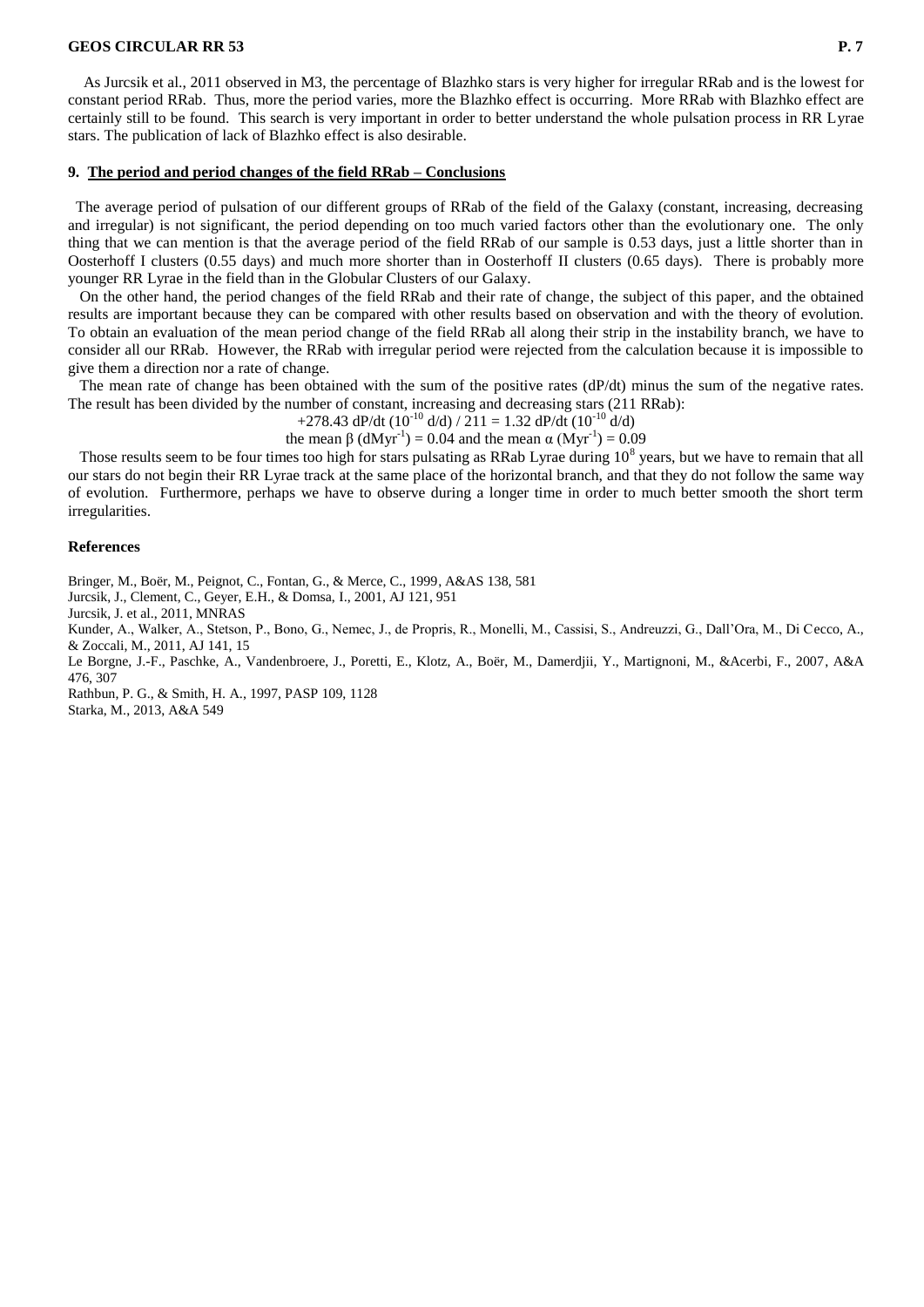As Jurcsik et al., 2011 observed in M3, the percentage of Blazhko stars is very higher for irregular RRab and is the lowest for constant period RRab. Thus, more the period varies, more the Blazhko effect is occurring. More RRab with Blazhko effect are certainly still to be found. This search is very important in order to better understand the whole pulsation process in RR Lyrae stars. The publication of lack of Blazhko effect is also desirable.

## 9. The period and period changes of the field RRab – Conclusions

The average period of pulsation of our different groups of RRab of the field of the Galaxy (constant, increasing, decreasing and irregular) is not significant, the period depending on too much varied factors other than the evolutionary one. The only thing that we can mention is that the average period of the field RRab of our sample is 0.53 days, just a little shorter than in Oosterhoff I clusters (0.55 days) and much more shorter than in Oosterhoff II clusters (0.65 days). There is probably more younger RR Lyrae in the field than in the Globular Clusters of our Galaxy.

On the other hand, the period changes of the field RRab and their rate of change, the subject of this paper, and the obtained results are important because they can be compared with other results based on observation and with the theory of evolution. To obtain an evaluation of the mean period change of the field RRab all along their strip in the instability branch, we have to consider all our RRab. However, the RRab with irregular period were rejected from the calculation because it is impossible to give them a direction nor a rate of change.

The mean rate of change has been obtained with the sum of the positive rates (dP/dt) minus the sum of the negative rates. The result has been divided by the number of constant, increasing and decreasing stars (211 RRab):

$$+278.43 \text{ dP/dt } (10^{-10} \text{ d/d}) / 211 = 1.32 \text{ dP/dt } (10^{-10} \text{ d/d})$$

$$\text{the mean } \beta \text{ (dMyr}^{-1}) = 0.04 \text{ and the mean } \alpha \text{ (Myr}^{-1}) = 0.09$$

Those results seem to be four times too high for stars pulsating as RRab Lyrae during $10^8$ years, but we have to remain that all our stars do not begin their RR Lyrae track at the same place of the horizontal branch, and that they do not follow the same way of evolution. Furthermore, perhaps we have to observe during a longer time in order to much better smooth the short term irregularities.

### References

Bringer, M., Boër, M., Peignot, C., Fontan, G., & Merce, C., 1999, A&AS 138, 581

Jurcsik, J., Clement, C., Geyer, E.H., & Domsa, I., 2001, AJ 121, 951

Jurcsik, J. et al., 2011, MNRAS

Kunder, A., Walker, A., Stetson, P., Bono, G., Nemec, J., de Propris, R., Monelli, M., Cassisi, S., Andreuzzi, G., Dall'Ora, M., Di Cecco, A., & Zoccali, M., 2011, AJ 141, 15

Le Borgne, J.-F., Paschke, A., Vandenbroere, J., Poretti, E., Klotz, A., Boër, M., Damerdjii, Y., Martignoni, M., &Acerbi, F., 2007, A&A 476, 307

Rathbun, P. G., & Smith, H. A., 1997, PASP 109, 1128

Starka, M., 2013, A&A 549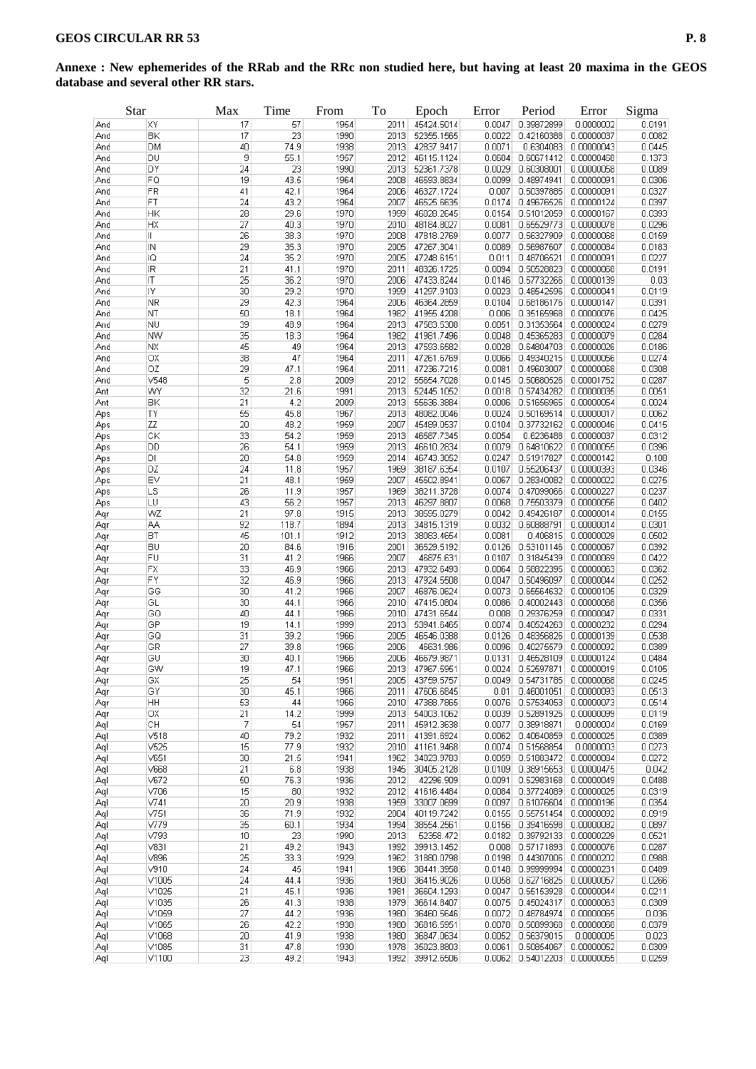**Annexe : New ephemerides of the RRab and the RRc non studied here, but having at least 20 maxima in the GEOS database and several other RR stars.**

| Star | | Max | Time | From | To | Epoch | Error | Period | Error | Sigma |
|---|---|---|---|---|---|---|---|---|---|---|
| And | XY | 17 | 57 | 1954 | 2011 | 45424.5014 | 0.0047 | 0.39872899 | 0.0000002 | 0.0191 |
| And | BK | 17 | 23 | 1990 | 2013 | 52355.1565 | 0.0022 | 0.42160388 | 0.00000037 | 0.0082 |
| And | DM | 40 | 74.9 | 1938 | 2013 | 42837.9417 | 0.0071 | 0.6304083 | 0.00000043 | 0.0445 |
| And | DU | 9 | 55.1 | 1957 | 2012 | 46115.1124 | 0.0604 | 0.60671412 | 0.00000458 | 0.1373 |
| And | DY | 24 | 23 | 1990 | 2013 | 52361.7378 | 0.0029 | 0.60308001 | 0.00000058 | 0.0089 |
| And | FQ | 19 | 43.5 | 1964 | 2008 | 46593.8834 | 0.0099 | 0.48974941 | 0.00000091 | 0.0306 |
| And | FR | 41 | 42.1 | 1964 | 2006 | 46327.1724 | 0.007 | 0.50397885 | 0.00000091 | 0.0327 |
| And | FT | 24 | 43.2 | 1964 | 2007 | 46525.6635 | 0.0174 | 0.49676526 | 0.00000124 | 0.0397 |
| And | HK | 28 | 29.6 | 1970 | 1999 | 46028.2645 | 0.0154 | 0.51012059 | 0.00000167 | 0.0393 |
| And | HX | 27 | 40.3 | 1970 | 2010 | 48184.8027 | 0.0081 | 0.65529773 | 0.00000078 | 0.0296 |
| And | II | 26 | 38.3 | 1970 | 2008 | 47818.2769 | 0.0077 | 0.56327909 | 0.00000068 | 0.0159 |
| And | IN | 29 | 35.3 | 1970 | 2005 | 47267.3041 | 0.0089 | 0.56987607 | 0.00000084 | 0.0183 |
| And | IQ | 24 | 35.2 | 1970 | 2005 | 47248.6151 | 0.011 | 0.46706521 | 0.00000091 | 0.0227 |
| And | IR | 21 | 41.1 | 1970 | 2011 | 48326.1725 | 0.0094 | 0.50528823 | 0.00000088 | 0.0191 |
| And | IT | 25 | 36.2 | 1970 | 2006 | 47433.8244 | 0.0146 | 0.57732266 | 0.00000139 | 0.03 |
| And | IY | 30 | 29.2 | 1970 | 1999 | 41297.9103 | 0.0023 | 0.48542596 | 0.00000041 | 0.0119 |
| And | NR | 29 | 42.3 | 1964 | 2006 | 46364.2859 | 0.0104 | 0.68186176 | 0.00000147 | 0.0391 |
| And | NT | 50 | 18.1 | 1964 | 1982 | 41955.4208 | 0.006 | 0.35165968 | 0.00000076 | 0.0425 |
| And | NU | 39 | 48.9 | 1964 | 2013 | 47563.5308 | 0.0051 | 0.31353564 | 0.00000024 | 0.0279 |
| And | NW | 35 | 18.3 | 1964 | 1982 | 41981.7496 | 0.0048 | 0.45365283 | 0.00000079 | 0.0284 |
| And | NX | 45 | 49 | 1964 | 2013 | 47593.6582 | 0.0028 | 0.64804703 | 0.00000026 | 0.0186 |
| And | OX | 38 | 47 | 1964 | 2011 | 47261.6769 | 0.0066 | 0.49340215 | 0.00000056 | 0.0274 |
| And | OZ | 29 | 47.1 | 1964 | 2011 | 47236.7215 | 0.0081 | 0.49603007 | 0.00000068 | 0.0308 |
| And | V548 | 5 | 2.8 | 2009 | 2012 | 55654.7028 | 0.0145 | 0.50680526 | 0.00001752 | 0.0287 |
| Ant | WY | 32 | 21.6 | 1991 | 2013 | 52445.1052 | 0.0018 | 0.57434282 | 0.00000035 | 0.0061 |
| Ant | BK | 21 | 4.2 | 2009 | 2013 | 55636.3884 | 0.0006 | 0.51656965 | 0.00000054 | 0.0024 |
| Aps | TY | 55 | 45.8 | 1967 | 2013 | 48062.0046 | 0.0024 | 0.50169514 | 0.00000017 | 0.0062 |
| Aps | ZZ | 20 | 48.2 | 1959 | 2007 | 45489.0537 | 0.0104 | 0.37732162 | 0.00000046 | 0.0415 |
| Aps | CK | 33 | 54.2 | 1959 | 2013 | 46587.7345 | 0.0054 | 0.6236488 | 0.00000037 | 0.0312 |
| Aps | DD | 26 | 54.1 | 1959 | 2013 | 46610.2634 | 0.0079 | 0.64810622 | 0.00000055 | 0.0396 |
| Aps | DI | 20 | 54.8 | 1959 | 2014 | 46743.3052 | 0.0247 | 0.51917827 | 0.00000142 | 0.108 |
| Aps | DZ | 24 | 11.8 | 1957 | 1969 | 38167.6354 | 0.0107 | 0.55206437 | 0.00000393 | 0.0346 |
| Aps | EV | 21 | 48.1 | 1959 | 2007 | 45502.8941 | 0.0067 | 0.28340082 | 0.00000022 | 0.0275 |
| Aps | LS | 26 | 11.9 | 1957 | 1969 | 38211.3728 | 0.0074 | 0.47099066 | 0.00000227 | 0.0237 |
| Aps | LU | 43 | 56.2 | 1957 | 2013 | 46297.8807 | 0.0068 | 0.75503379 | 0.00000056 | 0.0402 |
| Aqr | WZ | 21 | 97.8 | 1915 | 2013 | 38595.0279 | 0.0042 | 0.49426187 | 0.00000014 | 0.0155 |
| Aqr | AA | 92 | 118.7 | 1894 | 2013 | 34815.1319 | 0.0032 | 0.60888791 | 0.00000014 | 0.0301 |
| Aqr | BT | 45 | 101.1 | 1912 | 2013 | 38083.4654 | 0.0081 | 0.406815 | 0.00000029 | 0.0502 |
| Aqr | BU | 20 | 84.6 | 1916 | 2001 | 36529.5192 | 0.0126 | 0.53101146 | 0.00000067 | 0.0392 |
| Aqr | FU | 31 | 41.2 | 1966 | 2007 | 46875.631 | 0.0107 | 0.31845439 | 0.00000069 | 0.0422 |
| Aqr | FX | 33 | 46.9 | 1966 | 2013 | 47932.6493 | 0.0064 | 0.56822395 | 0.00000063 | 0.0362 |
| Aqr | FY | 32 | 46.9 | 1966 | 2013 | 47924.5508 | 0.0047 | 0.50496097 | 0.00000044 | 0.0252 |
| Aqr | GG | 30 | 41.2 | 1966 | 2007 | 46876.0624 | 0.0073 | 0.65564632 | 0.00000105 | 0.0329 |
| Aqr | GL | 30 | 44.1 | 1966 | 2010 | 47415.0804 | 0.0086 | 0.40002443 | 0.00000068 | 0.0356 |
| Aqr | GO | 40 | 44.1 | 1966 | 2010 | 47431.6544 | 0.008 | 0.29376259 | 0.00000047 | 0.0331 |
| Aqr | GP | 19 | 14.1 | 1999 | 2013 | 53941.6465 | 0.0074 | 0.40524263 | 0.00000232 | 0.0294 |
| Aqr | GQ | 31 | 39.2 | 1966 | 2005 | 46546.0388 | 0.0126 | 0.46356826 | 0.00000139 | 0.0538 |
| Aqr | GR | 27 | 39.8 | 1966 | 2006 | 46631.986 | 0.0096 | 0.40275579 | 0.00000092 | 0.0389 |
| Aqr | GU | 30 | 40.1 | 1966 | 2006 | 46679.9871 | 0.0131 | 0.46528109 | 0.00000124 | 0.0484 |
| Aqr | GW | 19 | 47.1 | 1966 | 2013 | 47967.5951 | 0.0024 | 0.52597871 | 0.00000019 | 0.0105 |
| Aqr | GX | 25 | 54 | 1951 | 2005 | 43759.5757 | 0.0049 | 0.54731785 | 0.00000068 | 0.0245 |
| Aqr | GY | 30 | 45.1 | 1966 | 2011 | 47606.6845 | 0.01 | 0.46001051 | 0.00000093 | 0.0513 |
| Aqr | HH | 53 | 44 | 1966 | 2010 | 47388.7665 | 0.0076 | 0.57534053 | 0.00000073 | 0.0514 |
| Aqr | OX | 21 | 14.2 | 1999 | 2013 | 54003.1062 | 0.0039 | 0.52891925 | 0.00000099 | 0.0119 |
| Aql | CH | 7 | 54 | 1957 | 2011 | 45912.3638 | 0.0077 | 0.38918871 | 0.0000004 | 0.0169 |
| Aql | V518 | 40 | 79.2 | 1932 | 2011 | 41391.6924 | 0.0062 | 0.40640859 | 0.00000025 | 0.0389 |
| Aql | V525 | 15 | 77.9 | 1932 | 2010 | 41161.9468 | 0.0074 | 0.51568854 | 0.0000003 | 0.0273 |
| Aql | V651 | 30 | 21.5 | 1941 | 1962 | 34023.9783 | 0.0059 | 0.51883472 | 0.00000084 | 0.0272 |
| Aql | V668 | 21 | 6.8 | 1938 | 1945 | 30405.2128 | 0.0109 | 0.38915653 | 0.00000475 | 0.042 |
| Aql | V672 | 60 | 76.3 | 1936 | 2012 | 42296.909 | 0.0091 | 0.52983168 | 0.00000049 | 0.0488 |
| Aql | V706 | 15 | 80 | 1932 | 2012 | 41616.4484 | 0.0084 | 0.37724089 | 0.00000025 | 0.0319 |
| Aql | V741 | 20 | 20.9 | 1938 | 1959 | 33007.0699 | 0.0097 | 0.61076604 | 0.00000196 | 0.0354 |
| Aql | V751 | 36 | 71.9 | 1932 | 2004 | 40119.7242 | 0.0155 | 0.55751454 | 0.00000092 | 0.0919 |
| Aql | V779 | 35 | 60.1 | 1934 | 1994 | 38554.2561 | 0.0156 | 0.39416598 | 0.00000082 | 0.0897 |
| Aql | V793 | 10 | 23 | 1990 | 2013 | 52358.472 | 0.0182 | 0.39792133 | 0.00000229 | 0.0521 |
| Aql | V831 | 21 | 49.2 | 1943 | 1992 | 39913.1452 | 0.008 | 0.57171893 | 0.00000076 | 0.0287 |
| Aql | V896 | 25 | 33.3 | 1929 | 1962 | 31880.0798 | 0.0198 | 0.44307006 | 0.00000202 | 0.0988 |
| Aql | V910 | 24 | 45 | 1941 | 1986 | 38441.3958 | 0.0148 | 0.99999994 | 0.00000231 | 0.0489 |
| Aql | V1005 | 24 | 44.4 | 1936 | 1980 | 36415.9026 | 0.0058 | 0.62716825 | 0.00000057 | 0.0266 |
| Aql | V1025 | 21 | 45.1 | 1936 | 1981 | 36604.1293 | 0.0047 | 0.55153928 | 0.00000044 | 0.0211 |
| Aql | V1035 | 26 | 41.3 | 1938 | 1979 | 36614.8407 | 0.0075 | 0.45024317 | 0.00000063 | 0.0309 |
| Aql | V1059 | 27 | 44.2 | 1936 | 1980 | 36460.5646 | 0.0072 | 0.48784974 | 0.00000065 | 0.036 |
| Aql | V1065 | 26 | 42.2 | 1938 | 1980 | 36816.5951 | 0.0078 | 0.50899368 | 0.00000068 | 0.0379 |
| Aql | V1068 | 20 | 41.9 | 1938 | 1980 | 36847.0634 | 0.0052 | 0.56379015 | 0.0000005 | 0.023 |
| Aql | V1085 | 31 | 47.8 | 1930 | 1978 | 35023.8803 | 0.0061 | 0.50854067 | 0.00000052 | 0.0309 |
| Aql | V1100 | 23 | 49.2 | 1943 | 1992 | 39912.6506 | 0.0062 | 0.54012203 | 0.00000056 | 0.0259 |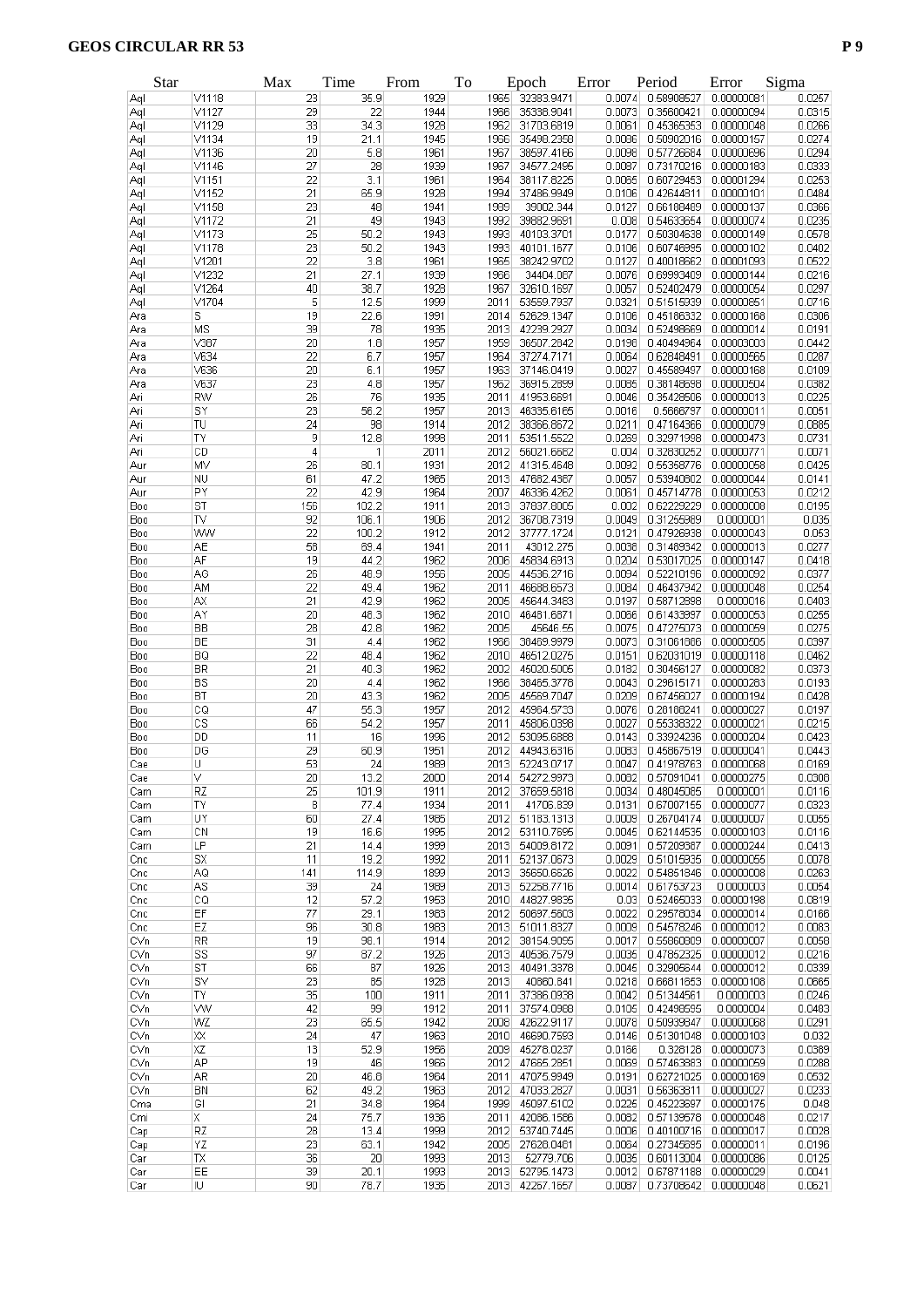| Star | | Max | Time | From | To | Epoch | Error | Period | Error | Sigma |
|---|---|---|---|---|---|---|---|---|---|---|
| Aql | V1118 | 23 | 35.9 | 1929 | 1965 | 32383.9471 | 0.0074 | 0.58908527 | 0.00000081 | 0.0257 |
| Aql | V1127 | 29 | 22 | 1944 | 1966 | 35338.9041 | 0.0073 | 0.35600421 | 0.00000094 | 0.0315 |
| Aql | V1129 | 33 | 34.3 | 1928 | 1962 | 31703.6819 | 0.0061 | 0.45365353 | 0.00000048 | 0.0266 |
| Aql | V1134 | 19 | 21.1 | 1945 | 1966 | 35498.2358 | 0.0086 | 0.50902016 | 0.00000157 | 0.0274 |
| Aql | V1136 | 20 | 5.8 | 1961 | 1967 | 38597.4166 | 0.0098 | 0.57726684 | 0.00000696 | 0.0294 |
| Aql | V1146 | 27 | 28 | 1939 | 1967 | 34577.2495 | 0.0087 | 0.73170216 | 0.00000183 | 0.0333 |
| Aql | V1151 | 22 | 3.1 | 1961 | 1964 | 38117.8225 | 0.0065 | 0.60729453 | 0.00001294 | 0.0253 |
| Aql | V1152 | 21 | 65.9 | 1928 | 1994 | 37486.9949 | 0.0106 | 0.42644811 | 0.00000101 | 0.0484 |
| Aql | V1158 | 23 | 48 | 1941 | 1989 | 39002.344 | 0.0127 | 0.66188489 | 0.00000137 | 0.0366 |
| Aql | V1172 | 21 | 49 | 1943 | 1992 | 39882.9691 | 0.008 | 0.54633654 | 0.00000074 | 0.0235 |
| Aql | V1173 | 25 | 50.2 | 1943 | 1993 | 40103.3701 | 0.0177 | 0.60304638 | 0.00000149 | 0.0578 |
| Aql | V1178 | 23 | 50.2 | 1943 | 1993 | 40101.1577 | 0.0106 | 0.60746995 | 0.00000102 | 0.0402 |
| Aql | V1201 | 22 | 3.8 | 1961 | 1965 | 38242.9702 | 0.0127 | 0.40018662 | 0.00001093 | 0.0522 |
| Aql | V1232 | 21 | 27.1 | 1939 | 1966 | 34404.067 | 0.0076 | 0.69993409 | 0.00000144 | 0.0216 |
| Aql | V1264 | 40 | 38.7 | 1928 | 1967 | 32610.1697 | 0.0057 | 0.52402479 | 0.00000054 | 0.0297 |
| Aql | V1704 | 5 | 12.5 | 1999 | 2011 | 53559.7937 | 0.0321 | 0.51515939 | 0.00000851 | 0.0716 |
| Ara | S | 19 | 22.6 | 1991 | 2014 | 52629.1347 | 0.0106 | 0.45186332 | 0.00000168 | 0.0306 |
| Ara | MS | 39 | 78 | 1935 | 2013 | 42239.2927 | 0.0034 | 0.52498669 | 0.00000014 | 0.0191 |
| Ara | V387 | 20 | 1.8 | 1957 | 1959 | 36507.2842 | 0.0198 | 0.40494964 | 0.00003003 | 0.0442 |
| Ara | V634 | 22 | 6.7 | 1957 | 1964 | 37274.7171 | 0.0064 | 0.62848491 | 0.00000565 | 0.0287 |
| Ara | V636 | 20 | 6.1 | 1957 | 1963 | 37146.0419 | 0.0027 | 0.45589497 | 0.00000168 | 0.0109 |
| Ara | V637 | 23 | 4.8 | 1957 | 1962 | 36915.2899 | 0.0085 | 0.38148698 | 0.00000504 | 0.0382 |
| Ari | RW | 26 | 76 | 1935 | 2011 | 41953.6691 | 0.0046 | 0.35428506 | 0.00000013 | 0.0225 |
| Ari | SY | 23 | 56.2 | 1957 | 2013 | 46335.6165 | 0.0016 | 0.5666797 | 0.00000011 | 0.0051 |
| Ari | TU | 24 | 98 | 1914 | 2012 | 38366.8672 | 0.0211 | 0.47164366 | 0.00000079 | 0.0885 |
| Ari | TY | 9 | 12.8 | 1998 | 2011 | 53511.5522 | 0.0269 | 0.32971998 | 0.00000473 | 0.0731 |
| Ari | CD | 4 | 1 | 2011 | 2012 | 56021.6662 | 0.004 | 0.32830252 | 0.00000771 | 0.0071 |
| Aur | MV | 26 | 80.1 | 1931 | 2012 | 41315.4648 | 0.0092 | 0.55358776 | 0.00000058 | 0.0425 |
| Aur | NU | 61 | 47.2 | 1965 | 2013 | 47682.4367 | 0.0057 | 0.53940802 | 0.00000044 | 0.0141 |
| Aur | PY | 22 | 42.9 | 1964 | 2007 | 46336.4262 | 0.0061 | 0.45714778 | 0.00000053 | 0.0212 |
| Boo | ST | 156 | 102.2 | 1911 | 2013 | 37837.8005 | 0.002 | 0.62229229 | 0.00000008 | 0.0195 |
| Boo | TV | 92 | 106.1 | 1906 | 2012 | 36708.7319 | 0.0049 | 0.31255989 | 0.0000001 | 0.035 |
| Boo | WW | 22 | 100.2 | 1912 | 2012 | 37777.1724 | 0.0121 | 0.47926938 | 0.00000043 | 0.053 |
| Boo | AE | 58 | 69.4 | 1941 | 2011 | 43012.275 | 0.0038 | 0.31489342 | 0.00000013 | 0.0277 |
| Boo | AF | 19 | 44.2 | 1962 | 2006 | 45834.6913 | 0.0204 | 0.53017025 | 0.00000147 | 0.0418 |
| Boo | AG | 26 | 48.9 | 1956 | 2005 | 44536.2716 | 0.0094 | 0.52210196 | 0.00000092 | 0.0377 |
| Boo | AM | 22 | 49.4 | 1962 | 2011 | 46698.6573 | 0.0084 | 0.46437942 | 0.00000048 | 0.0254 |
| Boo | AX | 21 | 42.9 | 1962 | 2005 | 45644.3483 | 0.0197 | 0.68712998 | 0.0000016 | 0.0403 |
| Boo | AY | 20 | 48.3 | 1962 | 2010 | 46481.6871 | 0.0066 | 0.61433997 | 0.00000053 | 0.0255 |
| Boo | BB | 28 | 42.8 | 1962 | 2005 | 45646.55 | 0.0075 | 0.47275073 | 0.00000059 | 0.0275 |
| Boo | BE | 31 | 4.4 | 1962 | 1966 | 38469.9979 | 0.0073 | 0.31061866 | 0.00000505 | 0.0397 |
| Boo | BQ | 22 | 48.4 | 1962 | 2010 | 46512.0275 | 0.0151 | 0.62031019 | 0.00000118 | 0.0462 |
| Boo | BR | 21 | 40.3 | 1962 | 2002 | 45020.5005 | 0.0182 | 0.30456127 | 0.00000082 | 0.0373 |
| Boo | BS | 20 | 4.4 | 1962 | 1966 | 38465.3778 | 0.0043 | 0.29615171 | 0.00000283 | 0.0193 |
| Boo | BT | 20 | 43.3 | 1962 | 2005 | 45569.7047 | 0.0209 | 0.67456027 | 0.00000194 | 0.0428 |
| Boo | CQ | 47 | 55.3 | 1957 | 2012 | 45964.5733 | 0.0076 | 0.28188241 | 0.00000027 | 0.0197 |
| Boo | CS | 66 | 54.2 | 1957 | 2011 | 45806.0398 | 0.0027 | 0.55338322 | 0.00000021 | 0.0215 |
| Boo | DD | 11 | 16 | 1996 | 2012 | 53095.6888 | 0.0143 | 0.33924236 | 0.00000204 | 0.0423 |
| Boo | DG | 29 | 60.9 | 1951 | 2012 | 44943.6316 | 0.0083 | 0.45867519 | 0.00000041 | 0.0443 |
| Cae | U | 53 | 24 | 1989 | 2013 | 52243.0717 | 0.0047 | 0.41978763 | 0.00000068 | 0.0169 |
| Cae | V | 20 | 13.2 | 2000 | 2014 | 54272.9973 | 0.0082 | 0.57091041 | 0.00000275 | 0.0308 |
| Cam | RZ | 25 | 101.9 | 1911 | 2012 | 37659.5818 | 0.0034 | 0.48045085 | 0.0000001 | 0.0116 |
| Cam | TY | 8 | 77.4 | 1934 | 2011 | 41706.839 | 0.0131 | 0.67007155 | 0.00000077 | 0.0323 |
| Cam | UY | 60 | 27.4 | 1985 | 2012 | 51183.1313 | 0.0009 | 0.26704174 | 0.00000007 | 0.0055 |
| Cam | CN | 19 | 16.6 | 1995 | 2012 | 53110.7695 | 0.0045 | 0.62114535 | 0.00000103 | 0.0116 |
| Cam | LP | 21 | 14.4 | 1999 | 2013 | 54009.8172 | 0.0091 | 0.57209387 | 0.00000244 | 0.0413 |
| Cnc | SX | 11 | 19.2 | 1992 | 2011 | 52137.0673 | 0.0029 | 0.51015935 | 0.00000055 | 0.0078 |
| Cnc | AQ | 141 | 114.9 | 1899 | 2013 | 35650.6626 | 0.0022 | 0.54851846 | 0.00000008 | 0.0263 |
| Cnc | AS | 39 | 24 | 1989 | 2013 | 52258.7716 | 0.0014 | 0.61753723 | 0.0000003 | 0.0054 |
| Cnc | CQ | 12 | 57.2 | 1953 | 2010 | 44827.9835 | 0.03 | 0.52465033 | 0.00000198 | 0.0819 |
| Cnc | EF | 77 | 29.1 | 1983 | 2012 | 50697.5603 | 0.0022 | 0.29578034 | 0.00000014 | 0.0166 |
| Cnc | EZ | 96 | 30.8 | 1983 | 2013 | 51011.8327 | 0.0009 | 0.54578246 | 0.00000012 | 0.0083 |
| CVn | RR | 19 | 98.1 | 1914 | 2012 | 38154.9095 | 0.0017 | 0.55860809 | 0.00000007 | 0.0058 |
| CVn | SS | 97 | 87.2 | 1926 | 2013 | 40536.7579 | 0.0035 | 0.47852325 | 0.00000012 | 0.0216 |
| CVn | ST | 66 | 87 | 1926 | 2013 | 40491.3378 | 0.0045 | 0.32905644 | 0.00000012 | 0.0339 |
| CVn | SV | 23 | 85 | 1928 | 2013 | 40860.841 | 0.0218 | 0.66811653 | 0.00000108 | 0.0665 |
| CVn | TY | 35 | 100 | 1911 | 2011 | 37386.0938 | 0.0042 | 0.51344561 | 0.0000003 | 0.0246 |
| CVn | VV | 42 | 99 | 1912 | 2011 | 37574.0988 | 0.0105 | 0.42490595 | 0.0000004 | 0.0483 |
| CVn | WZ | 23 | 65.5 | 1942 | 2008 | 42622.9117 | 0.0078 | 0.50939847 | 0.00000068 | 0.0291 |
| CVn | XX | 24 | 47 | 1963 | 2010 | 46690.7593 | 0.0146 | 0.51301048 | 0.00000103 | 0.032 |
| CVn | XZ | 13 | 52.9 | 1956 | 2009 | 45278.0237 | 0.0166 | 0.328128 | 0.00000073 | 0.0389 |
| CVn | AP | 19 | 46 | 1966 | 2012 | 47665.2851 | 0.0069 | 0.57463863 | 0.00000059 | 0.0288 |
| CVn | AR | 20 | 46.8 | 1964 | 2011 | 47075.9949 | 0.0191 | 0.62721025 | 0.00000169 | 0.0532 |
| CVn | BN | 62 | 49.2 | 1963 | 2012 | 47033.2827 | 0.0031 | 0.56363811 | 0.00000027 | 0.0233 |
| Cma | GI | 21 | 34.8 | 1964 | 1999 | 45097.5102 | 0.0225 | 0.45223897 | 0.00000175 | 0.048 |
| Cmi | X | 24 | 75.7 | 1936 | 2011 | 42086.1586 | 0.0082 | 0.57139578 | 0.00000048 | 0.0217 |
| Cap | RZ | 28 | 13.4 | 1999 | 2012 | 53740.7445 | 0.0006 | 0.40100716 | 0.00000017 | 0.0028 |
| Cap | YZ | 23 | 63.1 | 1942 | 2005 | 27628.0481 | 0.0064 | 0.27345695 | 0.00000011 | 0.0196 |
| Car | TX | 36 | 20 | 1993 | 2013 | 52779.706 | 0.0035 | 0.60113004 | 0.00000086 | 0.0125 |
| Car | EE | 39 | 20.1 | 1993 | 2013 | 52795.1473 | 0.0012 | 0.67871168 | 0.00000029 | 0.0041 |
| Car | IU | 90 | 78.7 | 1935 | 2013 | 42257.1657 | 0.0087 | 0.73708642 | 0.00000048 | 0.0621 |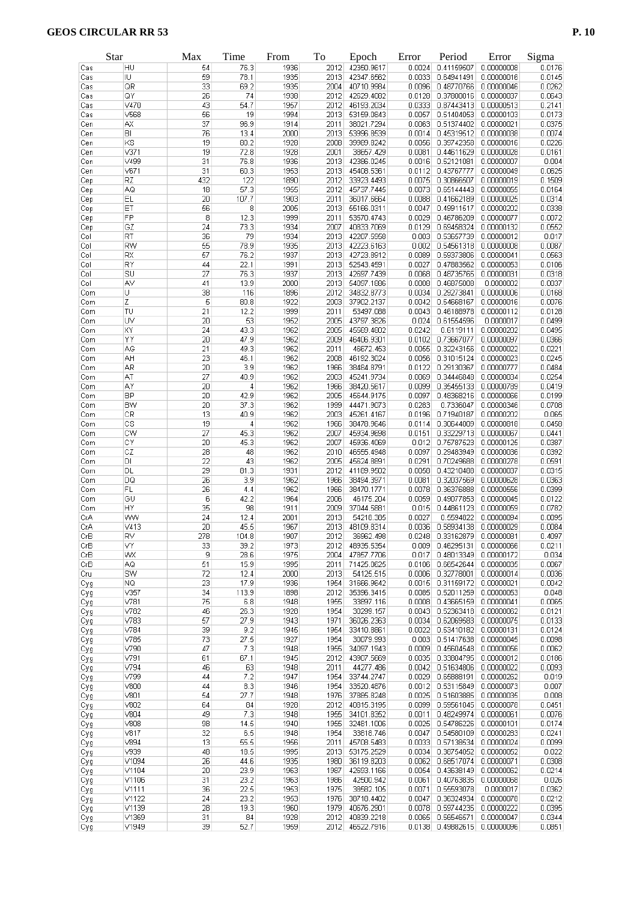| Star | | Max | Time | From | To | Epoch | Error | Period | Error | Sigma |
|---|---|---|---|---|---|---|---|---|---|---|
| Cas | HU | 54 | 76.3 | 1936 | 2012 | 42350.9617 | 0.0024 | 0.41159507 | 0.00000008 | 0.0176 |
| Cas | IU | 59 | 78.1 | 1935 | 2013 | 42347.6562 | 0.0033 | 0.64941491 | 0.00000016 | 0.0145 |
| Cas | QR | 33 | 69.2 | 1935 | 2004 | 40710.9984 | 0.0096 | 0.48770766 | 0.00000046 | 0.0262 |
| Cas | QY | 26 | 74 | 1938 | 2012 | 42629.4082 | 0.0128 | 0.37800016 | 0.00000037 | 0.0643 |
| Cas | V470 | 43 | 54.7 | 1957 | 2012 | 46193.2034 | 0.0333 | 0.87443413 | 0.00000513 | 0.2141 |
| Cas | V568 | 66 | 19 | 1994 | 2013 | 53169.0843 | 0.0067 | 0.51404053 | 0.00000103 | 0.0173 |
| Cen | AX | 37 | 96.9 | 1914 | 2011 | 38021.7294 | 0.0063 | 0.51374402 | 0.00000021 | 0.0375 |
| Cen | BI | 76 | 13.4 | 2000 | 2013 | 53996.8539 | 0.0014 | 0.45319512 | 0.00000038 | 0.0074 |
| Cen | KS | 19 | 80.2 | 1928 | 2008 | 39969.8242 | 0.0056 | 0.39742358 | 0.00000016 | 0.0226 |
| Cen | V371 | 19 | 72.8 | 1928 | 2001 | 38657.429 | 0.0081 | 0.44611629 | 0.00000028 | 0.0161 |
| Cen | V499 | 31 | 76.8 | 1936 | 2013 | 42386.0245 | 0.0016 | 0.52121081 | 0.00000007 | 0.004 |
| Cen | V671 | 31 | 60.3 | 1953 | 2013 | 45408.5361 | 0.0112 | 0.43767777 | 0.00000049 | 0.0625 |
| Cep | RZ | 432 | 122 | 1890 | 2012 | 33923.4493 | 0.0075 | 0.30866507 | 0.00000019 | 0.1509 |
| Cep | AQ | 18 | 57.3 | 1955 | 2012 | 45737.7445 | 0.0073 | 0.65144443 | 0.00000055 | 0.0164 |
| Cep | EL | 20 | 107.7 | 1903 | 2011 | 36017.6664 | 0.0088 | 0.41662189 | 0.00000025 | 0.0314 |
| Cep | ET | 66 | 8 | 2005 | 2013 | 55186.0311 | 0.0047 | 0.49911517 | 0.00000202 | 0.0338 |
| Cep | FP | 8 | 12.3 | 1999 | 2011 | 53570.4743 | 0.0029 | 0.46786209 | 0.00000077 | 0.0072 |
| Cep | GZ | 24 | 73.3 | 1934 | 2007 | 40833.7069 | 0.0129 | 0.69458324 | 0.00000132 | 0.0552 |
| Col | RT | 36 | 79 | 1934 | 2013 | 42207.5958 | 0.003 | 0.53657739 | 0.00000012 | 0.017 |
| Col | RW | 55 | 78.9 | 1935 | 2013 | 42223.6163 | 0.002 | 0.54561318 | 0.00000008 | 0.0087 |
| Col | RX | 57 | 76.2 | 1937 | 2013 | 42723.8912 | 0.0089 | 0.59373806 | 0.00000041 | 0.0563 |
| Col | RY | 44 | 22.1 | 1991 | 2013 | 52543.4591 | 0.0027 | 0.47883562 | 0.00000053 | 0.0106 |
| Col | SU | 27 | 76.3 | 1937 | 2013 | 42687.7439 | 0.0068 | 0.48735765 | 0.00000031 | 0.0318 |
| Col | AV | 41 | 13.9 | 2000 | 2013 | 54097.1886 | 0.0008 | 0.46875008 | 0.0000002 | 0.0037 |
| Com | U | 38 | 116 | 1896 | 2012 | 34832.8773 | 0.0034 | 0.29273841 | 0.00000006 | 0.0168 |
| Com | Z | 5 | 80.8 | 1922 | 2003 | 37902.2137 | 0.0042 | 0.54668167 | 0.00000016 | 0.0076 |
| Com | TU | 21 | 12.2 | 1999 | 2011 | 53497.088 | 0.0043 | 0.46188978 | 0.00000112 | 0.0128 |
| Com | UV | 20 | 53 | 1952 | 2005 | 43797.3826 | 0.024 | 0.61554596 | 0.0000017 | 0.0499 |
| Com | XY | 24 | 43.3 | 1962 | 2005 | 45569.4802 | 0.0242 | 0.6119111 | 0.00000202 | 0.0495 |
| Com | YY | 20 | 47.9 | 1962 | 2009 | 46406.9301 | 0.0102 | 0.73667077 | 0.00000097 | 0.0366 |
| Com | AG | 21 | 49.3 | 1962 | 2011 | 46672.453 | 0.0065 | 0.32243156 | 0.00000022 | 0.0221 |
| Com | AH | 23 | 46.1 | 1962 | 2008 | 46192.3024 | 0.0056 | 0.31015124 | 0.00000023 | 0.0245 |
| Com | AR | 20 | 3.9 | 1962 | 1966 | 38464.8791 | 0.0122 | 0.29130367 | 0.00000777 | 0.0484 |
| Com | AT | 27 | 40.9 | 1962 | 2003 | 45241.9734 | 0.0069 | 0.34446848 | 0.00000034 | 0.0254 |
| Com | AY | 20 | 4 | 1962 | 1966 | 38420.5617 | 0.0099 | 0.35455133 | 0.00000789 | 0.0419 |
| Com | BP | 20 | 42.9 | 1962 | 2005 | 45644.9175 | 0.0097 | 0.48368216 | 0.00000066 | 0.0199 |
| Com | BW | 20 | 37.3 | 1962 | 1999 | 44471.9073 | 0.0283 | 0.7336047 | 0.00000346 | 0.0708 |
| Com | CR | 13 | 40.9 | 1962 | 2003 | 45261.4167 | 0.0196 | 0.71940187 | 0.00000202 | 0.065 |
| Com | CS | 19 | 4 | 1962 | 1966 | 38478.9646 | 0.0114 | 0.30644009 | 0.00000818 | 0.0458 |
| Com | CW | 27 | 45.3 | 1962 | 2007 | 45934.9698 | 0.0151 | 0.33229713 | 0.00000067 | 0.0441 |
| Com | CY | 20 | 45.3 | 1962 | 2007 | 46936.4069 | 0.012 | 0.75787623 | 0.00000125 | 0.0387 |
| Com | CZ | 28 | 48 | 1962 | 2010 | 46555.4948 | 0.0097 | 0.29483949 | 0.00000036 | 0.0392 |
| Com | DI | 22 | 43 | 1962 | 2005 | 45624.8891 | 0.0291 | 0.70249688 | 0.00000278 | 0.0591 |
| Com | DN | 29 | 81.3 | 1931 | 2012 | 41169.9502 | 0.0058 | 0.43210488 | 0.00000037 | 0.0315 |
| Com | DQ | 26 | 3.9 | 1962 | 1966 | 38494.3971 | 0.0081 | 0.32037569 | 0.00000628 | 0.0363 |
| Com | FL | 26 | 4.4 | 1962 | 1966 | 38470.1771 | 0.0078 | 0.36376888 | 0.00000556 | 0.0399 |
| Com | GU | 6 | 42.2 | 1964 | 2006 | 46175.204 | 0.0059 | 0.49077853 | 0.00000045 | 0.0122 |
| Com | HY | 35 | 98 | 1911 | 2009 | 37044.5881 | 0.015 | 0.44861123 | 0.00000059 | 0.0782 |
| CrA | WW | 24 | 12.4 | 2001 | 2013 | 54218.385 | 0.0027 | 0.5594822 | 0.00000094 | 0.0095 |
| CrA | V413 | 20 | 45.5 | 1967 | 2013 | 48109.8314 | 0.0036 | 0.58934138 | 0.00000029 | 0.0084 |
| CrB | RV | 278 | 104.8 | 1907 | 2012 | 36962.498 | 0.0248 | 0.33162879 | 0.00000081 | 0.4097 |
| CrB | VY | 33 | 39.2 | 1973 | 2012 | 48935.5354 | 0.009 | 0.46295131 | 0.00000066 | 0.0211 |
| CrB | WX | 9 | 28.6 | 1975 | 2004 | 47857.7706 | 0.017 | 0.48013349 | 0.00000172 | 0.034 |
| CrB | AQ | 51 | 15.9 | 1995 | 2011 | 71425.0625 | 0.0106 | 0.66542644 | 0.00000035 | 0.0067 |
| Cru | SW | 72 | 12.4 | 2000 | 2013 | 54125.515 | 0.0006 | 0.32778001 | 0.00000014 | 0.0036 |
| Cyg | NQ | 23 | 17.9 | 1936 | 1954 | 31686.9642 | 0.0015 | 0.31159172 | 0.00000021 | 0.0042 |
| Cyg | V357 | 34 | 113.9 | 1898 | 2012 | 35396.3415 | 0.0085 | 0.52011259 | 0.00000053 | 0.048 |
| Cyg | V781 | 75 | 6.8 | 1948 | 1955 | 33897.116 | 0.0008 | 0.43665159 | 0.00000041 | 0.0065 |
| Cyg | V782 | 46 | 26.3 | 1928 | 1954 | 30299.157 | 0.0043 | 0.52363418 | 0.00000062 | 0.0121 |
| Cyg | V783 | 57 | 27.9 | 1943 | 1971 | 36026.2363 | 0.0034 | 0.62069583 | 0.00000075 | 0.0133 |
| Cyg | V784 | 39 | 9.2 | 1945 | 1954 | 33410.8861 | 0.0022 | 0.53410182 | 0.00000131 | 0.0124 |
| Cyg | V785 | 73 | 27.5 | 1927 | 1954 | 30079.993 | 0.003 | 0.51417638 | 0.00000045 | 0.0098 |
| Cyg | V790 | 47 | 7.3 | 1948 | 1955 | 34097.1943 | 0.0009 | 0.45604548 | 0.00000056 | 0.0062 |
| Cyg | V791 | 61 | 67.1 | 1945 | 2012 | 43907.5669 | 0.0035 | 0.33804795 | 0.00000012 | 0.0186 |
| Cyg | V794 | 46 | 63 | 1948 | 2011 | 44277.486 | 0.0042 | 0.51634806 | 0.00000022 | 0.0093 |
| Cyg | V799 | 44 | 7.2 | 1947 | 1954 | 33744.2747 | 0.0029 | 0.65888191 | 0.00000252 | 0.019 |
| Cyg | V800 | 44 | 8.3 | 1946 | 1954 | 33520.4876 | 0.0012 | 0.53115849 | 0.00000073 | 0.007 |
| Cyg | V801 | 54 | 27.7 | 1948 | 1976 | 37895.8248 | 0.0025 | 0.51603885 | 0.00000035 | 0.008 |
| Cyg | V802 | 64 | 84 | 1928 | 2012 | 40815.3195 | 0.0099 | 0.59561045 | 0.00000078 | 0.0451 |
| Cyg | V804 | 49 | 7.3 | 1948 | 1955 | 34101.8352 | 0.0011 | 0.48249974 | 0.00000061 | 0.0076 |
| Cyg | V808 | 98 | 14.5 | 1940 | 1955 | 32481.1006 | 0.0025 | 0.54786226 | 0.00000101 | 0.0174 |
| Cyg | V817 | 32 | 6.5 | 1948 | 1954 | 33818.746 | 0.0047 | 0.54580109 | 0.00000283 | 0.0241 |
| Cyg | V894 | 13 | 55.5 | 1956 | 2011 | 45708.5483 | 0.0033 | 0.57138534 | 0.00000024 | 0.0099 |
| Cyg | V939 | 48 | 18.5 | 1995 | 2013 | 53175.2529 | 0.0034 | 0.36754052 | 0.00000052 | 0.022 |
| Cyg | V1094 | 26 | 44.6 | 1935 | 1980 | 36119.8203 | 0.0062 | 0.66517074 | 0.00000071 | 0.0308 |
| Cyg | V1104 | 20 | 23.9 | 1963 | 1987 | 42693.1166 | 0.0054 | 0.43638149 | 0.00000062 | 0.0214 |
| Cyg | V1106 | 31 | 23.2 | 1963 | 1986 | 42500.942 | 0.0061 | 0.40763835 | 0.00000068 | 0.026 |
| Cyg | V1111 | 36 | 22.5 | 1953 | 1975 | 38582.105 | 0.0071 | 0.56593078 | 0.0000017 | 0.0362 |
| Cyg | V1122 | 24 | 23.2 | 1953 | 1976 | 38718.4402 | 0.0047 | 0.36324934 | 0.00000078 | 0.0212 |
| Cyg | V1139 | 28 | 19.3 | 1960 | 1979 | 40676.2901 | 0.0078 | 0.59744235 | 0.00000222 | 0.0395 |
| Cyg | V1369 | 31 | 84 | 1928 | 2012 | 40839.2218 | 0.0065 | 0.56546571 | 0.00000047 | 0.0344 |
| Cyg | V1949 | 39 | 52.7 | 1959 | 2012 | 46522.7916 | 0.0138 | 0.49682615 | 0.00000086 | 0.0851 |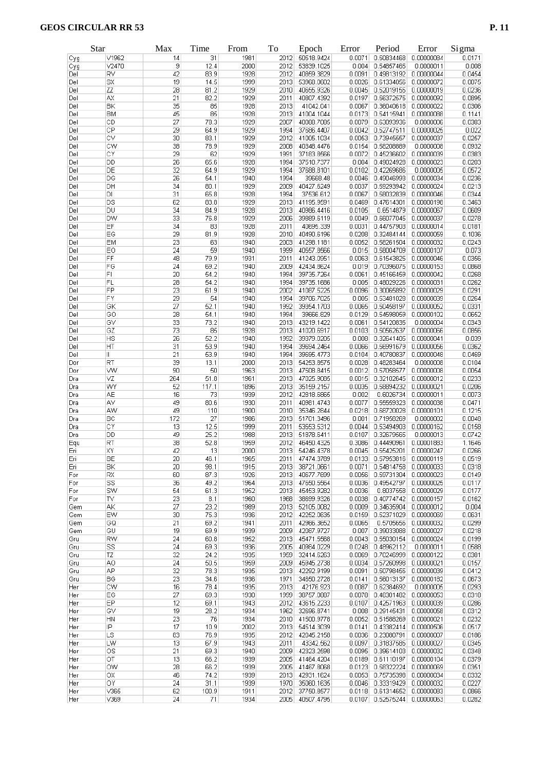| Star | | Max | Time | From | To | Epoch | Error | Period | Error | Sigma |
|---|---|---|---|---|---|---|---|---|---|---|
| Cyg | V1962 | 14 | 31 | 1981 | 2012 | 50518.9424 | 0.0071 | 0.50834468 | 0.00000084 | 0.0171 |
| Cyg | V2470 | 9 | 12.4 | 2000 | 2012 | 53839.1025 | 0.004 | 0.54857465 | 0.0000011 | 0.008 |
| Del | RV | 42 | 83.9 | 1928 | 2012 | 40859.3829 | 0.0091 | 0.49813192 | 0.00000044 | 0.0454 |
| Del | SX | 19 | 14.5 | 1999 | 2013 | 53968.0602 | 0.0026 | 0.61334056 | 0.00000072 | 0.0075 |
| Del | ZZ | 28 | 81.2 | 1929 | 2010 | 40655.9326 | 0.0045 | 0.52019155 | 0.00000019 | 0.0236 |
| Del | AX | 21 | 82.2 | 1929 | 2011 | 40807.4392 | 0.0197 | 0.56372675 | 0.00000092 | 0.0895 |
| Del | BK | 35 | 85 | 1928 | 2013 | 41042.041 | 0.0067 | 0.36040618 | 0.00000022 | 0.0306 |
| Del | BM | 45 | 85 | 1928 | 2013 | 41004.1044 | 0.0173 | 0.54115941 | 0.00000088 | 0.1141 |
| Del | CD | 27 | 78.3 | 1929 | 2007 | 40068.7085 | 0.0079 | 0.63093936 | 0.0000006 | 0.0383 |
| Del | CP | 29 | 64.9 | 1929 | 1994 | 37686.4407 | 0.0042 | 0.52747511 | 0.00000025 | 0.022 |
| Del | CV | 30 | 83.1 | 1929 | 2012 | 41005.1034 | 0.0053 | 0.73945557 | 0.00000037 | 0.0267 |
| Del | CW | 38 | 78.9 | 1929 | 2008 | 40348.4476 | 0.0154 | 0.56208889 | 0.0000008 | 0.0932 |
| Del | CY | 29 | 62 | 1929 | 1991 | 37183.8566 | 0.0072 | 0.45236602 | 0.00000039 | 0.0383 |
| Del | DD | 26 | 65.6 | 1928 | 1994 | 37510.7377 | 0.004 | 0.49024928 | 0.00000023 | 0.0203 |
| Del | DE | 32 | 64.9 | 1929 | 1994 | 37688.8101 | 0.0102 | 0.42269686 | 0.0000005 | 0.0572 |
| Del | DG | 26 | 54.1 | 1940 | 1994 | 39668.48 | 0.0046 | 0.49046993 | 0.00000034 | 0.0236 |
| Del | DH | 34 | 80.1 | 1929 | 2009 | 40427.6249 | 0.0037 | 0.59293942 | 0.00000024 | 0.0213 |
| Del | DI | 31 | 65.8 | 1928 | 1994 | 37536.612 | 0.0067 | 0.58032839 | 0.00000046 | 0.0344 |
| Del | DS | 62 | 83.8 | 1929 | 2013 | 41195.9591 | 0.0469 | 0.47614301 | 0.00000196 | 0.3463 |
| Del | DU | 34 | 84.9 | 1928 | 2013 | 40966.4416 | 0.0105 | 0.6514879 | 0.00000067 | 0.0609 |
| Del | DW | 33 | 76.8 | 1929 | 2006 | 39889.6119 | 0.0049 | 0.60077045 | 0.00000037 | 0.0278 |
| Del | EF | 34 | 83 | 1928 | 2011 | 40695.339 | 0.0031 | 0.44757903 | 0.00000014 | 0.0181 |
| Del | EG | 29 | 81.9 | 1928 | 2010 | 40490.6196 | 0.0208 | 0.32484144 | 0.00000059 | 0.1036 |
| Del | EM | 23 | 63 | 1940 | 2003 | 41298.1181 | 0.0052 | 0.58261504 | 0.00000032 | 0.0243 |
| Del | EO | 24 | 59 | 1940 | 1999 | 40557.8566 | 0.015 | 0.58004709 | 0.00000107 | 0.073 |
| Del | FF | 48 | 79.9 | 1931 | 2011 | 41243.0951 | 0.0063 | 0.61543825 | 0.00000046 | 0.0356 |
| Del | FG | 24 | 69.2 | 1940 | 2009 | 42434.8624 | 0.019 | 0.70396075 | 0.00000153 | 0.0868 |
| Del | FI | 20 | 54.2 | 1940 | 1994 | 39735.7264 | 0.0061 | 0.45166459 | 0.00000042 | 0.0268 |
| Del | FL | 28 | 54.2 | 1940 | 1994 | 39735.1686 | 0.005 | 0.48029226 | 0.00000031 | 0.0262 |
| Del | FP | 23 | 61.9 | 1940 | 2002 | 41087.5225 | 0.0096 | 0.30065892 | 0.00000029 | 0.0291 |
| Del | FY | 29 | 54 | 1940 | 1994 | 39706.7025 | 0.005 | 0.53481028 | 0.00000039 | 0.0264 |
| Del | GK | 27 | 52.1 | 1940 | 1992 | 39354.1703 | 0.0065 | 0.50458197 | 0.00000052 | 0.0331 |
| Del | GO | 28 | 54.1 | 1940 | 1994 | 39666.829 | 0.0129 | 0.54598059 | 0.00000102 | 0.0652 |
| Del | GV | 33 | 73.2 | 1940 | 2013 | 43219.1422 | 0.0061 | 0.54120835 | 0.0000004 | 0.0343 |
| Del | GZ | 73 | 85 | 1928 | 2013 | 41020.6917 | 0.0103 | 0.50562637 | 0.00000066 | 0.0856 |
| Del | HS | 26 | 52.2 | 1940 | 1992 | 39379.0205 | 0.008 | 0.32641405 | 0.00000041 | 0.039 |
| Del | HT | 31 | 53.9 | 1940 | 1994 | 39694.2464 | 0.0066 | 0.56991679 | 0.00000056 | 0.0362 |
| Del | II | 21 | 53.9 | 1940 | 1994 | 39695.4773 | 0.0104 | 0.40780837 | 0.00000048 | 0.0469 |
| Dor | RT | 39 | 13.1 | 2000 | 2013 | 54253.8575 | 0.0028 | 0.48283464 | 0.0000008 | 0.0104 |
| Dor | VW | 90 | 50 | 1963 | 2013 | 47508.8415 | 0.0012 | 0.57058577 | 0.00000008 | 0.0054 |
| Dra | VZ | 264 | 51.8 | 1961 | 2013 | 47025.9085 | 0.0015 | 0.32102645 | 0.00000012 | 0.0233 |
| Dra | WY | 52 | 117.1 | 1896 | 2013 | 35159.2157 | 0.0035 | 0.58894232 | 0.00000021 | 0.0206 |
| Dra | AE | 16 | 73 | 1939 | 2012 | 42818.6865 | 0.002 | 0.6026734 | 0.00000011 | 0.0073 |
| Dra | AV | 49 | 80.6 | 1930 | 2011 | 40961.4743 | 0.0077 | 0.55559323 | 0.00000038 | 0.0471 |
| Dra | AW | 49 | 110 | 1900 | 2010 | 35346.2844 | 0.0218 | 0.68720028 | 0.00000101 | 0.1215 |
| Dra | BC | 172 | 27 | 1986 | 2013 | 51701.3496 | 0.001 | 0.71958269 | 0.0000002 | 0.0048 |
| Dra | CY | 13 | 12.5 | 1999 | 2011 | 53553.5312 | 0.0044 | 0.53494903 | 0.00000162 | 0.0158 |
| Dra | DD | 49 | 25.2 | 1988 | 2013 | 51878.6411 | 0.0107 | 0.32679565 | 0.0000013 | 0.0742 |
| Equ | RT | 38 | 52.8 | 1959 | 2012 | 46450.4325 | 0.3086 | 0.44490961 | 0.00001883 | 1.1646 |
| Eri | XY | 42 | 13 | 2000 | 2013 | 54246.4378 | 0.0045 | 0.55425201 | 0.00000247 | 0.0266 |
| Eri | BE | 20 | 46.1 | 1965 | 2011 | 47474.3789 | 0.0133 | 0.57953816 | 0.00000119 | 0.0519 |
| Eri | BK | 20 | 98.1 | 1915 | 2013 | 38721.0661 | 0.0071 | 0.54814758 | 0.00000033 | 0.0318 |
| For | RX | 60 | 87.3 | 1926 | 2013 | 40677.7699 | 0.0056 | 0.59731304 | 0.00000023 | 0.0149 |
| For | SS | 36 | 49.2 | 1964 | 2013 | 47650.5564 | 0.0036 | 0.49542797 | 0.00000025 | 0.0117 |
| For | SW | 54 | 61.3 | 1952 | 2013 | 45453.9282 | 0.0036 | 0.8037558 | 0.00000029 | 0.0177 |
| For | TV | 23 | 8.1 | 1960 | 1968 | 36699.9326 | 0.0038 | 0.40774742 | 0.00000157 | 0.0162 |
| Gem | AK | 27 | 23.2 | 1989 | 2013 | 52105.0082 | 0.0009 | 0.34635904 | 0.00000012 | 0.004 |
| Gem | EW | 30 | 75.3 | 1936 | 2012 | 42252.0635 | 0.0159 | 0.52371029 | 0.00000069 | 0.0631 |
| Gem | GQ | 21 | 69.2 | 1941 | 2011 | 42966.3652 | 0.0065 | 0.5705656 | 0.00000032 | 0.0299 |
| Gem | GU | 19 | 69.9 | 1939 | 2009 | 42087.9727 | 0.007 | 0.39033088 | 0.00000027 | 0.0218 |
| Gru | RW | 24 | 60.8 | 1952 | 2013 | 45471.5568 | 0.0043 | 0.55030154 | 0.00000024 | 0.0199 |
| Gru | SS | 24 | 69.3 | 1936 | 2005 | 40964.0229 | 0.0248 | 0.48962112 | 0.0000011 | 0.0588 |
| Gru | TZ | 32 | 24.2 | 1935 | 1959 | 32414.6263 | 0.0069 | 0.70246999 | 0.00000122 | 0.0381 |
| Gru | AO | 24 | 50.5 | 1959 | 2009 | 45945.2738 | 0.0034 | 0.57260998 | 0.00000021 | 0.0157 |
| Gru | AP | 32 | 78.3 | 1935 | 2013 | 42292.9199 | 0.0091 | 0.50798455 | 0.00000039 | 0.0412 |
| Gru | BG | 23 | 34.6 | 1936 | 1971 | 34650.2728 | 0.0141 | 0.56013137 | 0.00000182 | 0.0673 |
| Her | CW | 16 | 78.4 | 1935 | 2013 | 42176.923 | 0.0087 | 0.62384692 | 0.0000005 | 0.0293 |
| Her | EG | 27 | 69.3 | 1930 | 1999 | 38757.0887 | 0.0078 | 0.46301482 | 0.00000053 | 0.0318 |
| Her | EP | 12 | 69.1 | 1943 | 2012 | 43615.2233 | 0.0107 | 0.42571963 | 0.00000039 | 0.0286 |
| Her | GV | 19 | 28.2 | 1934 | 1962 | 32696.8741 | 0.008 | 0.29145431 | 0.00000058 | 0.0312 |
| Her | HN | 23 | 76 | 1934 | 2010 | 41500.9778 | 0.0052 | 0.51568269 | 0.00000021 | 0.0232 |
| Her | IP | 17 | 10.9 | 2002 | 2013 | 54514.3039 | 0.0141 | 0.43382414 | 0.00000506 | 0.0517 |
| Her | LS | 83 | 76.9 | 1935 | 2012 | 42045.2158 | 0.0036 | 0.23080791 | 0.00000007 | 0.0186 |
| Her | LW | 13 | 67.9 | 1943 | 2011 | 43342.562 | 0.0097 | 0.31837585 | 0.00000027 | 0.0345 |
| Her | OS | 21 | 69.3 | 1940 | 2009 | 42323.2598 | 0.0095 | 0.39614103 | 0.00000032 | 0.0348 |
| Her | OT | 13 | 66.2 | 1939 | 2005 | 41464.4204 | 0.0189 | 0.61110197 | 0.00000104 | 0.0379 |
| Her | OW | 28 | 66.2 | 1939 | 2005 | 41467.8068 | 0.0123 | 0.58322224 | 0.00000069 | 0.0351 |
| Her | OX | 46 | 74.2 | 1939 | 2013 | 42931.1624 | 0.0053 | 0.75735398 | 0.00000034 | 0.0332 |
| Her | OY | 24 | 31.1 | 1939 | 1970 | 35060.1635 | 0.0046 | 0.33319429 | 0.00000032 | 0.0227 |
| Her | V365 | 62 | 100.9 | 1911 | 2012 | 37760.8577 | 0.0118 | 0.61314652 | 0.00000083 | 0.0866 |
| Her | V369 | 24 | 71 | 1934 | 2005 | 40507.4795 | 0.0107 | 0.52575244 | 0.00000063 | 0.0282 |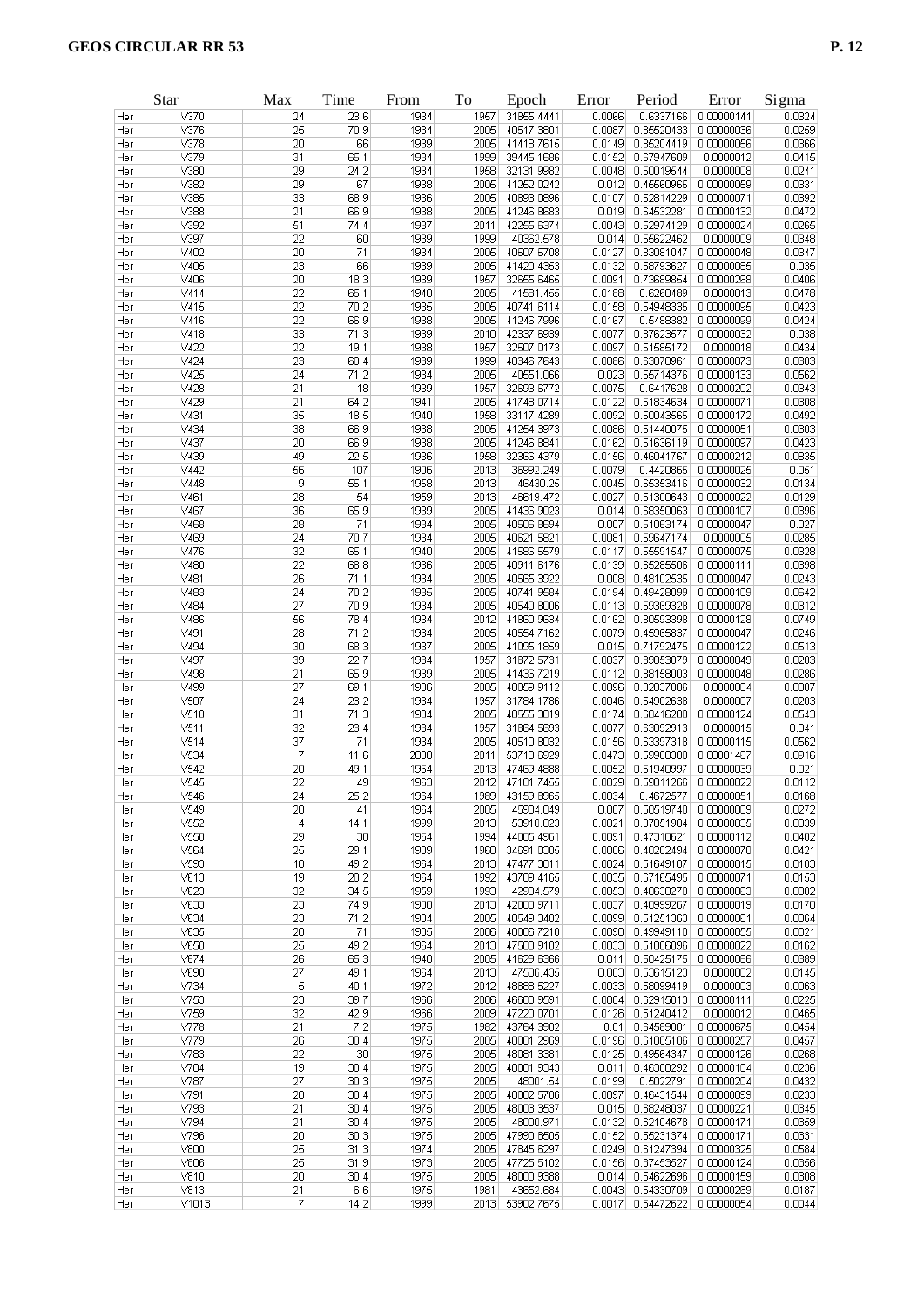| Star | | Max | Time | From | To | Epoch | Error | Period | Error | Sigma |
|---|---|---|---|---|---|---|---|---|---|---|
| Her | V370 | 24 | 23.6 | 1934 | 1957 | 31855.4441 | 0.0066 | 0.6337166 | 0.00000141 | 0.0324 |
| Her | V376 | 25 | 70.9 | 1934 | 2005 | 40517.3801 | 0.0087 | 0.35520433 | 0.00000036 | 0.0259 |
| Her | V378 | 20 | 66 | 1939 | 2005 | 41418.7615 | 0.0149 | 0.35204419 | 0.00000056 | 0.0366 |
| Her | V379 | 31 | 65.1 | 1934 | 1999 | 39445.1686 | 0.0152 | 0.67947609 | 0.0000012 | 0.0415 |
| Her | V380 | 29 | 24.2 | 1934 | 1958 | 32131.9982 | 0.0048 | 0.50019544 | 0.0000008 | 0.0241 |
| Her | V382 | 29 | 67 | 1938 | 2005 | 41252.0242 | 0.012 | 0.45560965 | 0.00000059 | 0.0331 |
| Her | V385 | 33 | 68.9 | 1936 | 2005 | 40893.0896 | 0.0107 | 0.52814229 | 0.00000071 | 0.0392 |
| Her | V388 | 21 | 66.9 | 1938 | 2005 | 41246.8683 | 0.019 | 0.64532281 | 0.00000132 | 0.0472 |
| Her | V392 | 51 | 74.4 | 1937 | 2011 | 42255.6374 | 0.0043 | 0.52974129 | 0.00000024 | 0.0265 |
| Her | V397 | 22 | 60 | 1939 | 1999 | 40362.578 | 0.014 | 0.55622462 | 0.0000009 | 0.0348 |
| Her | V402 | 20 | 71 | 1934 | 2005 | 40507.5708 | 0.0127 | 0.33081047 | 0.00000048 | 0.0347 |
| Her | V405 | 23 | 66 | 1939 | 2005 | 41420.4353 | 0.0132 | 0.56793627 | 0.00000085 | 0.035 |
| Her | V406 | 20 | 18.3 | 1939 | 1957 | 32655.5465 | 0.0091 | 0.73689854 | 0.00000268 | 0.0406 |
| Her | V414 | 22 | 65.1 | 1940 | 2005 | 41581.455 | 0.0188 | 0.6260469 | 0.0000013 | 0.0478 |
| Her | V415 | 22 | 70.2 | 1935 | 2005 | 40741.6114 | 0.0158 | 0.54948335 | 0.00000095 | 0.0423 |
| Her | V416 | 22 | 66.9 | 1938 | 2005 | 41246.7996 | 0.0167 | 0.5488382 | 0.00000099 | 0.0424 |
| Her | V418 | 33 | 71.3 | 1939 | 2010 | 42337.6939 | 0.0077 | 0.37623577 | 0.00000032 | 0.038 |
| Her | V422 | 22 | 19.1 | 1938 | 1957 | 32507.0173 | 0.0097 | 0.51585172 | 0.0000018 | 0.0434 |
| Her | V424 | 23 | 60.4 | 1939 | 1999 | 40346.7643 | 0.0086 | 0.63070961 | 0.00000073 | 0.0303 |
| Her | V425 | 24 | 71.2 | 1934 | 2005 | 40551.066 | 0.023 | 0.55714376 | 0.00000133 | 0.0562 |
| Her | V428 | 21 | 18 | 1939 | 1957 | 32693.6772 | 0.0075 | 0.6417628 | 0.00000202 | 0.0343 |
| Her | V429 | 21 | 64.2 | 1941 | 2005 | 41748.0714 | 0.0122 | 0.51834634 | 0.00000071 | 0.0308 |
| Her | V431 | 35 | 18.5 | 1940 | 1958 | 33117.4289 | 0.0092 | 0.50043565 | 0.00000172 | 0.0492 |
| Her | V434 | 38 | 66.9 | 1938 | 2005 | 41254.3973 | 0.0086 | 0.51440075 | 0.00000051 | 0.0303 |
| Her | V437 | 20 | 66.9 | 1938 | 2005 | 41246.8841 | 0.0162 | 0.51636119 | 0.00000097 | 0.0423 |
| Her | V439 | 49 | 22.5 | 1936 | 1958 | 32366.4379 | 0.0156 | 0.46041767 | 0.00000212 | 0.0835 |
| Her | V442 | 56 | 107 | 1906 | 2013 | 36992.249 | 0.0079 | 0.4420865 | 0.00000025 | 0.051 |
| Her | V448 | 9 | 55.1 | 1958 | 2013 | 46430.25 | 0.0045 | 0.65353416 | 0.00000032 | 0.0134 |
| Her | V461 | 28 | 54 | 1959 | 2013 | 46619.472 | 0.0027 | 0.51300643 | 0.00000022 | 0.0129 |
| Her | V467 | 36 | 65.9 | 1939 | 2005 | 41436.9023 | 0.014 | 0.66360063 | 0.00000107 | 0.0396 |
| Her | V468 | 28 | 71 | 1934 | 2005 | 40506.9694 | 0.007 | 0.51063174 | 0.00000047 | 0.027 |
| Her | V469 | 24 | 70.7 | 1934 | 2005 | 40621.5621 | 0.0081 | 0.59647174 | 0.0000005 | 0.0285 |
| Her | V476 | 32 | 65.1 | 1940 | 2005 | 41586.5579 | 0.0117 | 0.55591547 | 0.00000075 | 0.0328 |
| Her | V480 | 22 | 68.8 | 1936 | 2005 | 40911.6176 | 0.0139 | 0.65285506 | 0.00000111 | 0.0398 |
| Her | V481 | 26 | 71.1 | 1934 | 2005 | 40565.3922 | 0.008 | 0.48102535 | 0.00000047 | 0.0243 |
| Her | V483 | 24 | 70.2 | 1935 | 2005 | 40741.9584 | 0.0194 | 0.49428099 | 0.00000109 | 0.0642 |
| Her | V484 | 27 | 70.9 | 1934 | 2005 | 40540.8006 | 0.0113 | 0.59369328 | 0.00000078 | 0.0312 |
| Her | V486 | 56 | 78.4 | 1934 | 2012 | 41860.9634 | 0.0162 | 0.80593398 | 0.00000128 | 0.0749 |
| Her | V491 | 28 | 71.2 | 1934 | 2005 | 40554.7162 | 0.0079 | 0.45965837 | 0.00000047 | 0.0246 |
| Her | V494 | 30 | 68.3 | 1937 | 2005 | 41095.1659 | 0.015 | 0.71792475 | 0.00000122 | 0.0513 |
| Her | V497 | 39 | 22.7 | 1934 | 1957 | 31872.5731 | 0.0037 | 0.39053079 | 0.00000049 | 0.0203 |
| Her | V498 | 21 | 65.9 | 1939 | 2005 | 41436.7219 | 0.0112 | 0.36158003 | 0.00000048 | 0.0286 |
| Her | V499 | 27 | 69.1 | 1936 | 2005 | 40869.9112 | 0.0096 | 0.32037086 | 0.0000004 | 0.0307 |
| Her | V507 | 24 | 23.2 | 1934 | 1957 | 31764.1786 | 0.0046 | 0.54902638 | 0.0000007 | 0.0203 |
| Her | V510 | 31 | 71.3 | 1934 | 2005 | 40555.3819 | 0.0174 | 0.60416288 | 0.00000124 | 0.0543 |
| Her | V511 | 32 | 23.4 | 1934 | 1957 | 31864.5693 | 0.0077 | 0.63092913 | 0.0000015 | 0.041 |
| Her | V514 | 37 | 71 | 1934 | 2005 | 40510.8032 | 0.0156 | 0.63397318 | 0.00000115 | 0.0562 |
| Her | V534 | 7 | 11.6 | 2000 | 2011 | 53718.6929 | 0.0473 | 0.59980308 | 0.00001467 | 0.0916 |
| Her | V542 | 20 | 49.1 | 1964 | 2013 | 47469.4868 | 0.0052 | 0.61940997 | 0.00000039 | 0.021 |
| Her | V545 | 22 | 49 | 1963 | 2012 | 47101.7455 | 0.0029 | 0.59811266 | 0.00000022 | 0.0112 |
| Her | V546 | 24 | 25.2 | 1964 | 1989 | 43159.8965 | 0.0034 | 0.4672577 | 0.00000051 | 0.0168 |
| Her | V549 | 20 | 41 | 1964 | 2005 | 45984.649 | 0.007 | 0.56519748 | 0.00000089 | 0.0272 |
| Her | V552 | 4 | 14.1 | 1999 | 2013 | 53910.623 | 0.0021 | 0.37851984 | 0.00000035 | 0.0039 |
| Her | V558 | 29 | 30 | 1964 | 1994 | 44005.4961 | 0.0091 | 0.47310621 | 0.00000112 | 0.0482 |
| Her | V564 | 25 | 29.1 | 1939 | 1968 | 34691.0305 | 0.0086 | 0.40282494 | 0.00000078 | 0.0421 |
| Her | V593 | 18 | 49.2 | 1964 | 2013 | 47477.3011 | 0.0024 | 0.51649187 | 0.00000015 | 0.0103 |
| Her | V613 | 19 | 28.2 | 1964 | 1992 | 43709.4165 | 0.0035 | 0.67165495 | 0.00000071 | 0.0153 |
| Her | V623 | 32 | 34.5 | 1959 | 1993 | 42934.579 | 0.0053 | 0.48630278 | 0.00000063 | 0.0302 |
| Her | V633 | 23 | 74.9 | 1938 | 2013 | 42800.9711 | 0.0037 | 0.48999267 | 0.00000019 | 0.0178 |
| Her | V634 | 23 | 71.2 | 1934 | 2005 | 40549.3482 | 0.0099 | 0.51251363 | 0.00000061 | 0.0364 |
| Her | V635 | 20 | 71 | 1935 | 2006 | 40886.7218 | 0.0098 | 0.49949118 | 0.00000055 | 0.0321 |
| Her | V650 | 25 | 49.2 | 1964 | 2013 | 47500.9102 | 0.0033 | 0.51886896 | 0.00000022 | 0.0162 |
| Her | V674 | 26 | 65.3 | 1940 | 2005 | 41529.6366 | 0.011 | 0.50425175 | 0.00000066 | 0.0389 |
| Her | V698 | 27 | 49.1 | 1964 | 2013 | 47506.435 | 0.003 | 0.53615123 | 0.0000002 | 0.0145 |
| Her | V734 | 5 | 40.1 | 1972 | 2012 | 48888.5227 | 0.0033 | 0.58099419 | 0.0000003 | 0.0063 |
| Her | V753 | 23 | 39.7 | 1966 | 2006 | 46600.9591 | 0.0084 | 0.62915813 | 0.00000111 | 0.0225 |
| Her | V759 | 32 | 42.9 | 1966 | 2009 | 47220.0701 | 0.0126 | 0.51240412 | 0.0000012 | 0.0465 |
| Her | V778 | 21 | 7.2 | 1975 | 1982 | 43764.3902 | 0.01 | 0.64589001 | 0.00000675 | 0.0454 |
| Her | V779 | 26 | 30.4 | 1975 | 2005 | 48001.2969 | 0.0196 | 0.61885186 | 0.00000257 | 0.0457 |
| Her | V783 | 22 | 30 | 1975 | 2005 | 48081.3381 | 0.0125 | 0.49564347 | 0.00000126 | 0.0268 |
| Her | V784 | 19 | 30.4 | 1975 | 2005 | 48001.9343 | 0.011 | 0.46388292 | 0.00000104 | 0.0236 |
| Her | V787 | 27 | 30.3 | 1975 | 2005 | 48001.54 | 0.0199 | 0.5022791 | 0.00000204 | 0.0432 |
| Her | V791 | 28 | 30.4 | 1975 | 2005 | 48002.5786 | 0.0097 | 0.46431544 | 0.00000099 | 0.0233 |
| Her | V793 | 21 | 30.4 | 1975 | 2005 | 48003.3537 | 0.015 | 0.68248037 | 0.00000221 | 0.0345 |
| Her | V794 | 21 | 30.4 | 1975 | 2005 | 48000.971 | 0.0132 | 0.62104678 | 0.00000171 | 0.0359 |
| Her | V796 | 20 | 30.3 | 1975 | 2005 | 47990.8505 | 0.0152 | 0.55231374 | 0.00000171 | 0.0331 |
| Her | V800 | 25 | 31.3 | 1974 | 2005 | 47845.6297 | 0.0249 | 0.61247394 | 0.00000325 | 0.0584 |
| Her | V806 | 25 | 31.9 | 1973 | 2005 | 47725.5102 | 0.0156 | 0.37453527 | 0.00000124 | 0.0356 |
| Her | V810 | 20 | 30.4 | 1975 | 2005 | 48000.9388 | 0.014 | 0.54622696 | 0.00000159 | 0.0308 |
| Her | V813 | 21 | 6.6 | 1975 | 1981 | 43652.684 | 0.0043 | 0.54330709 | 0.00000269 | 0.0187 |
| Her | V1013 | 7 | 14.2 | 1999 | 2013 | 53902.7675 | 0.0017 | 0.64472622 | 0.00000054 | 0.0044 |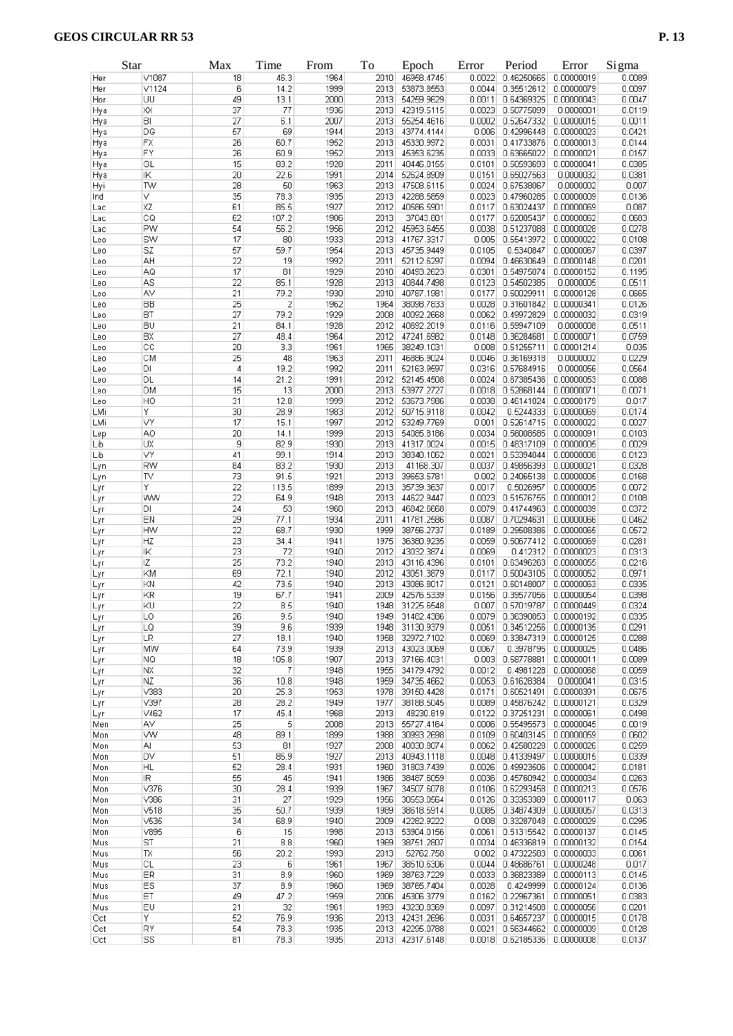| Star | | Max | Time | From | To | Epoch | Error | Period | Error | Sigma |
|---|---|---|---|---|---|---|---|---|---|---|
| Her | V1087 | 18 | 46.3 | 1964 | 2010 | 46958.4745 | 0.0022 | 0.46250665 | 0.00000019 | 0.0089 |
| Her | V1124 | 6 | 14.2 | 1999 | 2013 | 53873.8553 | 0.0044 | 0.35512612 | 0.00000079 | 0.0097 |
| Hor | UU | 49 | 13.1 | 2000 | 2013 | 54259.9629 | 0.0011 | 0.64369325 | 0.00000043 | 0.0047 |
| Hya | XX | 37 | 77 | 1936 | 2013 | 42319.5115 | 0.0023 | 0.50775099 | 0.0000001 | 0.0119 |
| Hya | BI | 27 | 6.1 | 2007 | 2013 | 55254.4616 | 0.0002 | 0.52647332 | 0.00000015 | 0.0011 |
| Hya | DG | 57 | 69 | 1944 | 2013 | 43774.4144 | 0.006 | 0.42996448 | 0.00000023 | 0.0421 |
| Hya | FX | 26 | 60.7 | 1952 | 2013 | 45330.9972 | 0.0031 | 0.41733876 | 0.00000013 | 0.0144 |
| Hya | FY | 26 | 60.9 | 1952 | 2013 | 45353.6235 | 0.0033 | 0.63665022 | 0.00000021 | 0.0157 |
| Hya | GL | 15 | 83.2 | 1928 | 2011 | 40446.0155 | 0.0101 | 0.50593693 | 0.00000041 | 0.0385 |
| Hya | IK | 20 | 22.6 | 1991 | 2014 | 52624.8909 | 0.0151 | 0.65027563 | 0.0000032 | 0.0381 |
| Hyi | TW | 28 | 50 | 1963 | 2013 | 47508.6115 | 0.0024 | 0.67538067 | 0.0000002 | 0.007 |
| Ind | V | 35 | 78.3 | 1935 | 2013 | 42288.5659 | 0.0023 | 0.47960285 | 0.00000009 | 0.0136 |
| Lac | XZ | 61 | 85.5 | 1927 | 2012 | 40586.5901 | 0.0117 | 0.63024437 | 0.00000069 | 0.087 |
| Lac | CQ | 62 | 107.2 | 1906 | 2013 | 37043.601 | 0.0177 | 0.62005437 | 0.00000062 | 0.0683 |
| Lac | PW | 54 | 56.2 | 1956 | 2012 | 45953.6455 | 0.0038 | 0.51237088 | 0.00000028 | 0.0278 |
| Leo | SW | 17 | 80 | 1933 | 2013 | 41767.3317 | 0.005 | 0.55413972 | 0.00000022 | 0.0108 |
| Leo | SZ | 57 | 59.7 | 1954 | 2013 | 45735.9449 | 0.0105 | 0.5340847 | 0.00000067 | 0.0397 |
| Leo | AH | 22 | 19 | 1992 | 2011 | 52112.6297 | 0.0094 | 0.46630649 | 0.00000148 | 0.0201 |
| Leo | AQ | 17 | 81 | 1929 | 2010 | 40493.2623 | 0.0301 | 0.54975074 | 0.00000152 | 0.1195 |
| Leo | AS | 22 | 85.1 | 1928 | 2013 | 40844.7498 | 0.0123 | 0.54502385 | 0.0000005 | 0.0511 |
| Leo | AV | 21 | 79.2 | 1930 | 2010 | 40767.1981 | 0.0177 | 0.50029911 | 0.00000128 | 0.0665 |
| Leo | BB | 25 | 2 | 1962 | 1964 | 38098.7633 | 0.0028 | 0.31601842 | 0.00000341 | 0.0126 |
| Leo | BT | 27 | 79.2 | 1929 | 2008 | 40092.2668 | 0.0062 | 0.49972829 | 0.00000032 | 0.0319 |
| Leo | BU | 21 | 84.1 | 1928 | 2012 | 40692.2019 | 0.0116 | 0.59947109 | 0.0000006 | 0.0511 |
| Leo | BX | 27 | 48.4 | 1964 | 2012 | 47241.6982 | 0.0148 | 0.36284681 | 0.00000071 | 0.0759 |
| Leo | CC | 20 | 3.3 | 1961 | 1965 | 38249.1031 | 0.008 | 0.51255711 | 0.00001214 | 0.035 |
| Leo | CM | 25 | 48 | 1963 | 2011 | 46866.9024 | 0.0046 | 0.36169318 | 0.0000002 | 0.0229 |
| Leo | DI | 4 | 19.2 | 1992 | 2011 | 52163.9597 | 0.0316 | 0.57684916 | 0.0000056 | 0.0564 |
| Leo | DL | 14 | 21.2 | 1991 | 2012 | 52145.4508 | 0.0024 | 0.67385436 | 0.00000053 | 0.0088 |
| Leo | DM | 15 | 13 | 2000 | 2013 | 53977.2727 | 0.0018 | 0.52668144 | 0.00000071 | 0.0071 |
| Leo | HO | 31 | 12.8 | 1999 | 2012 | 53673.7986 | 0.0038 | 0.46141024 | 0.00000179 | 0.017 |
| LMi | Y | 30 | 28.9 | 1983 | 2012 | 50715.9118 | 0.0042 | 0.5244333 | 0.00000069 | 0.0174 |
| LMi | VY | 17 | 15.1 | 1997 | 2012 | 53249.7769 | 0.001 | 0.52614715 | 0.00000022 | 0.0027 |
| Lep | AO | 20 | 14.1 | 1999 | 2013 | 54065.8186 | 0.0034 | 0.56008585 | 0.00000091 | 0.0103 |
| Lib | UX | 9 | 82.9 | 1930 | 2013 | 41317.0024 | 0.0015 | 0.48317109 | 0.00000005 | 0.0029 |
| Lib | VY | 41 | 99.1 | 1914 | 2013 | 38340.1062 | 0.0021 | 0.53394044 | 0.00000008 | 0.0123 |
| Lyn | RW | 84 | 83.2 | 1930 | 2013 | 41168.307 | 0.0037 | 0.49856393 | 0.00000021 | 0.0328 |
| Lyn | TV | 73 | 91.5 | 1921 | 2013 | 39653.5781 | 0.002 | 0.24065138 | 0.00000005 | 0.0168 |
| Lyr | Y | 22 | 113.5 | 1899 | 2013 | 35739.3637 | 0.0017 | 0.5026957 | 0.00000005 | 0.0072 |
| Lyr | WW | 22 | 64.9 | 1948 | 2013 | 44622.9447 | 0.0023 | 0.51576755 | 0.0000012 | 0.0108 |
| Lyr | DI | 24 | 53 | 1960 | 2013 | 46842.6668 | 0.0079 | 0.41744963 | 0.00000039 | 0.0372 |
| Lyr | EN | 29 | 77.1 | 1934 | 2011 | 41781.2586 | 0.0087 | 0.70294631 | 0.00000066 | 0.0462 |
| Lyr | HW | 22 | 68.7 | 1930 | 1999 | 38766.2737 | 0.0189 | 0.29508386 | 0.00000065 | 0.0572 |
| Lyr | HZ | 23 | 34.4 | 1941 | 1975 | 36360.9235 | 0.0059 | 0.50677412 | 0.00000069 | 0.0281 |
| Lyr | IK | 23 | 72 | 1940 | 2012 | 43032.3874 | 0.0069 | 0.412312 | 0.00000023 | 0.0313 |
| Lyr | IZ | 25 | 73.2 | 1940 | 2013 | 43116.4396 | 0.0101 | 0.63496263 | 0.00000055 | 0.0216 |
| Lyr | KM | 69 | 72.1 | 1940 | 2012 | 43051.3879 | 0.0117 | 0.50043105 | 0.00000052 | 0.0971 |
| Lyr | KN | 42 | 73.5 | 1940 | 2013 | 43086.8017 | 0.0121 | 0.60148007 | 0.00000063 | 0.0335 |
| Lyr | KR | 19 | 67.7 | 1941 | 2009 | 42576.5339 | 0.0156 | 0.39577056 | 0.00000054 | 0.0398 |
| Lyr | KU | 22 | 8.5 | 1940 | 1948 | 31225.6548 | 0.007 | 0.57019787 | 0.00000449 | 0.0324 |
| Lyr | LO | 26 | 9.5 | 1940 | 1949 | 31462.4366 | 0.0079 | 0.36390853 | 0.00000192 | 0.0335 |
| Lyr | LQ | 39 | 9.6 | 1939 | 1948 | 31130.9379 | 0.0051 | 0.34512256 | 0.00000135 | 0.0291 |
| Lyr | LR | 27 | 18.1 | 1940 | 1958 | 32972.7102 | 0.0069 | 0.33847319 | 0.00000125 | 0.0288 |
| Lyr | MW | 64 | 73.9 | 1939 | 2013 | 43023.0069 | 0.0067 | 0.3978795 | 0.00000025 | 0.0486 |
| Lyr | NQ | 18 | 105.8 | 1907 | 2013 | 37166.4031 | 0.003 | 0.58778881 | 0.00000011 | 0.0089 |
| Lyr | NX | 32 | 7 | 1948 | 1955 | 34179.4792 | 0.0012 | 0.4981228 | 0.00000068 | 0.0059 |
| Lyr | NZ | 36 | 10.8 | 1948 | 1959 | 34735.4662 | 0.0053 | 0.61628384 | 0.0000041 | 0.0315 |
| Lyr | V383 | 20 | 25.3 | 1953 | 1978 | 39160.4428 | 0.0171 | 0.60521491 | 0.00000391 | 0.0675 |
| Lyr | V397 | 28 | 28.2 | 1949 | 1977 | 38188.5045 | 0.0089 | 0.45876242 | 0.00000121 | 0.0329 |
| Lyr | V462 | 17 | 45.4 | 1968 | 2013 | 48230.819 | 0.0122 | 0.37251231 | 0.00000061 | 0.0498 |
| Men | AV | 25 | 5 | 2008 | 2013 | 55727.4164 | 0.0006 | 0.55495573 | 0.00000045 | 0.0019 |
| Mon | VW | 48 | 89.1 | 1899 | 1988 | 30993.2698 | 0.0109 | 0.60403145 | 0.00000059 | 0.0602 |
| Mon | AI | 53 | 81 | 1927 | 2008 | 40030.8074 | 0.0062 | 0.42580228 | 0.00000026 | 0.0259 |
| Mon | DV | 51 | 85.9 | 1927 | 2013 | 40943.1118 | 0.0048 | 0.41339497 | 0.00000015 | 0.0339 |
| Mon | HL | 52 | 28.4 | 1931 | 1960 | 31803.7439 | 0.0026 | 0.49923606 | 0.00000042 | 0.0181 |
| Mon | IR | 55 | 45 | 1941 | 1986 | 38467.6059 | 0.0036 | 0.45760942 | 0.00000034 | 0.0263 |
| Mon | V376 | 30 | 28.4 | 1939 | 1967 | 34507.6078 | 0.0106 | 0.62293458 | 0.00000213 | 0.0576 |
| Mon | V386 | 31 | 27 | 1929 | 1956 | 30553.0564 | 0.0126 | 0.33353389 | 0.00000117 | 0.063 |
| Mon | V518 | 35 | 50.7 | 1939 | 1989 | 38618.5914 | 0.0085 | 0.34874309 | 0.00000057 | 0.0313 |
| Mon | V535 | 34 | 68.9 | 1940 | 2009 | 42262.9222 | 0.008 | 0.33287048 | 0.00000029 | 0.0295 |
| Mon | V895 | 6 | 15 | 1998 | 2013 | 53904.0156 | 0.0061 | 0.51315542 | 0.00000137 | 0.0145 |
| Mus | ST | 21 | 8.8 | 1960 | 1969 | 38751.2807 | 0.0034 | 0.46336819 | 0.00000132 | 0.0154 |
| Mus | TX | 56 | 20.2 | 1993 | 2013 | 52762.758 | 0.002 | 0.47322503 | 0.00000033 | 0.0061 |
| Mus | CL | 23 | 6 | 1961 | 1967 | 38510.6306 | 0.0044 | 0.48686761 | 0.00000248 | 0.017 |
| Mus | ER | 31 | 8.9 | 1960 | 1969 | 38763.7229 | 0.0033 | 0.36823389 | 0.00000113 | 0.0145 |
| Mus | ES | 37 | 8.9 | 1960 | 1969 | 38765.7404 | 0.0028 | 0.4249999 | 0.00000124 | 0.0136 |
| Mus | ET | 49 | 47.2 | 1959 | 2006 | 45306.3779 | 0.0162 | 0.22967361 | 0.00000051 | 0.0383 |
| Mus | EU | 21 | 32 | 1961 | 1993 | 43230.8369 | 0.0097 | 0.31214508 | 0.00000056 | 0.0201 |
| Oct | Y | 52 | 76.9 | 1936 | 2013 | 42431.2696 | 0.0031 | 0.64657237 | 0.00000015 | 0.0178 |
| Oct | RY | 54 | 78.3 | 1935 | 2013 | 42295.0788 | 0.0021 | 0.56344662 | 0.00000009 | 0.0128 |
| Oct | SS | 61 | 78.3 | 1935 | 2013 | 42317.6148 | 0.0018 | 0.62185336 | 0.00000008 | 0.0137 |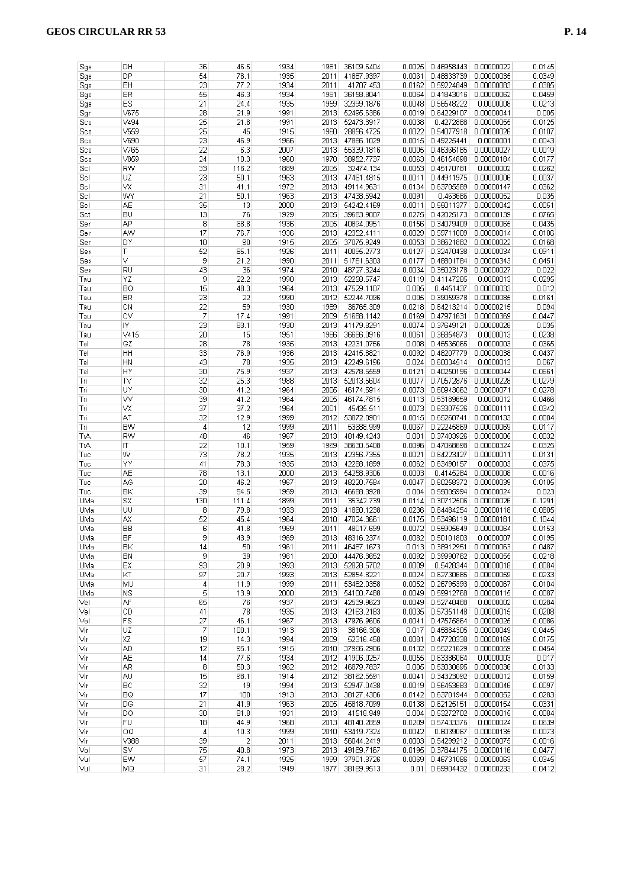| | | | | | | | | | | |
|---|---|---|---|---|---|---|---|---|---|---|
| Sge | DH | 36 | 46.5 | 1934 | 1981 | 36109.6404 | 0.0025 | 0.46958443 | 0.00000022 | 0.0145 |
| Sge | DP | 54 | 76.1 | 1935 | 2011 | 41867.9397 | 0.0061 | 0.46833739 | 0.00000035 | 0.0349 |
| Sge | EH | 23 | 77.2 | 1934 | 2011 | 41707.453 | 0.0162 | 0.59224849 | 0.00000083 | 0.0385 |
| Sge | ER | 55 | 46.3 | 1934 | 1981 | 36158.8041 | 0.0064 | 0.41843016 | 0.00000052 | 0.0459 |
| Sge | ES | 21 | 24.4 | 1935 | 1959 | 32399.1676 | 0.0048 | 0.56548222 | 0.0000008 | 0.0213 |
| Sgr | V675 | 28 | 21.9 | 1991 | 2013 | 52495.6386 | 0.0019 | 0.64229107 | 0.00000041 | 0.005 |
| Sco | V494 | 25 | 21.8 | 1991 | 2013 | 52473.3917 | 0.0038 | 0.4272888 | 0.00000055 | 0.0125 |
| Sco | V559 | 25 | 45 | 1915 | 1960 | 28856.4725 | 0.0022 | 0.54077918 | 0.00000026 | 0.0107 |
| Sco | V690 | 23 | 46.9 | 1966 | 2013 | 47866.1029 | 0.0015 | 0.49225441 | 0.0000001 | 0.0043 |
| Sco | V765 | 22 | 6.3 | 2007 | 2013 | 55339.1816 | 0.0005 | 0.46366185 | 0.00000027 | 0.0019 |
| Sco | V859 | 24 | 10.3 | 1960 | 1970 | 38952.7737 | 0.0063 | 0.46164898 | 0.00000184 | 0.0177 |
| Scl | RW | 33 | 116.2 | 1889 | 2005 | 32474.134 | 0.0053 | 0.45170781 | 0.0000002 | 0.0262 |
| Scl | UZ | 23 | 50.1 | 1963 | 2013 | 47461.4815 | 0.0011 | 0.44911975 | 0.00000006 | 0.0037 |
| Scl | VX | 31 | 41.1 | 1972 | 2013 | 49114.9631 | 0.0134 | 0.63705589 | 0.00000147 | 0.0362 |
| Scl | WY | 21 | 50.1 | 1963 | 2013 | 47438.5942 | 0.0091 | 0.463686 | 0.00000052 | 0.035 |
| Scl | AE | 35 | 13 | 2000 | 2013 | 54242.4169 | 0.0011 | 0.55011377 | 0.00000042 | 0.0051 |
| Sct | BU | 13 | 76 | 1929 | 2005 | 39663.9007 | 0.0275 | 0.42025173 | 0.00000139 | 0.0765 |
| Ser | AP | 8 | 68.8 | 1936 | 2005 | 40894.0951 | 0.0156 | 0.34079409 | 0.00000065 | 0.0435 |
| Ser | AW | 17 | 76.7 | 1936 | 2013 | 42352.4111 | 0.0029 | 0.59711009 | 0.00000014 | 0.0106 |
| Ser | DY | 10 | 90 | 1915 | 2005 | 37075.9249 | 0.0053 | 0.38621882 | 0.00000022 | 0.0168 |
| Sex | T | 52 | 85.1 | 1926 | 2011 | 40095.2773 | 0.0127 | 0.32470438 | 0.00000034 | 0.0911 |
| Sex | V | 9 | 21.2 | 1990 | 2011 | 51761.6303 | 0.0177 | 0.48801784 | 0.00000343 | 0.0451 |
| Sex | RU | 43 | 36 | 1974 | 2010 | 48727.3244 | 0.0034 | 0.35023178 | 0.00000027 | 0.022 |
| Tau | YZ | 9 | 22.2 | 1990 | 2013 | 52258.5747 | 0.0119 | 0.41147285 | 0.0000013 | 0.0295 |
| Tau | BO | 15 | 48.3 | 1964 | 2013 | 47529.1107 | 0.005 | 0.4451437 | 0.00000033 | 0.012 |
| Tau | BR | 23 | 22 | 1990 | 2012 | 52244.7096 | 0.005 | 0.39059378 | 0.00000085 | 0.0161 |
| Tau | CN | 22 | 59 | 1930 | 1989 | 36765.309 | 0.0218 | 0.64213214 | 0.00000215 | 0.094 |
| Tau | CV | 7 | 17.4 | 1991 | 2009 | 51688.1142 | 0.0169 | 0.47971631 | 0.00000369 | 0.0447 |
| Tau | IY | 23 | 83.1 | 1930 | 2013 | 41179.8291 | 0.0074 | 0.37649121 | 0.00000028 | 0.035 |
| Tau | V415 | 20 | 15 | 1951 | 1966 | 36686.0916 | 0.0061 | 0.36854873 | 0.0000013 | 0.0238 |
| Tel | GZ | 28 | 78 | 1935 | 2013 | 42231.0756 | 0.008 | 0.45535065 | 0.0000003 | 0.0365 |
| Tel | HH | 33 | 76.9 | 1936 | 2013 | 42415.8621 | 0.0092 | 0.46207779 | 0.00000038 | 0.0437 |
| Tel | HN | 43 | 78 | 1935 | 2013 | 42249.6196 | 0.024 | 0.60034514 | 0.0000013 | 0.067 |
| Tel | HY | 30 | 75.9 | 1937 | 2013 | 42578.5559 | 0.0121 | 0.40250196 | 0.00000044 | 0.0661 |
| Tri | TV | 32 | 25.3 | 1988 | 2013 | 52013.5604 | 0.0077 | 0.70572876 | 0.00000228 | 0.0279 |
| Tri | UY | 30 | 41.2 | 1964 | 2005 | 46174.5914 | 0.0073 | 0.50943062 | 0.00000071 | 0.0278 |
| Tri | VY | 39 | 41.2 | 1964 | 2005 | 46174.7615 | 0.0113 | 0.53189659 | 0.0000012 | 0.0466 |
| Tri | VX | 37 | 37.2 | 1964 | 2001 | 45435.511 | 0.0073 | 0.63307526 | 0.00000111 | 0.0342 |
| Tri | AT | 32 | 12.9 | 1999 | 2012 | 53872.0901 | 0.0015 | 0.65260741 | 0.00000133 | 0.0084 |
| Tri | BW | 4 | 12 | 1999 | 2011 | 53688.999 | 0.0067 | 0.22245869 | 0.00000069 | 0.0117 |
| TrA | RW | 48 | 46 | 1967 | 2013 | 48149.4243 | 0.001 | 0.37403926 | 0.00000005 | 0.0032 |
| TrA | IT | 22 | 10.1 | 1959 | 1969 | 38630.5408 | 0.0096 | 0.47068698 | 0.00000324 | 0.0325 |
| Tuc | W | 73 | 78.2 | 1935 | 2013 | 42356.7355 | 0.0021 | 0.64223427 | 0.00000011 | 0.0131 |
| Tuc | YY | 41 | 78.3 | 1935 | 2013 | 42268.1699 | 0.0062 | 0.63490157 | 0.0000003 | 0.0375 |
| Tuc | AE | 78 | 13.1 | 2000 | 2013 | 54258.9306 | 0.0003 | 0.4145284 | 0.00000008 | 0.0016 |
| Tuc | AG | 20 | 46.2 | 1967 | 2013 | 48220.7584 | 0.0047 | 0.60258372 | 0.00000039 | 0.0105 |
| Tuc | BK | 39 | 54.5 | 1959 | 2013 | 46668.3928 | 0.004 | 0.55005994 | 0.00000024 | 0.023 |
| UMa | SX | 130 | 111.4 | 1899 | 2011 | 35342.739 | 0.0114 | 0.30712506 | 0.00000026 | 0.1291 |
| UMa | UU | 8 | 79.8 | 1933 | 2013 | 41860.1238 | 0.0236 | 0.64484254 | 0.00000116 | 0.0605 |
| UMa | AX | 52 | 45.4 | 1964 | 2010 | 47024.3661 | 0.0175 | 0.53496119 | 0.00000181 | 0.1044 |
| UMa | BB | 6 | 41.8 | 1969 | 2011 | 48017.699 | 0.0072 | 0.55905649 | 0.00000064 | 0.0153 |
| UMa | BF | 9 | 43.9 | 1969 | 2013 | 48316.2374 | 0.0082 | 0.50101803 | 0.0000007 | 0.0195 |
| UMa | BK | 14 | 50 | 1961 | 2011 | 46467.1673 | 0.013 | 0.38912951 | 0.00000063 | 0.0487 |
| UMa | BN | 9 | 39 | 1961 | 2000 | 44476.3652 | 0.0092 | 0.39990762 | 0.00000055 | 0.0218 |
| UMa | EX | 93 | 20.9 | 1993 | 2013 | 52828.5702 | 0.0009 | 0.5428344 | 0.00000018 | 0.0084 |
| UMa | KT | 97 | 20.7 | 1993 | 2013 | 52854.8221 | 0.0024 | 0.62730685 | 0.00000059 | 0.0233 |
| UMa | MU | 4 | 11.9 | 1999 | 2011 | 53462.0358 | 0.0052 | 0.26795393 | 0.00000067 | 0.0104 |
| UMa | NS | 5 | 13.9 | 2000 | 2013 | 54100.7488 | 0.0049 | 0.59912768 | 0.00000115 | 0.0087 |
| Vel | AF | 65 | 76 | 1937 | 2013 | 42539.9623 | 0.0049 | 0.52740488 | 0.0000002 | 0.0284 |
| Vel | CD | 41 | 78 | 1935 | 2013 | 42163.2183 | 0.0035 | 0.57351148 | 0.00000015 | 0.0208 |
| Vel | FS | 27 | 46.1 | 1967 | 2013 | 47976.9606 | 0.0041 | 0.47575864 | 0.00000025 | 0.0086 |
| Vir | UZ | 7 | 100.1 | 1913 | 2013 | 38166.306 | 0.017 | 0.45884305 | 0.00000049 | 0.0445 |
| Vir | XZ | 19 | 14.3 | 1994 | 2009 | 52316.458 | 0.0081 | 0.47720338 | 0.00000169 | 0.0175 |
| Vir | AD | 12 | 95.1 | 1915 | 2010 | 37966.2906 | 0.0132 | 0.55221629 | 0.00000059 | 0.0454 |
| Vir | AE | 14 | 77.6 | 1934 | 2012 | 41906.0257 | 0.0055 | 0.63386064 | 0.0000003 | 0.017 |
| Vir | AR | 8 | 50.3 | 1962 | 2012 | 46879.7637 | 0.005 | 0.53030695 | 0.00000036 | 0.0133 |
| Vir | AU | 15 | 98.1 | 1914 | 2012 | 38162.5591 | 0.0041 | 0.34323092 | 0.0000012 | 0.0159 |
| Vir | BC | 32 | 19 | 1994 | 2013 | 52947.0438 | 0.0019 | 0.56453683 | 0.00000046 | 0.0097 |
| Vir | BQ | 17 | 100 | 1913 | 2013 | 38127.4306 | 0.0142 | 0.63701944 | 0.00000052 | 0.0283 |
| Vir | DG | 21 | 41.9 | 1963 | 2005 | 45818.7099 | 0.0138 | 0.62125151 | 0.00000154 | 0.0331 |
| Vir | DO | 30 | 81.8 | 1931 | 2013 | 41518.949 | 0.004 | 0.53272702 | 0.00000015 | 0.0084 |
| Vir | FU | 18 | 44.9 | 1968 | 2013 | 48140.2859 | 0.0209 | 0.57433376 | 0.0000024 | 0.0639 |
| Vir | OQ | 4 | 10.3 | 1999 | 2010 | 53419.7324 | 0.0042 | 0.6039067 | 0.00000135 | 0.0073 |
| Vir | V388 | 39 | 2 | 2011 | 2013 | 56044.2419 | 0.0003 | 0.54299212 | 0.00000075 | 0.0016 |
| Vol | SV | 75 | 40.8 | 1973 | 2013 | 49189.7167 | 0.0195 | 0.37844175 | 0.00000116 | 0.0477 |
| Vul | EW | 57 | 74.1 | 1925 | 1999 | 37901.3726 | 0.0069 | 0.46731086 | 0.00000063 | 0.0345 |
| Vul | MQ | 31 | 28.2 | 1949 | 1977 | 38189.9513 | 0.01 | 0.69904432 | 0.00000233 | 0.0412 |